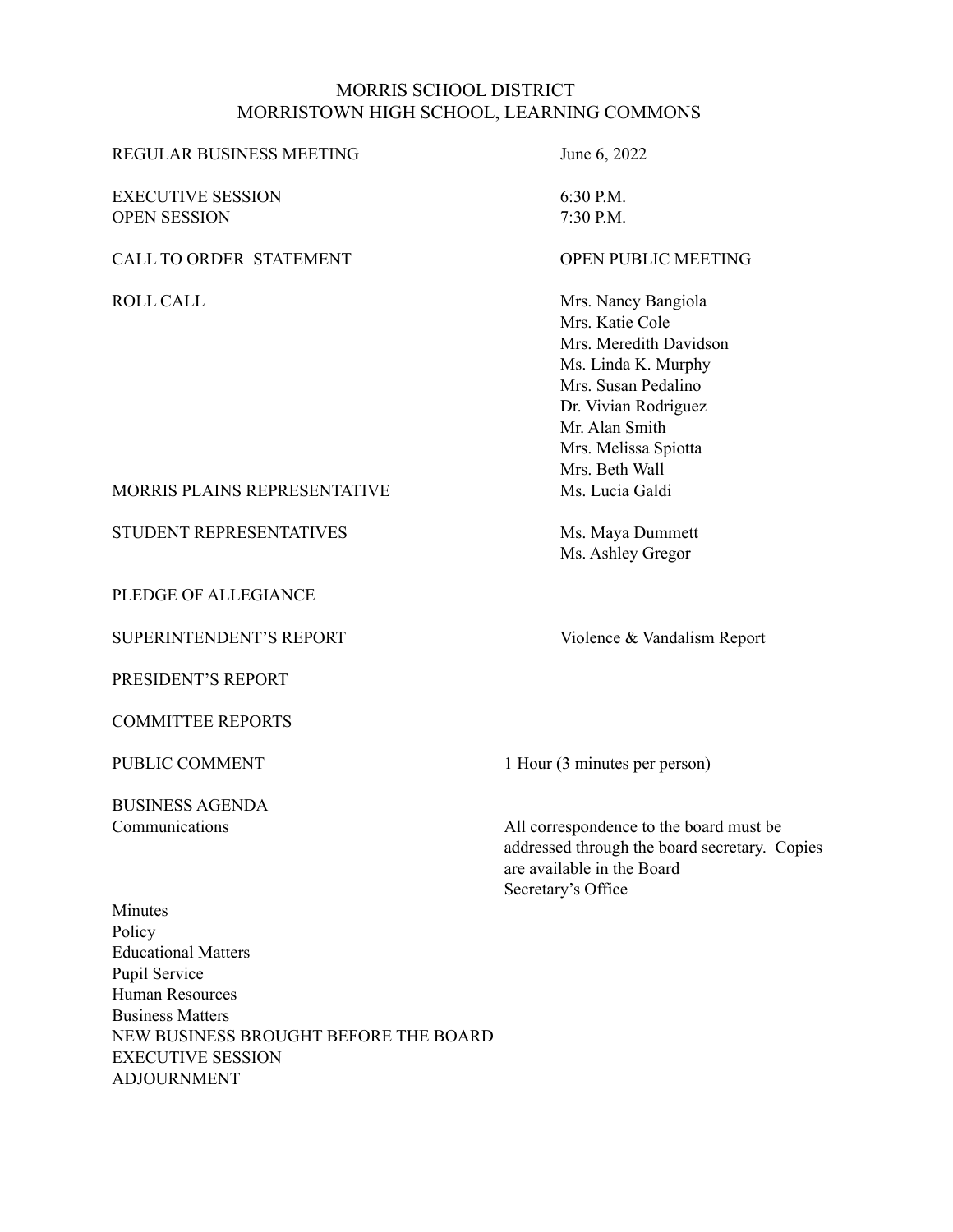# MORRIS SCHOOL DISTRICT
## MORRISTOWN HIGH SCHOOL, LEARNING COMMONS

| | |
|---|---|
| REGULAR BUSINESS MEETING | June 6, 2022 |
| EXECUTIVE SESSION | 6:30 P.M. |
| OPEN SESSION | 7:30 P.M. |
| CALL TO ORDER STATEMENT | OPEN PUBLIC MEETING |
| ROLL CALL | Mrs. Nancy Bangiola<br>Mrs. Katie Cole<br>Mrs. Meredith Davidson<br>Ms. Linda K. Murphy<br>Mrs. Susan Pedalino<br>Dr. Vivian Rodriguez<br>Mr. Alan Smith<br>Mrs. Melissa Spiotta<br>Mrs. Beth Wall |
| MORRIS PLAINS REPRESENTATIVE | Ms. Lucia Galdi |
| STUDENT REPRESENTATIVES | Ms. Maya Dummett<br>Ms. Ashley Gregor |
| PLEDGE OF ALLEGIANCE | |
| SUPERINTENDENT'S REPORT | Violence & Vandalism Report |
| PRESIDENT'S REPORT | |
| COMMITTEE REPORTS | |
| PUBLIC COMMENT | 1 Hour (3 minutes per person) |

BUSINESS AGENDA

| | |
|---|---|
| Communications | All correspondence to the board must be addressed through the board secretary. Copies are available in the Board Secretary's Office |

Minutes
Policy
Educational Matters
Pupil Service
Human Resources
Business Matters
NEW BUSINESS BROUGHT BEFORE THE BOARD
EXECUTIVE SESSION
ADJOURNMENT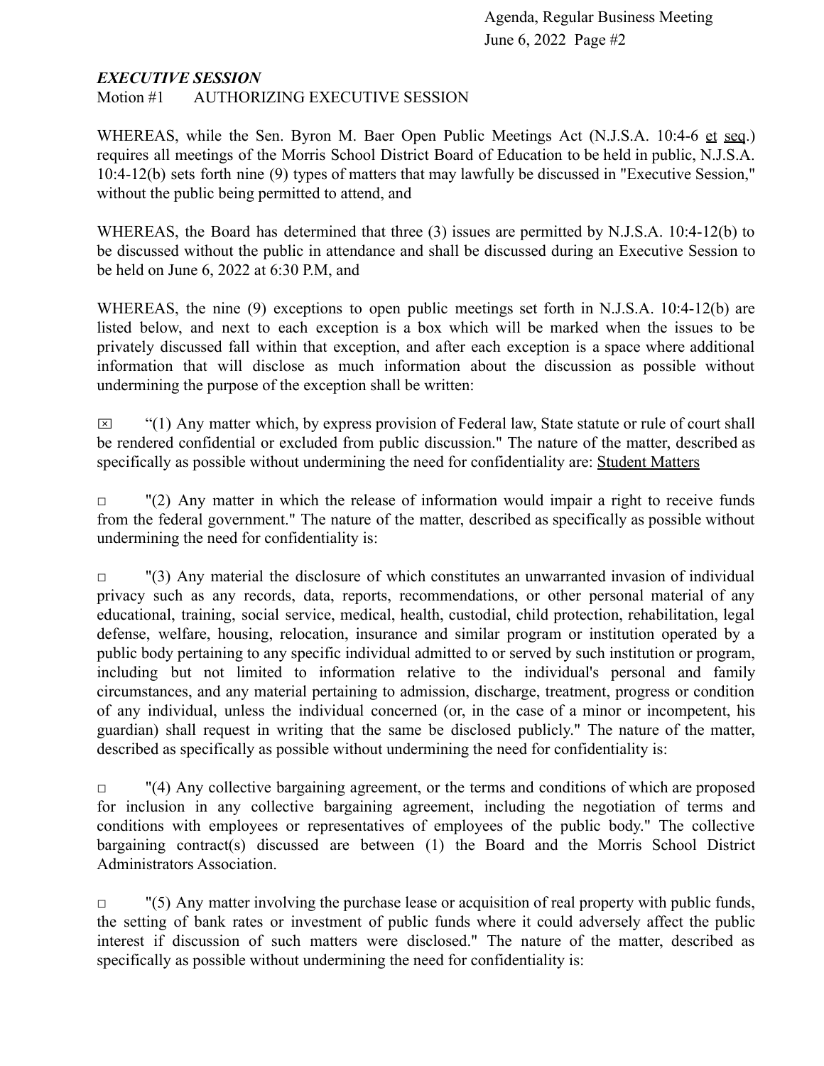### *EXECUTIVE SESSION*

Motion #1 AUTHORIZING EXECUTIVE SESSION

WHEREAS, while the Sen. Byron M. Baer Open Public Meetings Act (N.J.S.A. 10:4-6 et seq.) requires all meetings of the Morris School District Board of Education to be held in public, N.J.S.A. 10:4-12(b) sets forth nine (9) types of matters that may lawfully be discussed in "Executive Session," without the public being permitted to attend, and

WHEREAS, the Board has determined that three (3) issues are permitted by N.J.S.A. 10:4-12(b) to be discussed without the public in attendance and shall be discussed during an Executive Session to be held on June 6, 2022 at 6:30 P.M, and

WHEREAS, the nine (9) exceptions to open public meetings set forth in N.J.S.A. 10:4-12(b) are listed below, and next to each exception is a box which will be marked when the issues to be privately discussed fall within that exception, and after each exception is a space where additional information that will disclose as much information about the discussion as possible without undermining the purpose of the exception shall be written:

☒ "(1) Any matter which, by express provision of Federal law, State statute or rule of court shall be rendered confidential or excluded from public discussion." The nature of the matter, described as specifically as possible without undermining the need for confidentiality are: Student Matters

☐ "(2) Any matter in which the release of information would impair a right to receive funds from the federal government." The nature of the matter, described as specifically as possible without undermining the need for confidentiality is:

☐ "(3) Any material the disclosure of which constitutes an unwarranted invasion of individual privacy such as any records, data, reports, recommendations, or other personal material of any educational, training, social service, medical, health, custodial, child protection, rehabilitation, legal defense, welfare, housing, relocation, insurance and similar program or institution operated by a public body pertaining to any specific individual admitted to or served by such institution or program, including but not limited to information relative to the individual's personal and family circumstances, and any material pertaining to admission, discharge, treatment, progress or condition of any individual, unless the individual concerned (or, in the case of a minor or incompetent, his guardian) shall request in writing that the same be disclosed publicly." The nature of the matter, described as specifically as possible without undermining the need for confidentiality is:

☐ "(4) Any collective bargaining agreement, or the terms and conditions of which are proposed for inclusion in any collective bargaining agreement, including the negotiation of terms and conditions with employees or representatives of employees of the public body." The collective bargaining contract(s) discussed are between (1) the Board and the Morris School District Administrators Association.

☐ "(5) Any matter involving the purchase lease or acquisition of real property with public funds, the setting of bank rates or investment of public funds where it could adversely affect the public interest if discussion of such matters were disclosed." The nature of the matter, described as specifically as possible without undermining the need for confidentiality is: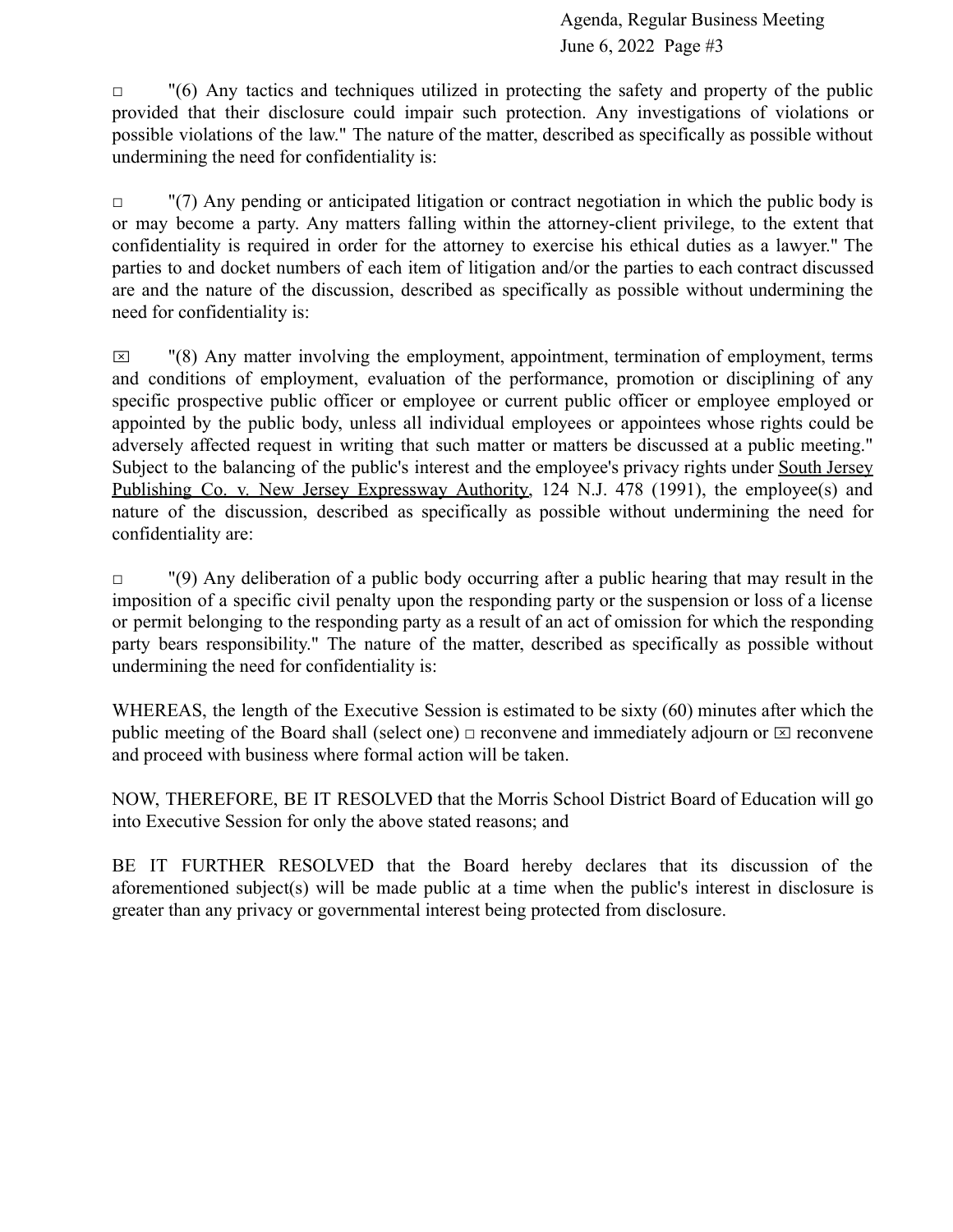☐ "(6) Any tactics and techniques utilized in protecting the safety and property of the public provided that their disclosure could impair such protection. Any investigations of violations or possible violations of the law." The nature of the matter, described as specifically as possible without undermining the need for confidentiality is:

☐ "(7) Any pending or anticipated litigation or contract negotiation in which the public body is or may become a party. Any matters falling within the attorney-client privilege, to the extent that confidentiality is required in order for the attorney to exercise his ethical duties as a lawyer." The parties to and docket numbers of each item of litigation and/or the parties to each contract discussed are and the nature of the discussion, described as specifically as possible without undermining the need for confidentiality is:

☒ "(8) Any matter involving the employment, appointment, termination of employment, terms and conditions of employment, evaluation of the performance, promotion or disciplining of any specific prospective public officer or employee or current public officer or employee employed or appointed by the public body, unless all individual employees or appointees whose rights could be adversely affected request in writing that such matter or matters be discussed at a public meeting." Subject to the balancing of the public's interest and the employee's privacy rights under South Jersey Publishing Co. v. New Jersey Expressway Authority, 124 N.J. 478 (1991), the employee(s) and nature of the discussion, described as specifically as possible without undermining the need for confidentiality are:

☐ "(9) Any deliberation of a public body occurring after a public hearing that may result in the imposition of a specific civil penalty upon the responding party or the suspension or loss of a license or permit belonging to the responding party as a result of an act of omission for which the responding party bears responsibility." The nature of the matter, described as specifically as possible without undermining the need for confidentiality is:

WHEREAS, the length of the Executive Session is estimated to be sixty (60) minutes after which the public meeting of the Board shall (select one) ☐ reconvene and immediately adjourn or ☒ reconvene and proceed with business where formal action will be taken.

NOW, THEREFORE, BE IT RESOLVED that the Morris School District Board of Education will go into Executive Session for only the above stated reasons; and

BE IT FURTHER RESOLVED that the Board hereby declares that its discussion of the aforementioned subject(s) will be made public at a time when the public's interest in disclosure is greater than any privacy or governmental interest being protected from disclosure.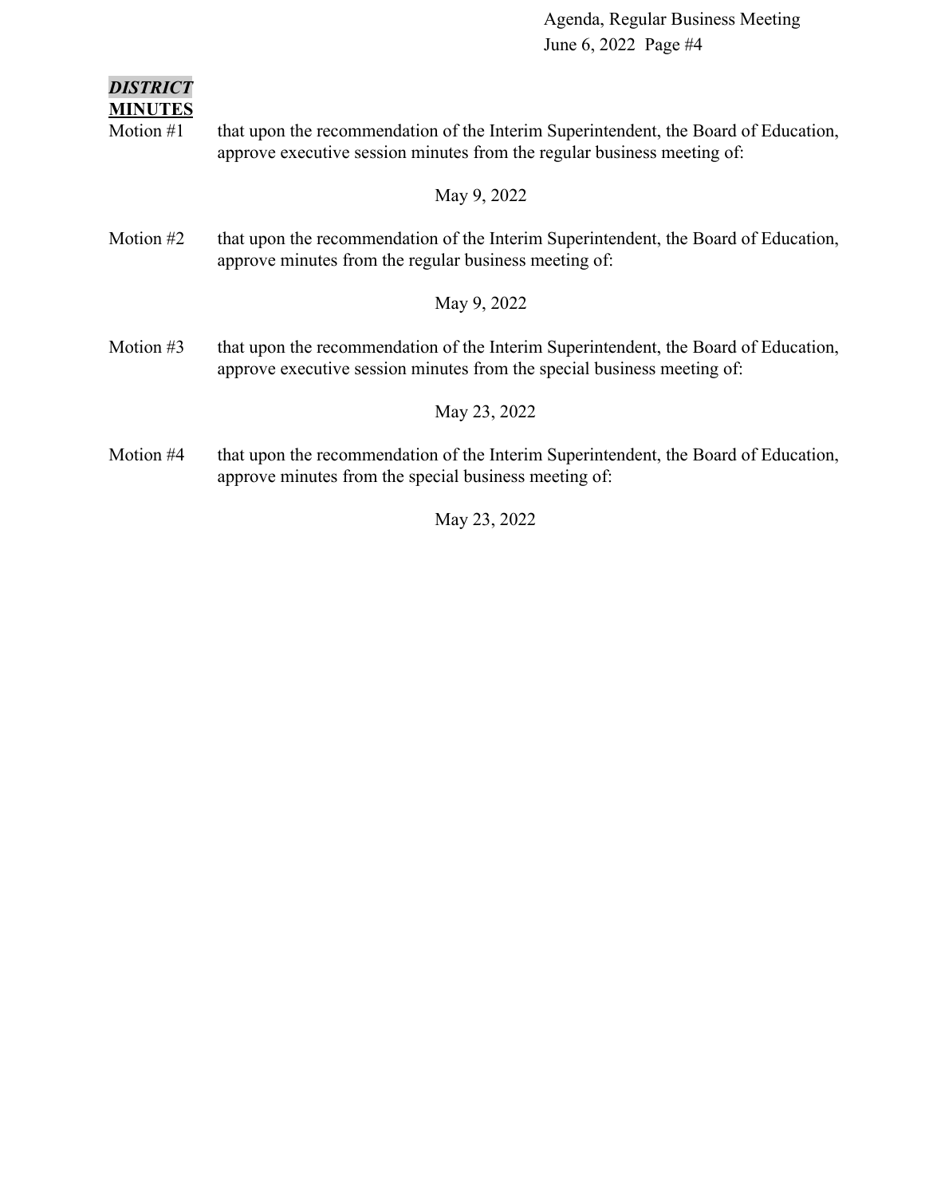***DISTRICT***

**MINUTES**

Motion #1 that upon the recommendation of the Interim Superintendent, the Board of Education, approve executive session minutes from the regular business meeting of:

May 9, 2022

Motion #2 that upon the recommendation of the Interim Superintendent, the Board of Education, approve minutes from the regular business meeting of:

May 9, 2022

Motion #3 that upon the recommendation of the Interim Superintendent, the Board of Education, approve executive session minutes from the special business meeting of:

May 23, 2022

Motion #4 that upon the recommendation of the Interim Superintendent, the Board of Education, approve minutes from the special business meeting of:

May 23, 2022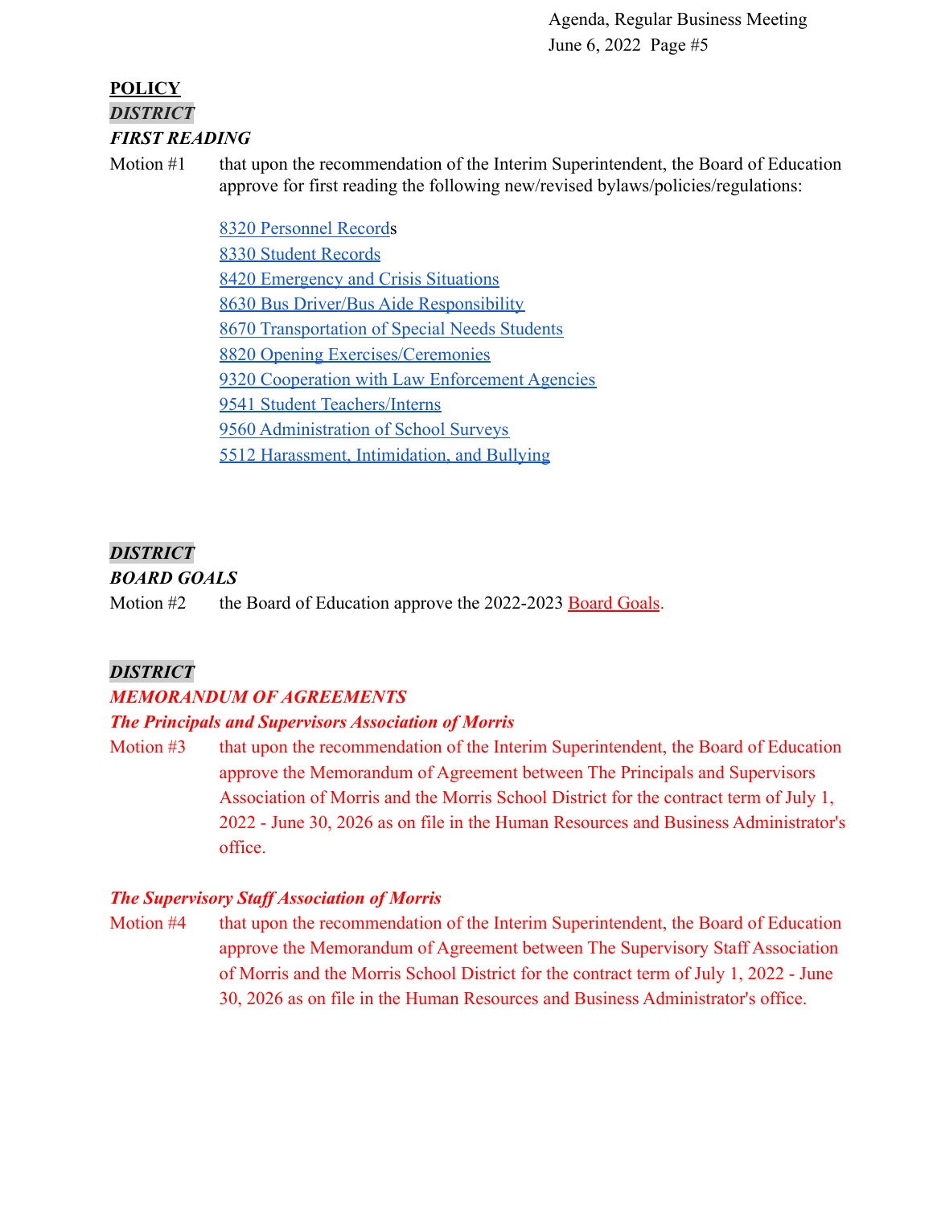**POLICY**

***DISTRICT***

***FIRST READING***

Motion #1 that upon the recommendation of the Interim Superintendent, the Board of Education approve for first reading the following new/revised bylaws/policies/regulations:

8320 Personnel Records
8330 Student Records
8420 Emergency and Crisis Situations
8630 Bus Driver/Bus Aide Responsibility
8670 Transportation of Special Needs Students
8820 Opening Exercises/Ceremonies
9320 Cooperation with Law Enforcement Agencies
9541 Student Teachers/Interns
9560 Administration of School Surveys
5512 Harassment, Intimidation, and Bullying

***DISTRICT***

***BOARD GOALS***

Motion #2 the Board of Education approve the 2022-2023 Board Goals.

***DISTRICT***

***MEMORANDUM OF AGREEMENTS***

***The Principals and Supervisors Association of Morris***

Motion #3 that upon the recommendation of the Interim Superintendent, the Board of Education approve the Memorandum of Agreement between The Principals and Supervisors Association of Morris and the Morris School District for the contract term of July 1, 2022 - June 30, 2026 as on file in the Human Resources and Business Administrator's office.

***The Supervisory Staff Association of Morris***

Motion #4 that upon the recommendation of the Interim Superintendent, the Board of Education approve the Memorandum of Agreement between The Supervisory Staff Association of Morris and the Morris School District for the contract term of July 1, 2022 - June 30, 2026 as on file in the Human Resources and Business Administrator's office.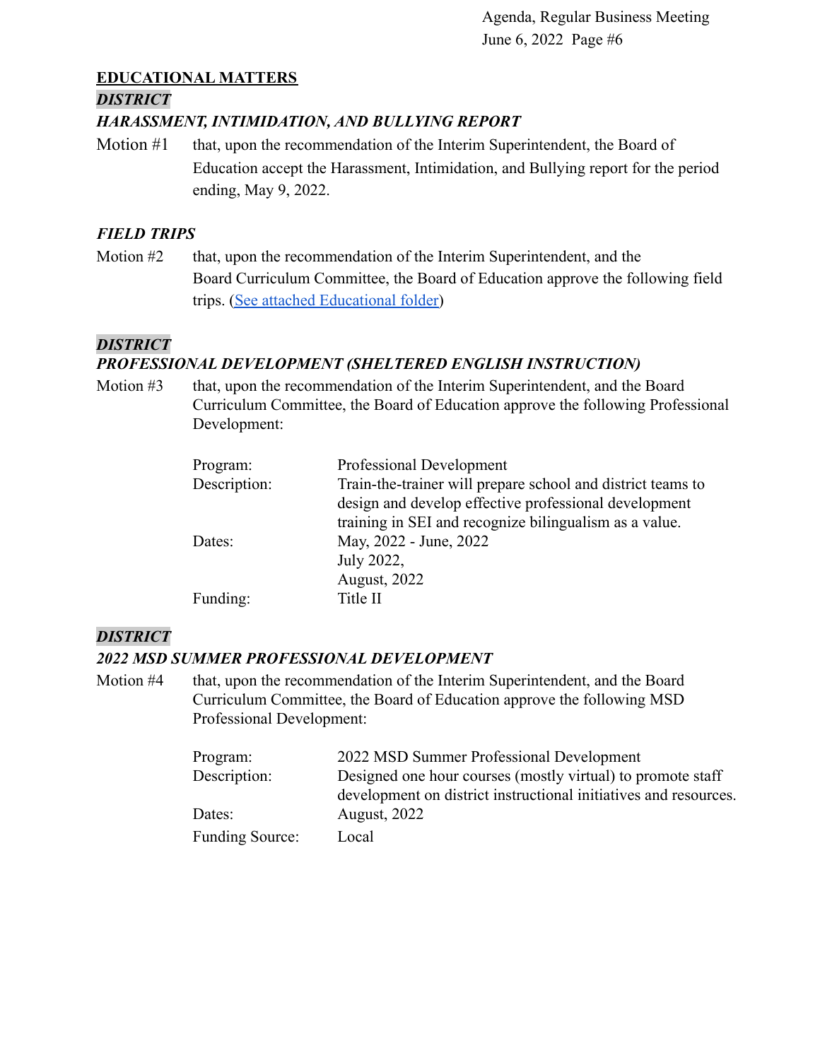## EDUCATIONAL MATTERS

### *DISTRICT*

### *HARASSMENT, INTIMIDATION, AND BULLYING REPORT*

Motion #1 that, upon the recommendation of the Interim Superintendent, the Board of Education accept the Harassment, Intimidation, and Bullying report for the period ending, May 9, 2022.

### *FIELD TRIPS*

Motion #2 that, upon the recommendation of the Interim Superintendent, and the Board Curriculum Committee, the Board of Education approve the following field trips. (See attached Educational folder)

### *DISTRICT*

### *PROFESSIONAL DEVELOPMENT (SHELTERED ENGLISH INSTRUCTION)*

Motion #3 that, upon the recommendation of the Interim Superintendent, and the Board Curriculum Committee, the Board of Education approve the following Professional Development:

| | |
|---|---|
| Program: | Professional Development |
| Description: | Train-the-trainer will prepare school and district teams to design and develop effective professional development training in SEI and recognize bilingualism as a value. |
| Dates: | May, 2022 - June, 2022<br>July 2022,<br>August, 2022 |
| Funding: | Title II |

### *DISTRICT*

### *2022 MSD SUMMER PROFESSIONAL DEVELOPMENT*

Motion #4 that, upon the recommendation of the Interim Superintendent, and the Board Curriculum Committee, the Board of Education approve the following MSD Professional Development:

| | |
|---|---|
| Program: | 2022 MSD Summer Professional Development |
| Description: | Designed one hour courses (mostly virtual) to promote staff development on district instructional initiatives and resources. |
| Dates: | August, 2022 |
| Funding Source: | Local |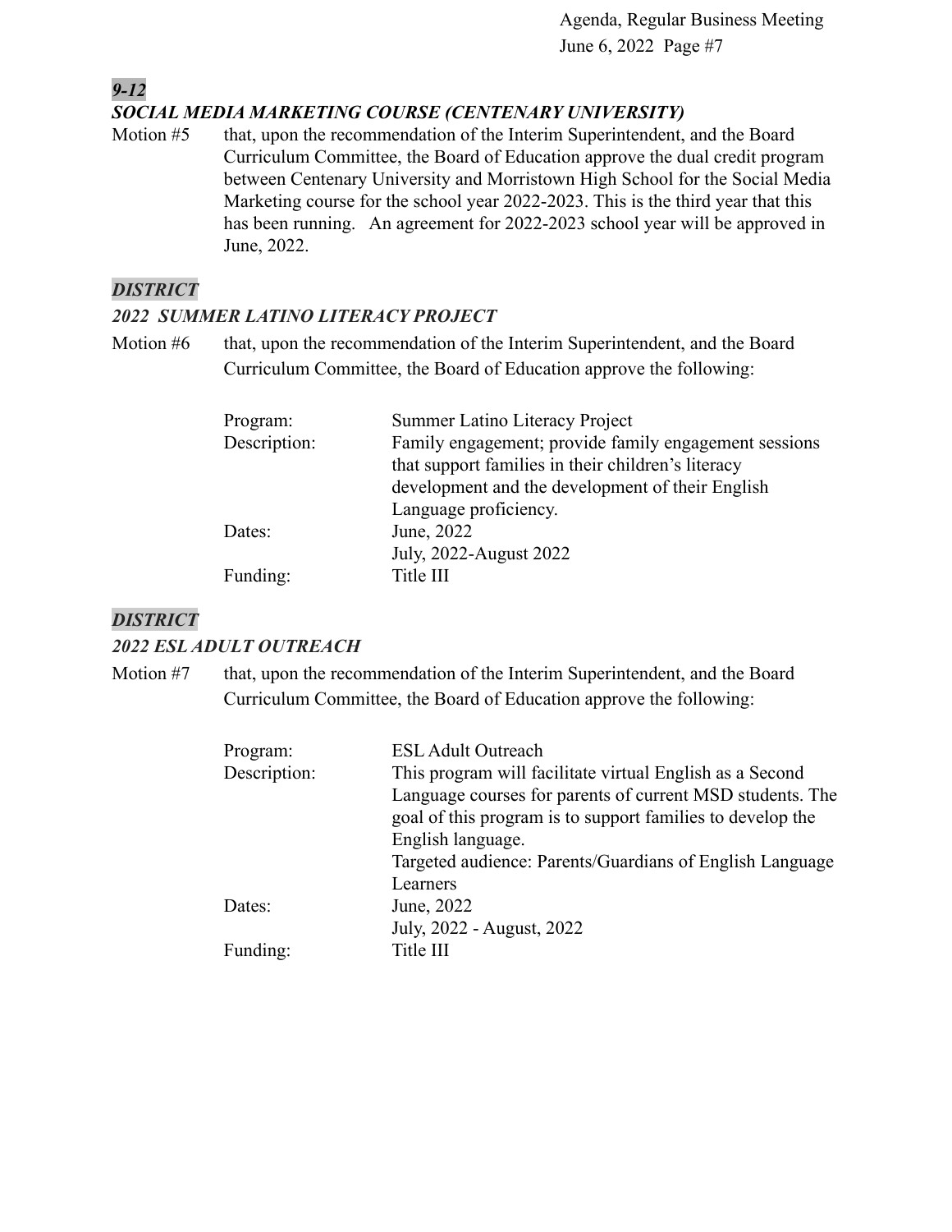***9-12***

***SOCIAL MEDIA MARKETING COURSE (CENTENARY UNIVERSITY)***

Motion #5 that, upon the recommendation of the Interim Superintendent, and the Board Curriculum Committee, the Board of Education approve the dual credit program between Centenary University and Morristown High School for the Social Media Marketing course for the school year 2022-2023. This is the third year that this has been running. An agreement for 2022-2023 school year will be approved in June, 2022.

***DISTRICT***

***2022 SUMMER LATINO LITERACY PROJECT***

Motion #6 that, upon the recommendation of the Interim Superintendent, and the Board Curriculum Committee, the Board of Education approve the following:

| | |
|---|---|
| Program: | Summer Latino Literacy Project |
| Description: | Family engagement; provide family engagement sessions that support families in their children's literacy development and the development of their English Language proficiency. |
| Dates: | June, 2022<br>July, 2022-August 2022 |
| Funding: | Title III |

***DISTRICT***

***2022 ESL ADULT OUTREACH***

Motion #7 that, upon the recommendation of the Interim Superintendent, and the Board Curriculum Committee, the Board of Education approve the following:

| | |
|---|---|
| Program: | ESL Adult Outreach |
| Description: | This program will facilitate virtual English as a Second Language courses for parents of current MSD students. The goal of this program is to support families to develop the English language.<br>Targeted audience: Parents/Guardians of English Language Learners |
| Dates: | June, 2022<br>July, 2022 - August, 2022 |
| Funding: | Title III |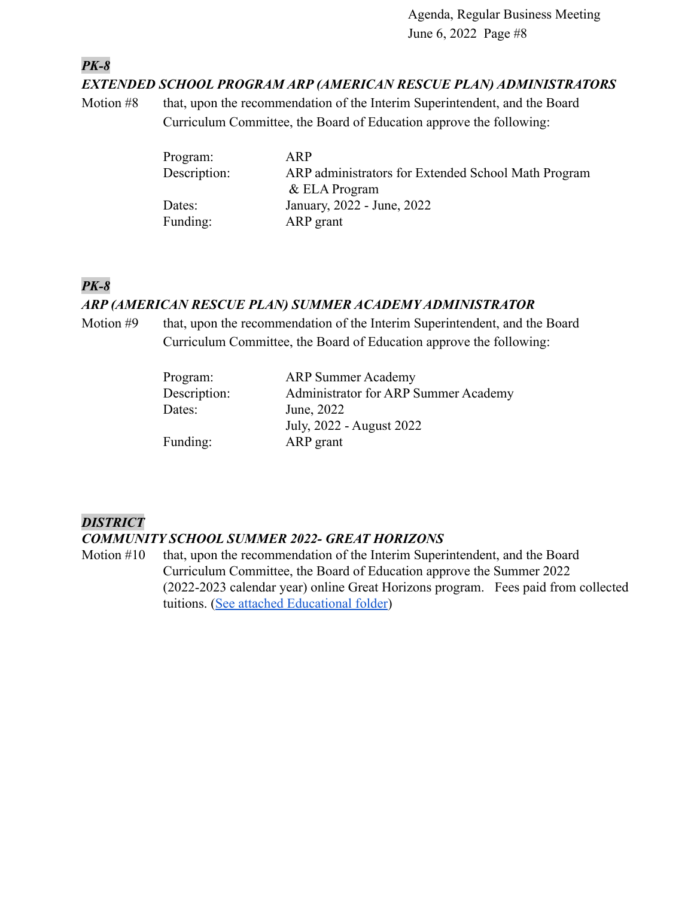***PK-8***

***EXTENDED SCHOOL PROGRAM ARP (AMERICAN RESCUE PLAN) ADMINISTRATORS***

Motion #8 that, upon the recommendation of the Interim Superintendent, and the Board Curriculum Committee, the Board of Education approve the following:

| | |
|---|---|
| Program: | ARP |
| Description: | ARP administrators for Extended School Math Program & ELA Program |
| Dates: | January, 2022 - June, 2022 |
| Funding: | ARP grant |

***PK-8***

***ARP (AMERICAN RESCUE PLAN) SUMMER ACADEMY ADMINISTRATOR***

Motion #9 that, upon the recommendation of the Interim Superintendent, and the Board Curriculum Committee, the Board of Education approve the following:

| | |
|---|---|
| Program: | ARP Summer Academy |
| Description: | Administrator for ARP Summer Academy |
| Dates: | June, 2022 |
| | July, 2022 - August 2022 |
| Funding: | ARP grant |

***DISTRICT***

***COMMUNITY SCHOOL SUMMER 2022- GREAT HORIZONS***

Motion #10 that, upon the recommendation of the Interim Superintendent, and the Board Curriculum Committee, the Board of Education approve the Summer 2022 (2022-2023 calendar year) online Great Horizons program. Fees paid from collected tuitions. (See attached Educational folder)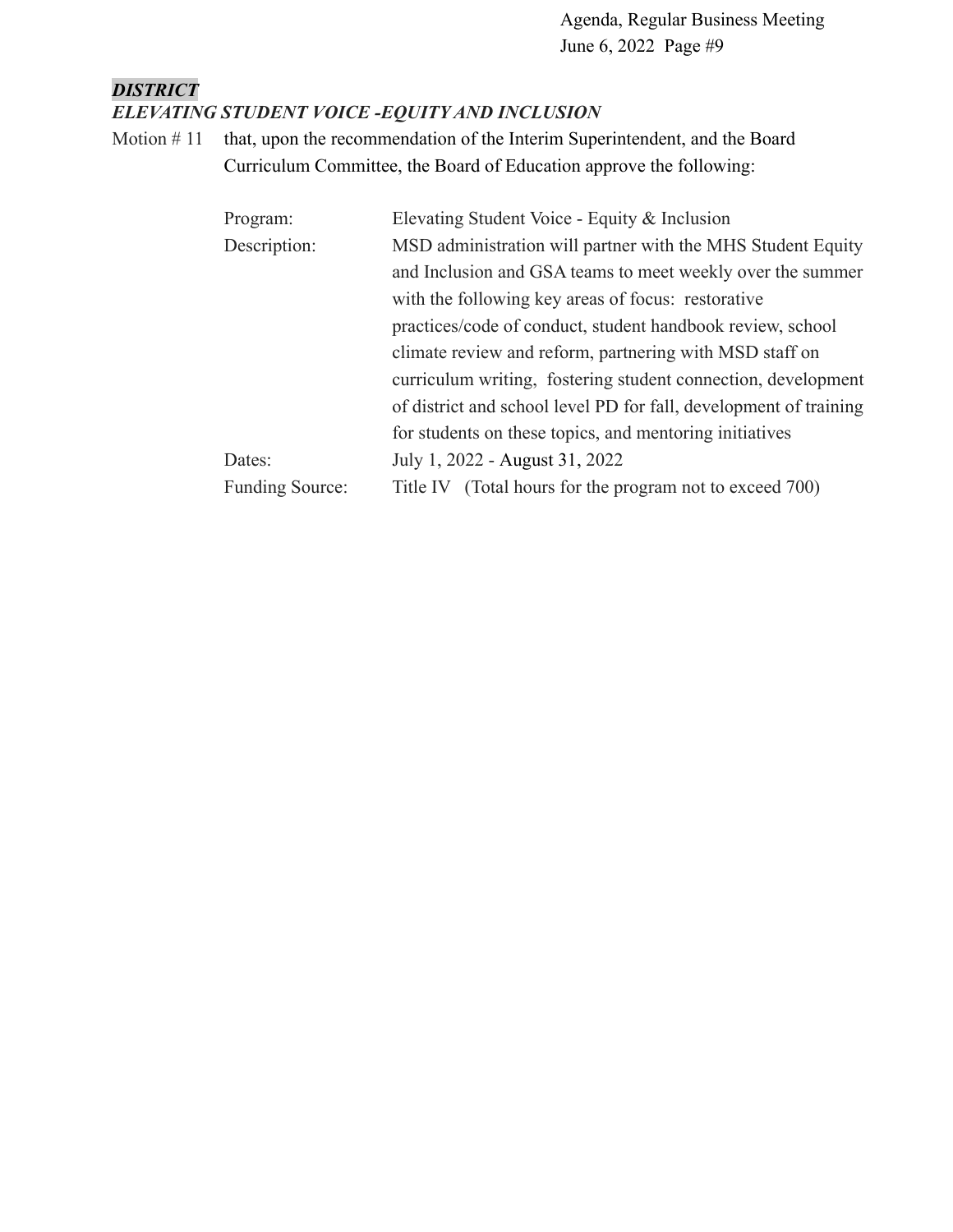***DISTRICT***

***ELEVATING STUDENT VOICE -EQUITY AND INCLUSION***

Motion # 11 that, upon the recommendation of the Interim Superintendent, and the Board Curriculum Committee, the Board of Education approve the following:

| | |
|---|---|
| Program: | Elevating Student Voice - Equity & Inclusion |
| Description: | MSD administration will partner with the MHS Student Equity and Inclusion and GSA teams to meet weekly over the summer with the following key areas of focus: restorative practices/code of conduct, student handbook review, school climate review and reform, partnering with MSD staff on curriculum writing, fostering student connection, development of district and school level PD for fall, development of training for students on these topics, and mentoring initiatives |
| Dates: | July 1, 2022 - August 31, 2022 |
| Funding Source: | Title IV (Total hours for the program not to exceed 700) |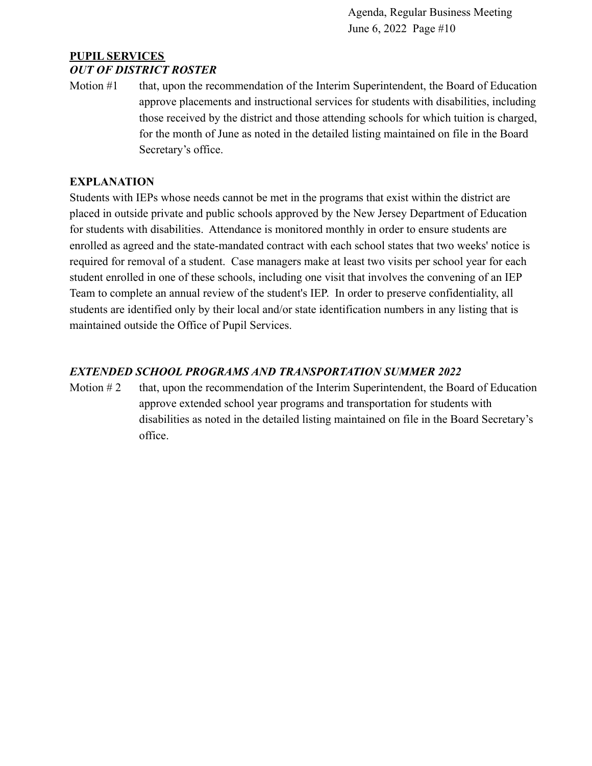**PUPIL SERVICES**

***OUT OF DISTRICT ROSTER***

Motion #1 that, upon the recommendation of the Interim Superintendent, the Board of Education approve placements and instructional services for students with disabilities, including those received by the district and those attending schools for which tuition is charged, for the month of June as noted in the detailed listing maintained on file in the Board Secretary's office.

**EXPLANATION**

Students with IEPs whose needs cannot be met in the programs that exist within the district are placed in outside private and public schools approved by the New Jersey Department of Education for students with disabilities. Attendance is monitored monthly in order to ensure students are enrolled as agreed and the state-mandated contract with each school states that two weeks' notice is required for removal of a student. Case managers make at least two visits per school year for each student enrolled in one of these schools, including one visit that involves the convening of an IEP Team to complete an annual review of the student's IEP. In order to preserve confidentiality, all students are identified only by their local and/or state identification numbers in any listing that is maintained outside the Office of Pupil Services.

***EXTENDED SCHOOL PROGRAMS AND TRANSPORTATION SUMMER 2022***

Motion # 2 that, upon the recommendation of the Interim Superintendent, the Board of Education approve extended school year programs and transportation for students with disabilities as noted in the detailed listing maintained on file in the Board Secretary's office.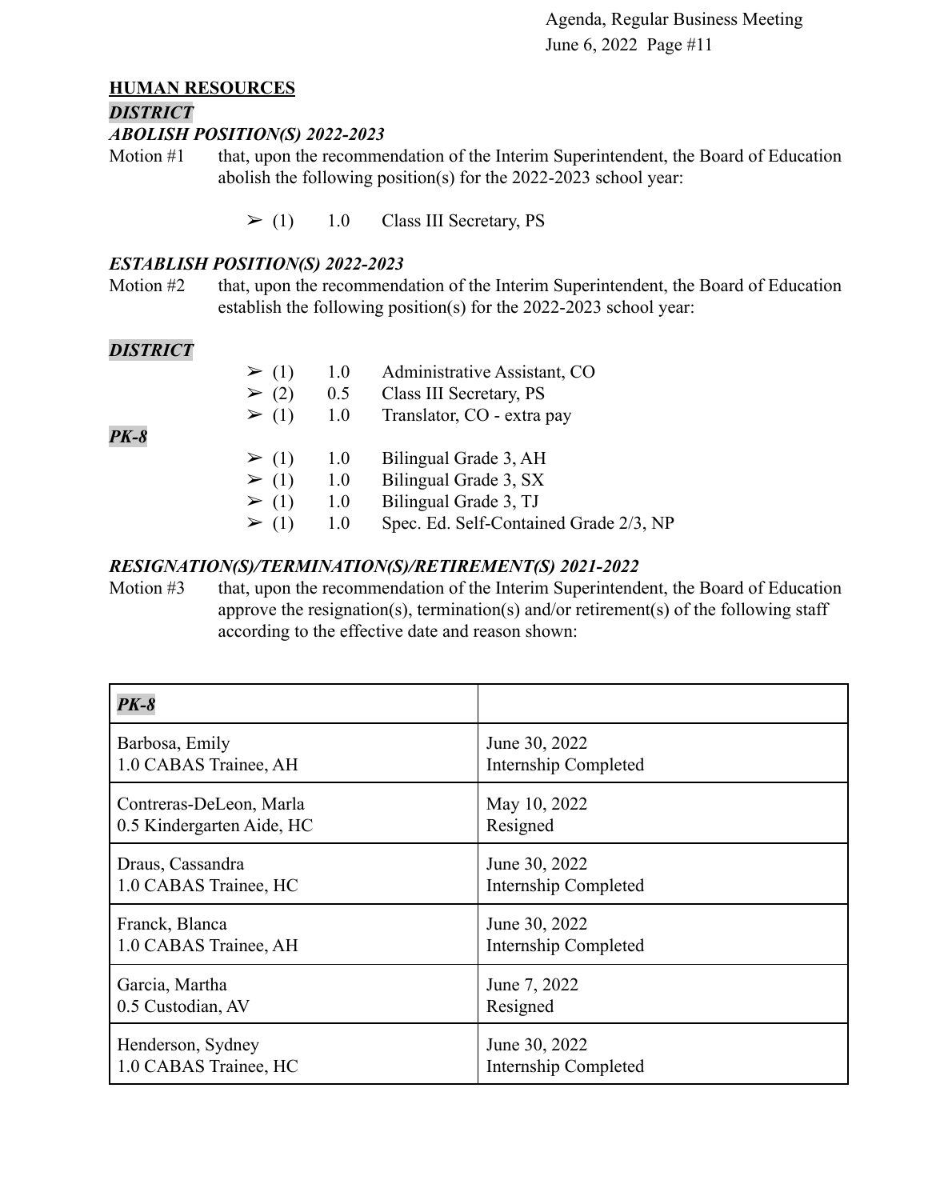## HUMAN RESOURCES

***DISTRICT***

***ABOLISH POSITION(S) 2022-2023***

Motion #1 that, upon the recommendation of the Interim Superintendent, the Board of Education abolish the following position(s) for the 2022-2023 school year:

- ➢ (1) 1.0 Class III Secretary, PS

***ESTABLISH POSITION(S) 2022-2023***

Motion #2 that, upon the recommendation of the Interim Superintendent, the Board of Education establish the following position(s) for the 2022-2023 school year:

***DISTRICT***

- ➢ (1) 1.0 Administrative Assistant, CO
- ➢ (2) 0.5 Class III Secretary, PS
- ➢ (1) 1.0 Translator, CO - extra pay

***PK-8***

- ➢ (1) 1.0 Bilingual Grade 3, AH
- ➢ (1) 1.0 Bilingual Grade 3, SX
- ➢ (1) 1.0 Bilingual Grade 3, TJ
- ➢ (1) 1.0 Spec. Ed. Self-Contained Grade 2/3, NP

***RESIGNATION(S)/TERMINATION(S)/RETIREMENT(S) 2021-2022***

Motion #3 that, upon the recommendation of the Interim Superintendent, the Board of Education approve the resignation(s), termination(s) and/or retirement(s) of the following staff according to the effective date and reason shown:

| ***PK-8*** | |
|---|---|
| Barbosa, Emily<br>1.0 CABAS Trainee, AH | June 30, 2022<br>Internship Completed |
| Contreras-DeLeon, Marla<br>0.5 Kindergarten Aide, HC | May 10, 2022<br>Resigned |
| Draus, Cassandra<br>1.0 CABAS Trainee, HC | June 30, 2022<br>Internship Completed |
| Franck, Blanca<br>1.0 CABAS Trainee, AH | June 30, 2022<br>Internship Completed |
| Garcia, Martha<br>0.5 Custodian, AV | June 7, 2022<br>Resigned |
| Henderson, Sydney<br>1.0 CABAS Trainee, HC | June 30, 2022<br>Internship Completed |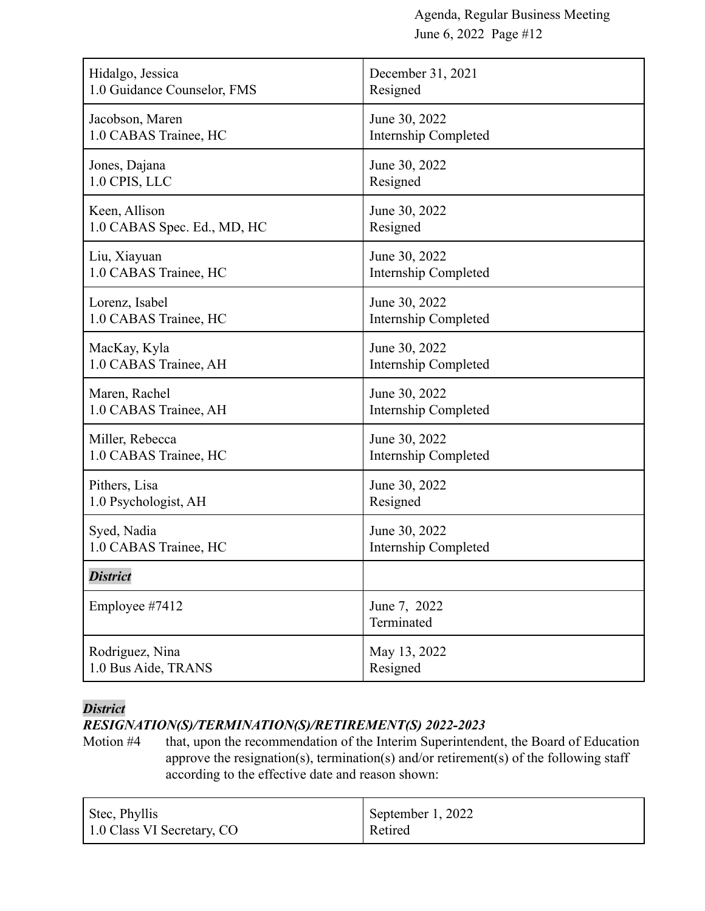| | |
|---|---|
| Hidalgo, Jessica<br>1.0 Guidance Counselor, FMS | December 31, 2021<br>Resigned |
| Jacobson, Maren<br>1.0 CABAS Trainee, HC | June 30, 2022<br>Internship Completed |
| Jones, Dajana<br>1.0 CPIS, LLC | June 30, 2022<br>Resigned |
| Keen, Allison<br>1.0 CABAS Spec. Ed., MD, HC | June 30, 2022<br>Resigned |
| Liu, Xiayuan<br>1.0 CABAS Trainee, HC | June 30, 2022<br>Internship Completed |
| Lorenz, Isabel<br>1.0 CABAS Trainee, HC | June 30, 2022<br>Internship Completed |
| MacKay, Kyla<br>1.0 CABAS Trainee, AH | June 30, 2022<br>Internship Completed |
| Maren, Rachel<br>1.0 CABAS Trainee, AH | June 30, 2022<br>Internship Completed |
| Miller, Rebecca<br>1.0 CABAS Trainee, HC | June 30, 2022<br>Internship Completed |
| Pithers, Lisa<br>1.0 Psychologist, AH | June 30, 2022<br>Resigned |
| Syed, Nadia<br>1.0 CABAS Trainee, HC | June 30, 2022<br>Internship Completed |
| ***District*** | |
| Employee #7412 | June 7, 2022<br>Terminated |
| Rodriguez, Nina<br>1.0 Bus Aide, TRANS | May 13, 2022<br>Resigned |

***District***

***RESIGNATION(S)/TERMINATION(S)/RETIREMENT(S) 2022-2023***

Motion #4 that, upon the recommendation of the Interim Superintendent, the Board of Education approve the resignation(s), termination(s) and/or retirement(s) of the following staff according to the effective date and reason shown:

| | |
|---|---|
| Stec, Phyllis<br>1.0 Class VI Secretary, CO | September 1, 2022<br>Retired |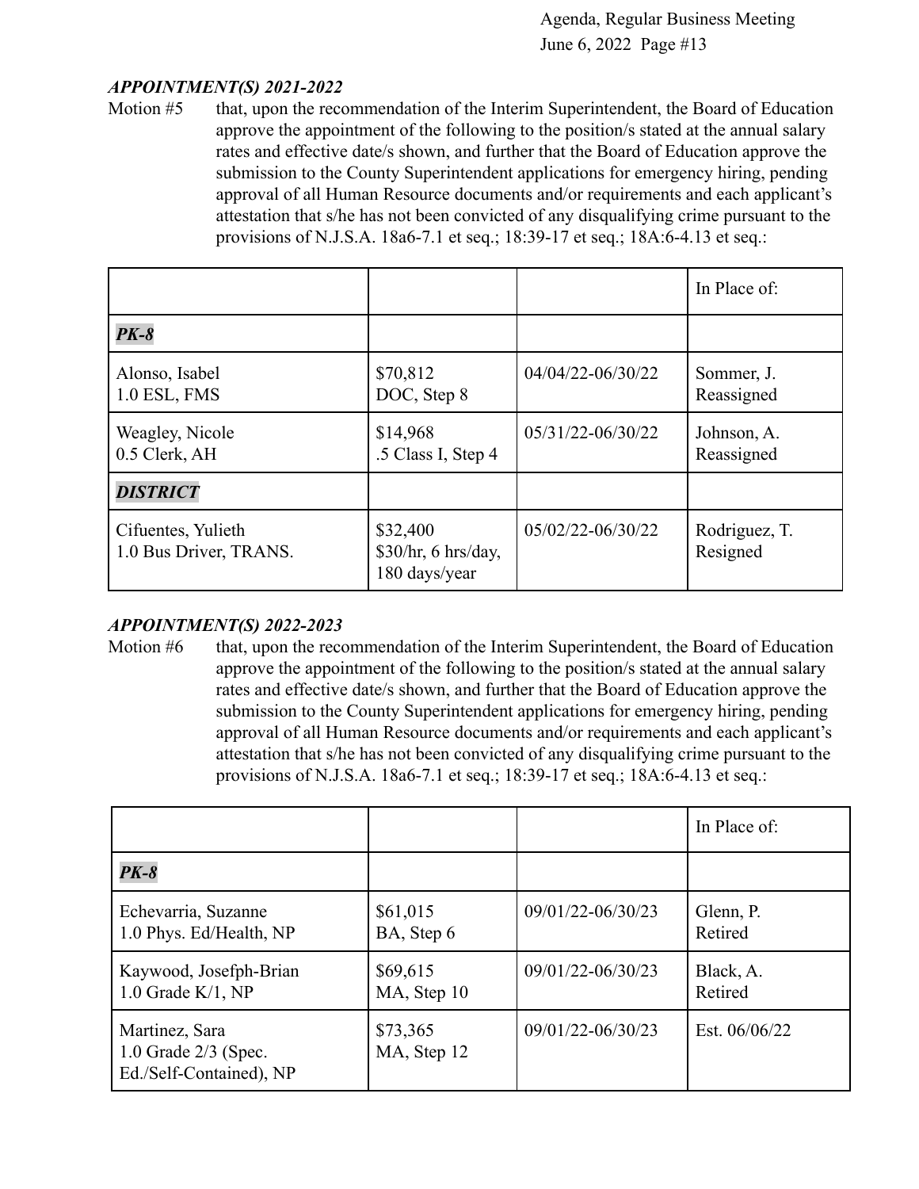### *APPOINTMENT(S) 2021-2022*

Motion #5 that, upon the recommendation of the Interim Superintendent, the Board of Education approve the appointment of the following to the position/s stated at the annual salary rates and effective date/s shown, and further that the Board of Education approve the submission to the County Superintendent applications for emergency hiring, pending approval of all Human Resource documents and/or requirements and each applicant's attestation that s/he has not been convicted of any disqualifying crime pursuant to the provisions of N.J.S.A. 18a6-7.1 et seq.; 18:39-17 et seq.; 18A:6-4.13 et seq.:

| | | | In Place of: |
|---|---|---|---|
| ***PK-8*** | | | |
| Alonso, Isabel<br>1.0 ESL, FMS | $70,812<br>DOC, Step 8 | 04/04/22-06/30/22 | Sommer, J.<br>Reassigned |
| Weagley, Nicole<br>0.5 Clerk, AH | $14,968<br>.5 Class I, Step 4 | 05/31/22-06/30/22 | Johnson, A.<br>Reassigned |
| ***DISTRICT*** | | | |
| Cifuentes, Yulieth<br>1.0 Bus Driver, TRANS. | $32,400<br>$30/hr, 6 hrs/day, 180 days/year | 05/02/22-06/30/22 | Rodriguez, T.<br>Resigned |

### *APPOINTMENT(S) 2022-2023*

Motion #6 that, upon the recommendation of the Interim Superintendent, the Board of Education approve the appointment of the following to the position/s stated at the annual salary rates and effective date/s shown, and further that the Board of Education approve the submission to the County Superintendent applications for emergency hiring, pending approval of all Human Resource documents and/or requirements and each applicant's attestation that s/he has not been convicted of any disqualifying crime pursuant to the provisions of N.J.S.A. 18a6-7.1 et seq.; 18:39-17 et seq.; 18A:6-4.13 et seq.:

| | | | In Place of: |
|---|---|---|---|
| ***PK-8*** | | | |
| Echevarria, Suzanne<br>1.0 Phys. Ed/Health, NP | $61,015<br>BA, Step 6 | 09/01/22-06/30/23 | Glenn, P.<br>Retired |
| Kaywood, Josefph-Brian<br>1.0 Grade K/1, NP | $69,615<br>MA, Step 10 | 09/01/22-06/30/23 | Black, A.<br>Retired |
| Martinez, Sara<br>1.0 Grade 2/3 (Spec. Ed./Self-Contained), NP | $73,365<br>MA, Step 12 | 09/01/22-06/30/23 | Est. 06/06/22 |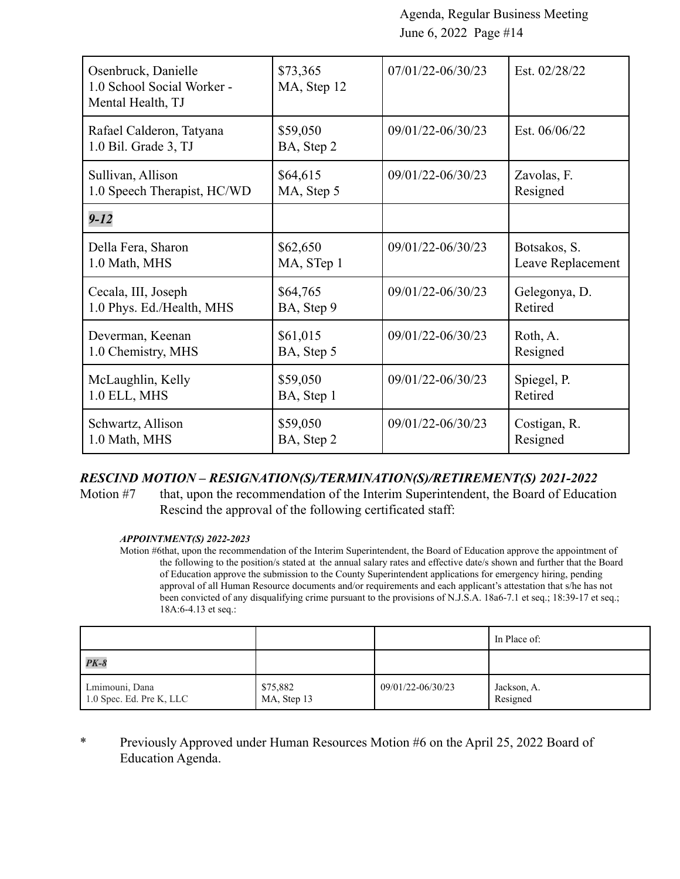| | | | |
|---|---|---|---|
| Osenbruck, Danielle<br>1.0 School Social Worker - Mental Health, TJ | $73,365<br>MA, Step 12 | 07/01/22-06/30/23 | Est. 02/28/22 |
| Rafael Calderon, Tatyana<br>1.0 Bil. Grade 3, TJ | $59,050<br>BA, Step 2 | 09/01/22-06/30/23 | Est. 06/06/22 |
| Sullivan, Allison<br>1.0 Speech Therapist, HC/WD | $64,615<br>MA, Step 5 | 09/01/22-06/30/23 | Zavolas, F.<br>Resigned |
| ***9-12*** | | | |
| Della Fera, Sharon<br>1.0 Math, MHS | $62,650<br>MA, STep 1 | 09/01/22-06/30/23 | Botsakos, S.<br>Leave Replacement |
| Cecala, III, Joseph<br>1.0 Phys. Ed./Health, MHS | $64,765<br>BA, Step 9 | 09/01/22-06/30/23 | Gelegonya, D.<br>Retired |
| Deverman, Keenan<br>1.0 Chemistry, MHS | $61,015<br>BA, Step 5 | 09/01/22-06/30/23 | Roth, A.<br>Resigned |
| McLaughlin, Kelly<br>1.0 ELL, MHS | $59,050<br>BA, Step 1 | 09/01/22-06/30/23 | Spiegel, P.<br>Retired |
| Schwartz, Allison<br>1.0 Math, MHS | $59,050<br>BA, Step 2 | 09/01/22-06/30/23 | Costigan, R.<br>Resigned |

***RESCIND MOTION – RESIGNATION(S)/TERMINATION(S)/RETIREMENT(S) 2021-2022***

Motion #7 that, upon the recommendation of the Interim Superintendent, the Board of Education Rescind the approval of the following certificated staff:

***APPOINTMENT(S) 2022-2023***

Motion #6that, upon the recommendation of the Interim Superintendent, the Board of Education approve the appointment of the following to the position/s stated at the annual salary rates and effective date/s shown and further that the Board of Education approve the submission to the County Superintendent applications for emergency hiring, pending approval of all Human Resource documents and/or requirements and each applicant's attestation that s/he has not been convicted of any disqualifying crime pursuant to the provisions of N.J.S.A. 18a6-7.1 et seq.; 18:39-17 et seq.; 18A:6-4.13 et seq.:

| | | | In Place of: |
|---|---|---|---|
| ***PK-8*** | | | |
| Lmimouni, Dana<br>1.0 Spec. Ed. Pre K, LLC | $75,882<br>MA, Step 13 | 09/01/22-06/30/23 | Jackson, A.<br>Resigned |

\* Previously Approved under Human Resources Motion #6 on the April 25, 2022 Board of Education Agenda.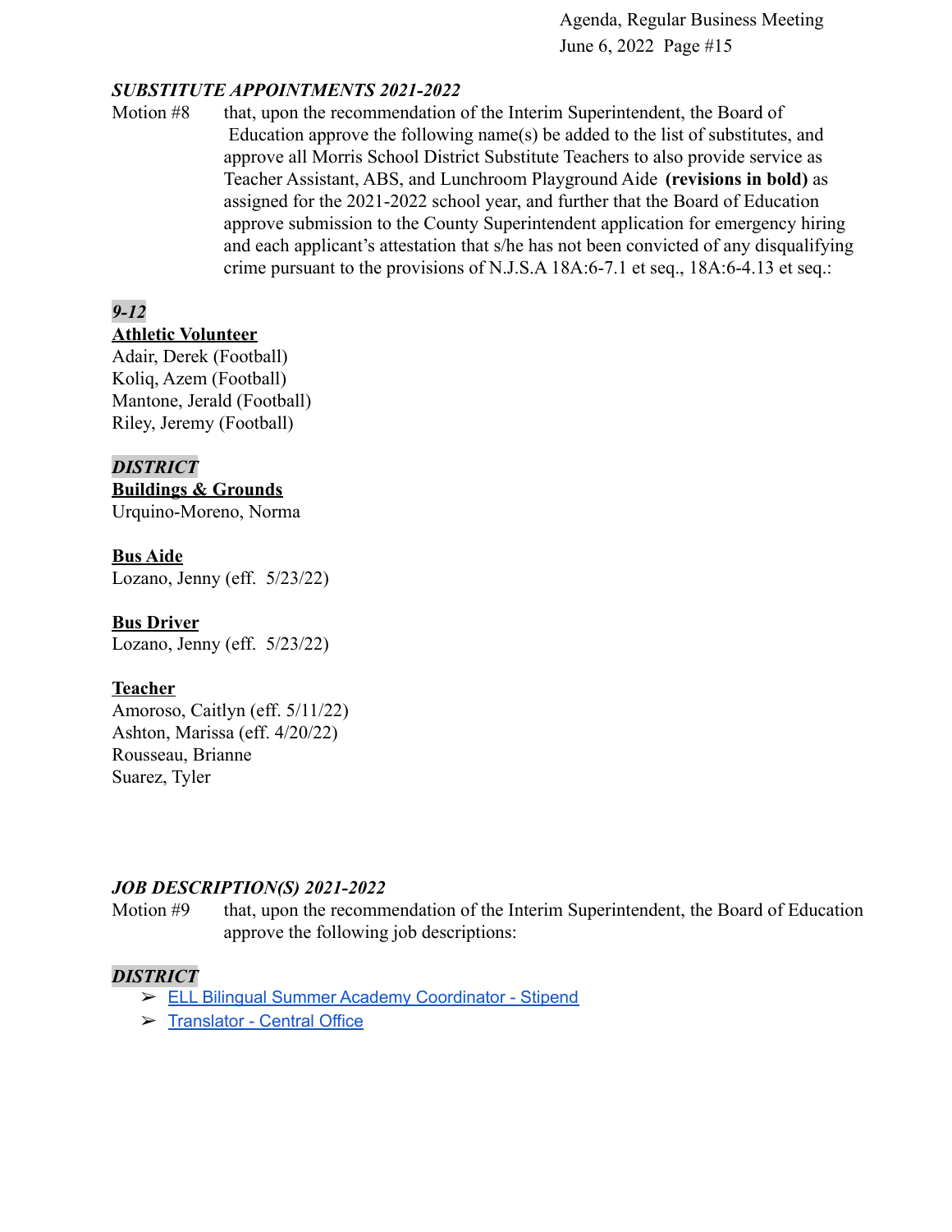## *SUBSTITUTE APPOINTMENTS 2021-2022*

Motion #8 that, upon the recommendation of the Interim Superintendent, the Board of Education approve the following name(s) be added to the list of substitutes, and approve all Morris School District Substitute Teachers to also provide service as Teacher Assistant, ABS, and Lunchroom Playground Aide **(revisions in bold)** as assigned for the 2021-2022 school year, and further that the Board of Education approve submission to the County Superintendent application for emergency hiring and each applicant's attestation that s/he has not been convicted of any disqualifying crime pursuant to the provisions of N.J.S.A 18A:6-7.1 et seq., 18A:6-4.13 et seq.:

***9-12***

**Athletic Volunteer**

Adair, Derek (Football)
Koliq, Azem (Football)
Mantone, Jerald (Football)
Riley, Jeremy (Football)

***DISTRICT***

**Buildings & Grounds**

Urquino-Moreno, Norma

**Bus Aide**

Lozano, Jenny (eff. 5/23/22)

**Bus Driver**

Lozano, Jenny (eff. 5/23/22)

**Teacher**

Amoroso, Caitlyn (eff. 5/11/22)
Ashton, Marissa (eff. 4/20/22)
Rousseau, Brianne
Suarez, Tyler

## *JOB DESCRIPTION(S) 2021-2022*

Motion #9 that, upon the recommendation of the Interim Superintendent, the Board of Education approve the following job descriptions:

***DISTRICT***

- ELL Bilingual Summer Academy Coordinator - Stipend
- Translator - Central Office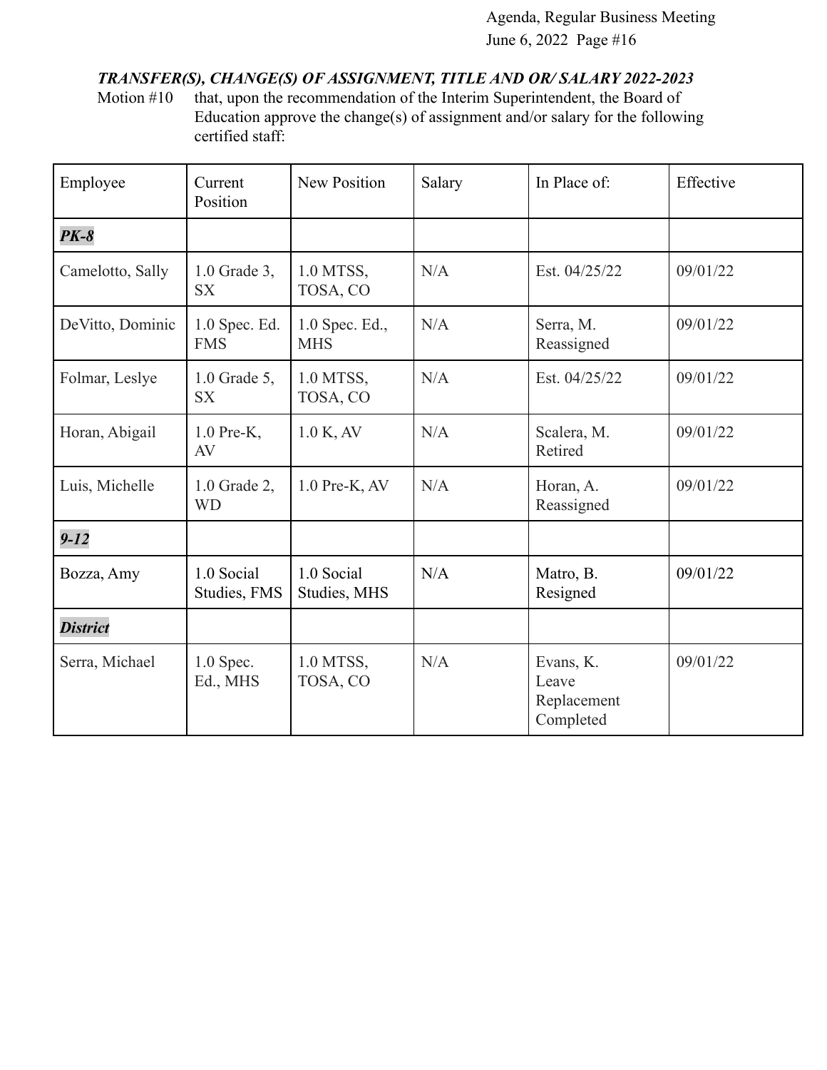### *TRANSFER(S), CHANGE(S) OF ASSIGNMENT, TITLE AND OR/ SALARY 2022-2023*

Motion #10 that, upon the recommendation of the Interim Superintendent, the Board of Education approve the change(s) of assignment and/or salary for the following certified staff:

| Employee | Current Position | New Position | Salary | In Place of: | Effective |
|---|---|---|---|---|---|
| ***PK-8*** | | | | | |
| Camelotto, Sally | 1.0 Grade 3, SX | 1.0 MTSS, TOSA, CO | N/A | Est. 04/25/22 | 09/01/22 |
| DeVitto, Dominic | 1.0 Spec. Ed. FMS | 1.0 Spec. Ed., MHS | N/A | Serra, M. Reassigned | 09/01/22 |
| Folmar, Leslye | 1.0 Grade 5, SX | 1.0 MTSS, TOSA, CO | N/A | Est. 04/25/22 | 09/01/22 |
| Horan, Abigail | 1.0 Pre-K, AV | 1.0 K, AV | N/A | Scalera, M. Retired | 09/01/22 |
| Luis, Michelle | 1.0 Grade 2, WD | 1.0 Pre-K, AV | N/A | Horan, A. Reassigned | 09/01/22 |
| ***9-12*** | | | | | |
| Bozza, Amy | 1.0 Social Studies, FMS | 1.0 Social Studies, MHS | N/A | Matro, B. Resigned | 09/01/22 |
| ***District*** | | | | | |
| Serra, Michael | 1.0 Spec. Ed., MHS | 1.0 MTSS, TOSA, CO | N/A | Evans, K. Leave Replacement Completed | 09/01/22 |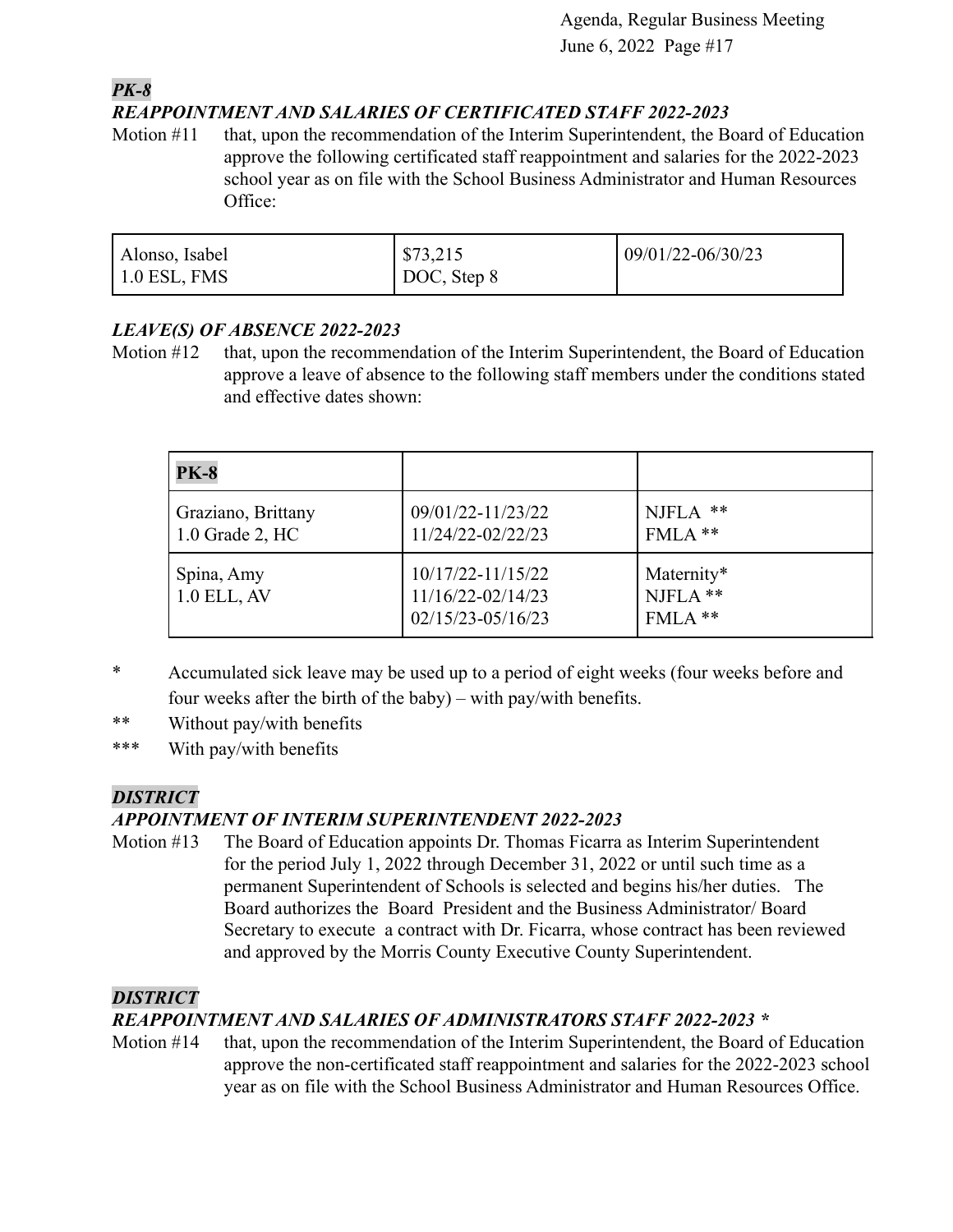***PK-8***

***REAPPOINTMENT AND SALARIES OF CERTIFICATED STAFF 2022-2023***

Motion #11 that, upon the recommendation of the Interim Superintendent, the Board of Education approve the following certificated staff reappointment and salaries for the 2022-2023 school year as on file with the School Business Administrator and Human Resources Office:

| Alonso, Isabel<br>1.0 ESL, FMS | $73,215<br>DOC, Step 8 | 09/01/22-06/30/23 |
|---|---|---|

***LEAVE(S) OF ABSENCE 2022-2023***

Motion #12 that, upon the recommendation of the Interim Superintendent, the Board of Education approve a leave of absence to the following staff members under the conditions stated and effective dates shown:

| **PK-8** | | |
|---|---|---|
| Graziano, Brittany<br>1.0 Grade 2, HC | 09/01/22-11/23/22<br>11/24/22-02/22/23 | NJFLA **<br>FMLA ** |
| Spina, Amy<br>1.0 ELL, AV | 10/17/22-11/15/22<br>11/16/22-02/14/23<br>02/15/23-05/16/23 | Maternity*<br>NJFLA **<br>FMLA ** |

\* Accumulated sick leave may be used up to a period of eight weeks (four weeks before and four weeks after the birth of the baby) – with pay/with benefits.

** Without pay/with benefits

*** With pay/with benefits

***DISTRICT***

***APPOINTMENT OF INTERIM SUPERINTENDENT 2022-2023***

Motion #13 The Board of Education appoints Dr. Thomas Ficarra as Interim Superintendent for the period July 1, 2022 through December 31, 2022 or until such time as a permanent Superintendent of Schools is selected and begins his/her duties. The Board authorizes the Board President and the Business Administrator/ Board Secretary to execute a contract with Dr. Ficarra, whose contract has been reviewed and approved by the Morris County Executive County Superintendent.

***DISTRICT***

***REAPPOINTMENT AND SALARIES OF ADMINISTRATORS STAFF 2022-2023 \****

Motion #14 that, upon the recommendation of the Interim Superintendent, the Board of Education approve the non-certificated staff reappointment and salaries for the 2022-2023 school year as on file with the School Business Administrator and Human Resources Office.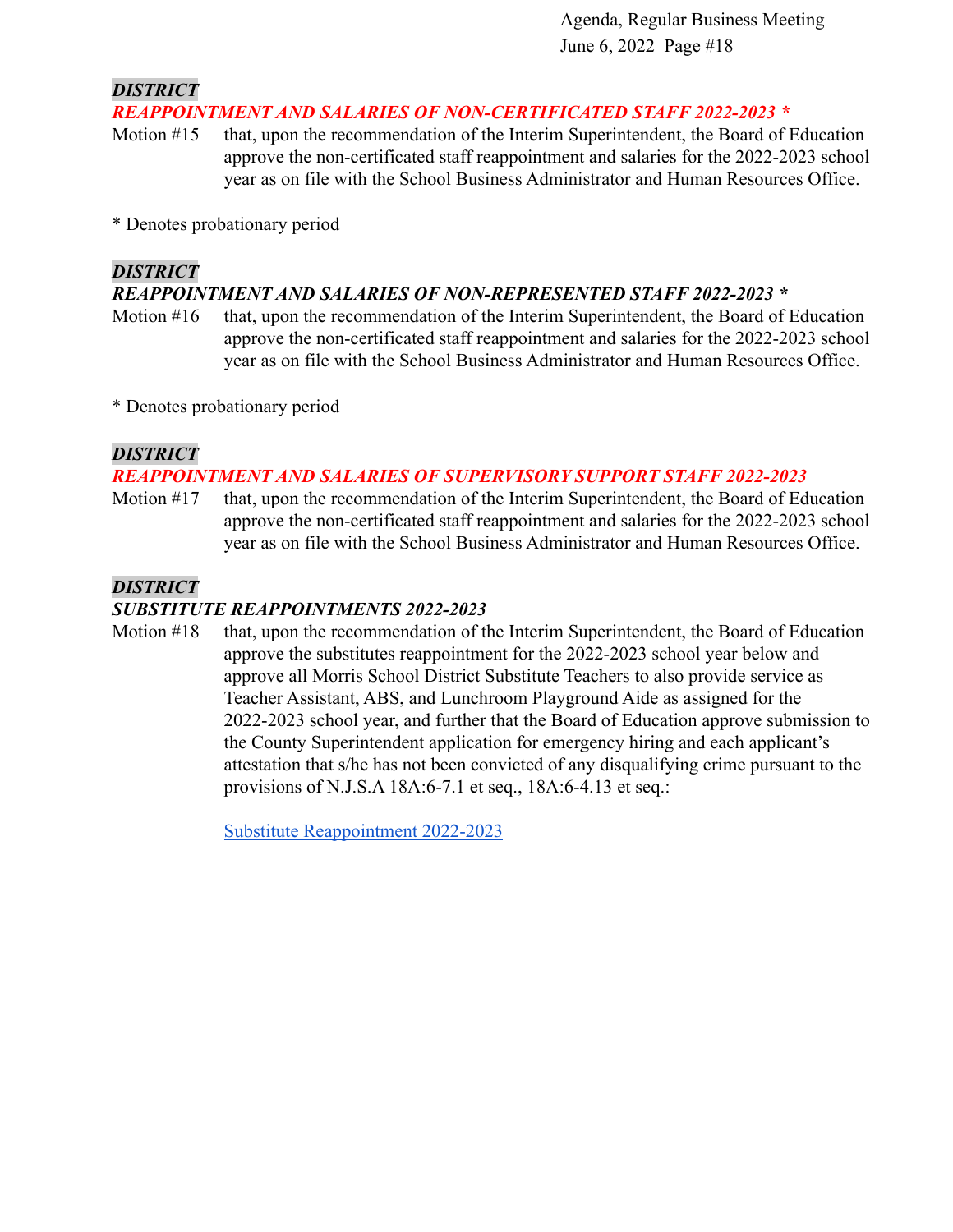***DISTRICT***
***REAPPOINTMENT AND SALARIES OF NON-CERTIFICATED STAFF 2022-2023 ****

Motion #15 that, upon the recommendation of the Interim Superintendent, the Board of Education approve the non-certificated staff reappointment and salaries for the 2022-2023 school year as on file with the School Business Administrator and Human Resources Office.

* Denotes probationary period

***DISTRICT***
***REAPPOINTMENT AND SALARIES OF NON-REPRESENTED STAFF 2022-2023 ****

Motion #16 that, upon the recommendation of the Interim Superintendent, the Board of Education approve the non-certificated staff reappointment and salaries for the 2022-2023 school year as on file with the School Business Administrator and Human Resources Office.

* Denotes probationary period

***DISTRICT***
***REAPPOINTMENT AND SALARIES OF SUPERVISORY SUPPORT STAFF 2022-2023***

Motion #17 that, upon the recommendation of the Interim Superintendent, the Board of Education approve the non-certificated staff reappointment and salaries for the 2022-2023 school year as on file with the School Business Administrator and Human Resources Office.

***DISTRICT***
***SUBSTITUTE REAPPOINTMENTS 2022-2023***

Motion #18 that, upon the recommendation of the Interim Superintendent, the Board of Education approve the substitutes reappointment for the 2022-2023 school year below and approve all Morris School District Substitute Teachers to also provide service as Teacher Assistant, ABS, and Lunchroom Playground Aide as assigned for the 2022-2023 school year, and further that the Board of Education approve submission to the County Superintendent application for emergency hiring and each applicant's attestation that s/he has not been convicted of any disqualifying crime pursuant to the provisions of N.J.S.A 18A:6-7.1 et seq., 18A:6-4.13 et seq.:

Substitute Reappointment 2022-2023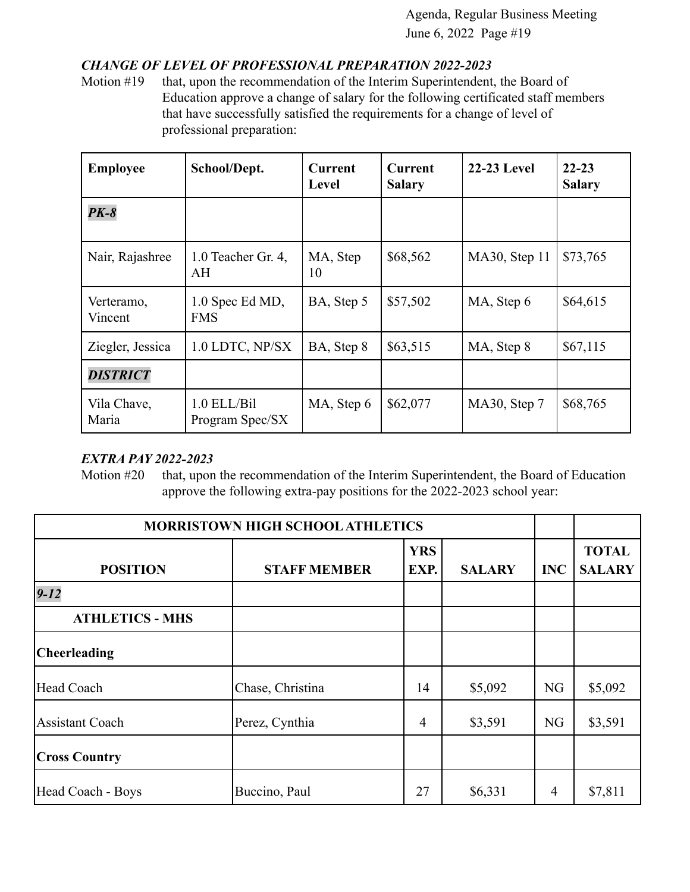### *CHANGE OF LEVEL OF PROFESSIONAL PREPARATION 2022-2023*

Motion #19 that, upon the recommendation of the Interim Superintendent, the Board of Education approve a change of salary for the following certificated staff members that have successfully satisfied the requirements for a change of level of professional preparation:

| Employee | School/Dept. | Current Level | Current Salary | 22-23 Level | 22-23 Salary |
|---|---|---|---|---|---|
| ***PK-8*** | | | | | |
| Nair, Rajashree | 1.0 Teacher Gr. 4, AH | MA, Step 10 | $68,562 | MA30, Step 11 | $73,765 |
| Verteramo, Vincent | 1.0 Spec Ed MD, FMS | BA, Step 5 | $57,502 | MA, Step 6 | $64,615 |
| Ziegler, Jessica | 1.0 LDTC, NP/SX | BA, Step 8 | $63,515 | MA, Step 8 | $67,115 |
| ***DISTRICT*** | | | | | |
| Vila Chave, Maria | 1.0 ELL/Bil Program Spec/SX | MA, Step 6 | $62,077 | MA30, Step 7 | $68,765 |

### *EXTRA PAY 2022-2023*

Motion #20 that, upon the recommendation of the Interim Superintendent, the Board of Education approve the following extra-pay positions for the 2022-2023 school year:

| MORRISTOWN HIGH SCHOOL ATHLETICS | | | | | |
|---|---|---|---|---|---|
| **POSITION** | **STAFF MEMBER** | **YRS EXP.** | **SALARY** | **INC** | **TOTAL SALARY** |
| ***9-12*** | | | | | |
| **ATHLETICS - MHS** | | | | | |
| **Cheerleading** | | | | | |
| Head Coach | Chase, Christina | 14 | $5,092 | NG | $5,092 |
| Assistant Coach | Perez, Cynthia | 4 | $3,591 | NG | $3,591 |
| **Cross Country** | | | | | |
| Head Coach - Boys | Buccino, Paul | 27 | $6,331 | 4 | $7,811 |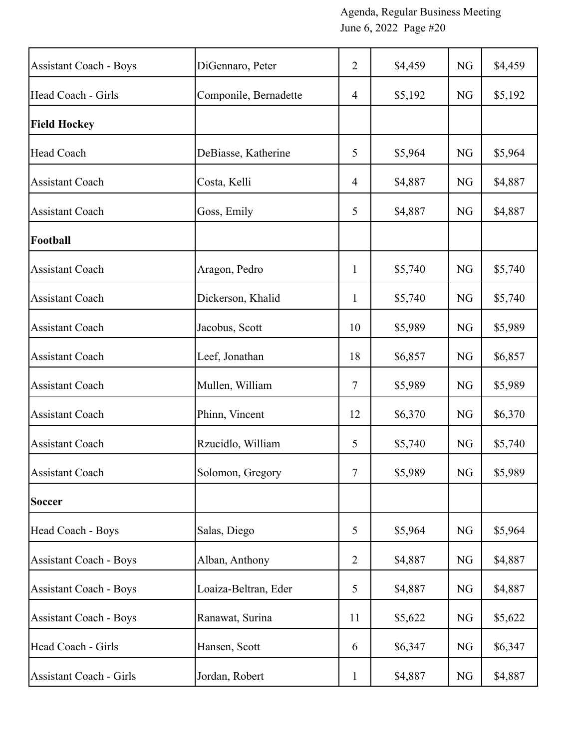| | | | | | |
|---|---|---|---|---|---|
| Assistant Coach - Boys | DiGennaro, Peter | 2 | $4,459 | NG | $4,459 |
| Head Coach - Girls | Componile, Bernadette | 4 | $5,192 | NG | $5,192 |
| **Field Hockey** | | | | | |
| Head Coach | DeBiasse, Katherine | 5 | $5,964 | NG | $5,964 |
| Assistant Coach | Costa, Kelli | 4 | $4,887 | NG | $4,887 |
| Assistant Coach | Goss, Emily | 5 | $4,887 | NG | $4,887 |
| **Football** | | | | | |
| Assistant Coach | Aragon, Pedro | 1 | $5,740 | NG | $5,740 |
| Assistant Coach | Dickerson, Khalid | 1 | $5,740 | NG | $5,740 |
| Assistant Coach | Jacobus, Scott | 10 | $5,989 | NG | $5,989 |
| Assistant Coach | Leef, Jonathan | 18 | $6,857 | NG | $6,857 |
| Assistant Coach | Mullen, William | 7 | $5,989 | NG | $5,989 |
| Assistant Coach | Phinn, Vincent | 12 | $6,370 | NG | $6,370 |
| Assistant Coach | Rzucidlo, William | 5 | $5,740 | NG | $5,740 |
| Assistant Coach | Solomon, Gregory | 7 | $5,989 | NG | $5,989 |
| **Soccer** | | | | | |
| Head Coach - Boys | Salas, Diego | 5 | $5,964 | NG | $5,964 |
| Assistant Coach - Boys | Alban, Anthony | 2 | $4,887 | NG | $4,887 |
| Assistant Coach - Boys | Loaiza-Beltran, Eder | 5 | $4,887 | NG | $4,887 |
| Assistant Coach - Boys | Ranawat, Surina | 11 | $5,622 | NG | $5,622 |
| Head Coach - Girls | Hansen, Scott | 6 | $6,347 | NG | $6,347 |
| Assistant Coach - Girls | Jordan, Robert | 1 | $4,887 | NG | $4,887 |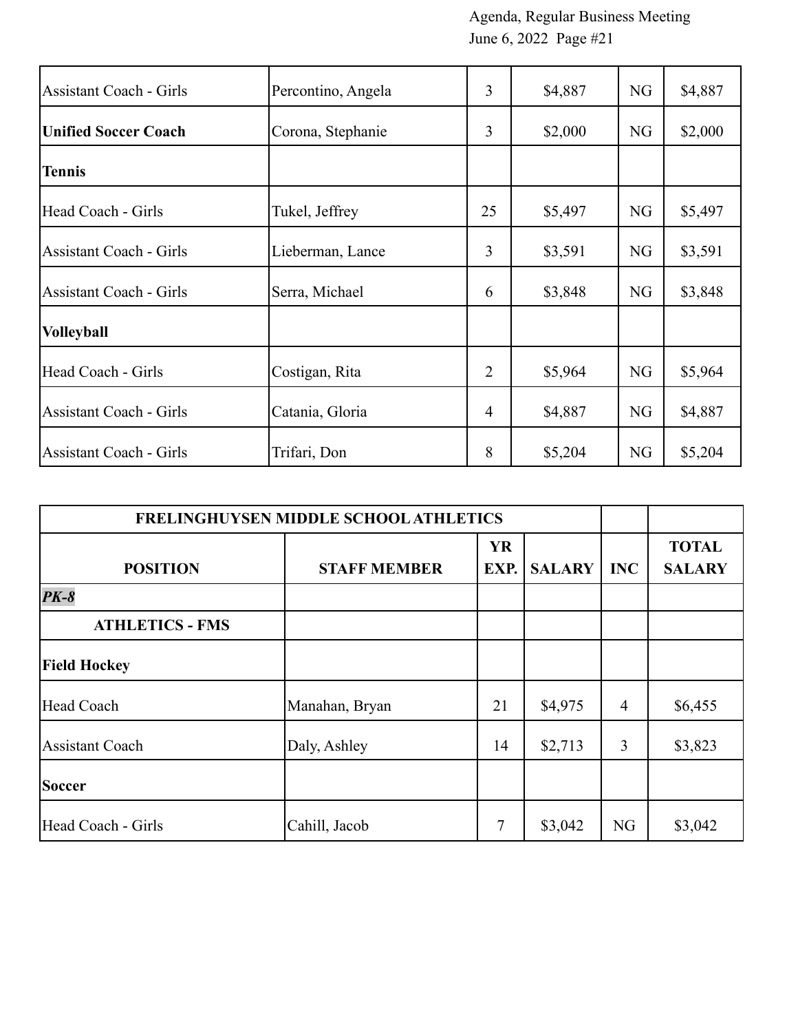| | | | | | |
|---|---|---|---|---|---|
| Assistant Coach - Girls | Percontino, Angela | 3 | $4,887 | NG | $4,887 |
| **Unified Soccer Coach** | Corona, Stephanie | 3 | $2,000 | NG | $2,000 |
| **Tennis** | | | | | |
| Head Coach - Girls | Tukel, Jeffrey | 25 | $5,497 | NG | $5,497 |
| Assistant Coach - Girls | Lieberman, Lance | 3 | $3,591 | NG | $3,591 |
| Assistant Coach - Girls | Serra, Michael | 6 | $3,848 | NG | $3,848 |
| **Volleyball** | | | | | |
| Head Coach - Girls | Costigan, Rita | 2 | $5,964 | NG | $5,964 |
| Assistant Coach - Girls | Catania, Gloria | 4 | $4,887 | NG | $4,887 |
| Assistant Coach - Girls | Trifari, Don | 8 | $5,204 | NG | $5,204 |

| FRELINGHUYSEN MIDDLE SCHOOL ATHLETICS | | | | | |
|---|---|---|---|---|---|
| **POSITION** | **STAFF MEMBER** | **YR EXP.** | **SALARY** | **INC** | **TOTAL SALARY** |
| ***PK-8*** | | | | | |
| **ATHLETICS - FMS** | | | | | |
| **Field Hockey** | | | | | |
| Head Coach | Manahan, Bryan | 21 | $4,975 | 4 | $6,455 |
| Assistant Coach | Daly, Ashley | 14 | $2,713 | 3 | $3,823 |
| **Soccer** | | | | | |
| Head Coach - Girls | Cahill, Jacob | 7 | $3,042 | NG | $3,042 |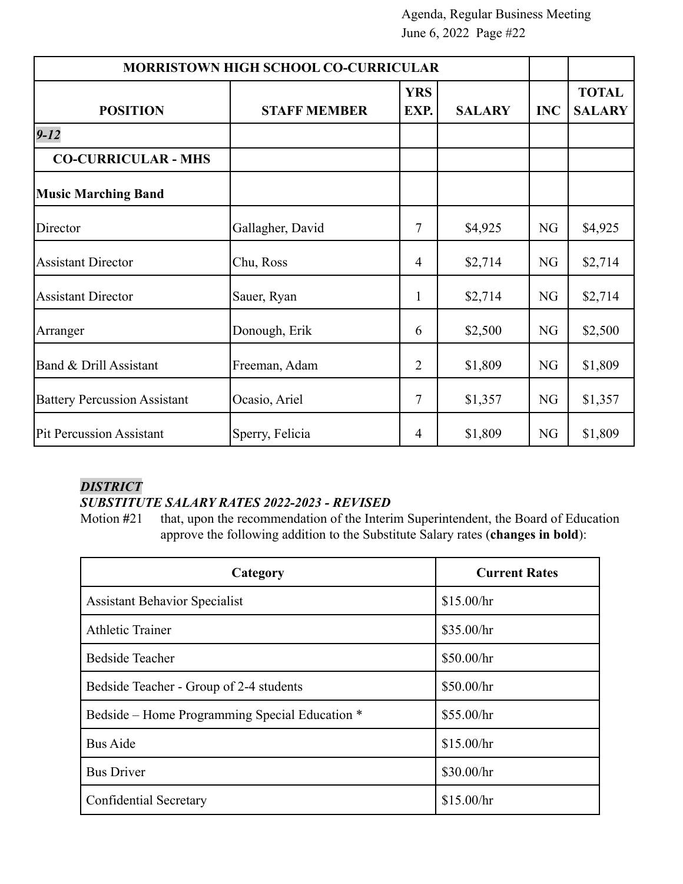| MORRISTOWN HIGH SCHOOL CO-CURRICULAR | | | | | |
|---|---|---|---|---|---|
| **POSITION** | **STAFF MEMBER** | **YRS EXP.** | **SALARY** | **INC** | **TOTAL SALARY** |
| ***9-12*** | | | | | |
| **CO-CURRICULAR - MHS** | | | | | |
| **Music Marching Band** | | | | | |
| Director | Gallagher, David | 7 | $4,925 | NG | $4,925 |
| Assistant Director | Chu, Ross | 4 | $2,714 | NG | $2,714 |
| Assistant Director | Sauer, Ryan | 1 | $2,714 | NG | $2,714 |
| Arranger | Donough, Erik | 6 | $2,500 | NG | $2,500 |
| Band & Drill Assistant | Freeman, Adam | 2 | $1,809 | NG | $1,809 |
| Battery Percussion Assistant | Ocasio, Ariel | 7 | $1,357 | NG | $1,357 |
| Pit Percussion Assistant | Sperry, Felicia | 4 | $1,809 | NG | $1,809 |

***DISTRICT***

***SUBSTITUTE SALARY RATES 2022-2023 - REVISED***

Motion #21 that, upon the recommendation of the Interim Superintendent, the Board of Education approve the following addition to the Substitute Salary rates (**changes in bold**):

| Category | Current Rates |
|---|---|
| Assistant Behavior Specialist | $15.00/hr |
| Athletic Trainer | $35.00/hr |
| Bedside Teacher | $50.00/hr |
| Bedside Teacher - Group of 2-4 students | $50.00/hr |
| Bedside – Home Programming Special Education * | $55.00/hr |
| Bus Aide | $15.00/hr |
| Bus Driver | $30.00/hr |
| Confidential Secretary | $15.00/hr |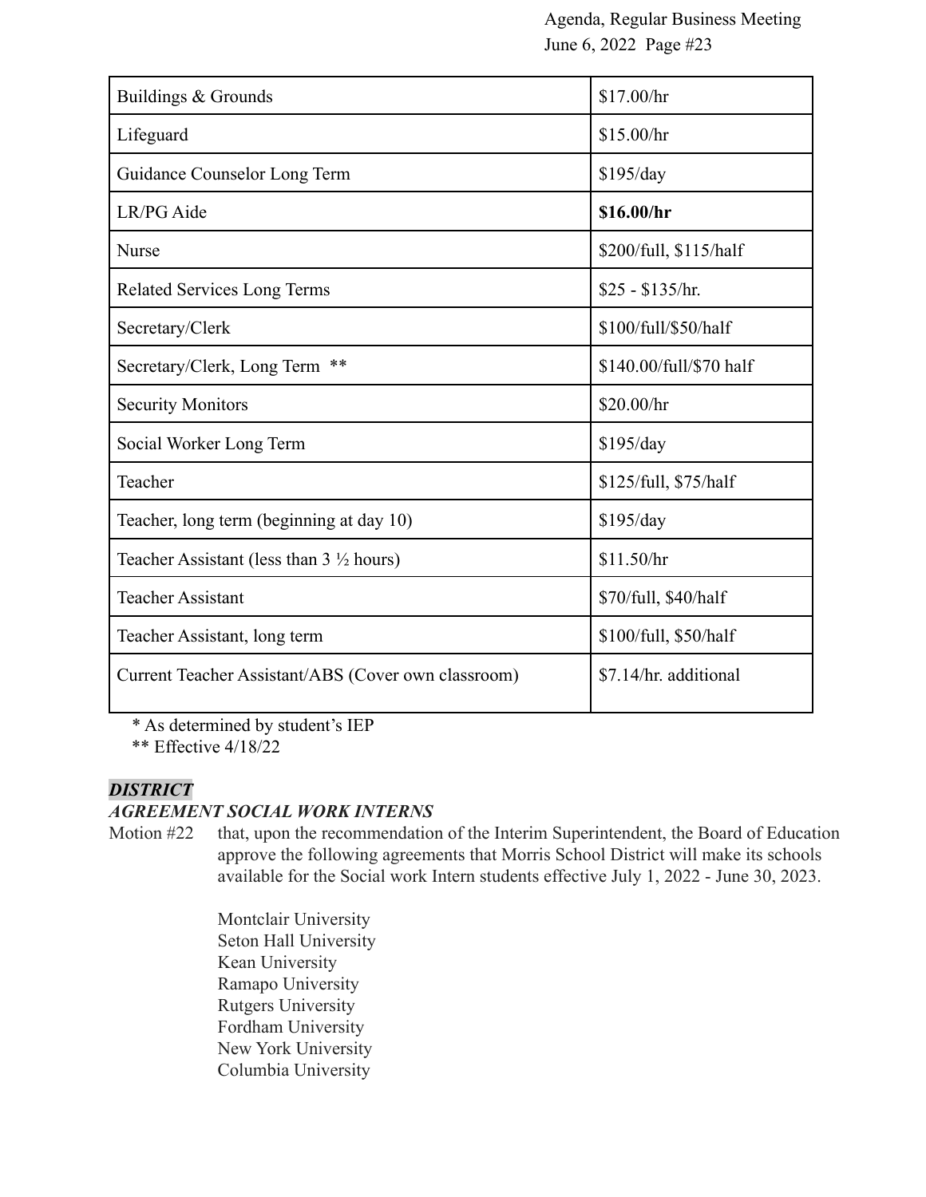| Buildings & Grounds | $17.00/hr |
|---|---|
| Lifeguard | $15.00/hr |
| Guidance Counselor Long Term | $195/day |
| LR/PG Aide | **$16.00/hr** |
| Nurse | $200/full, $115/half |
| Related Services Long Terms | $25 - $135/hr. |
| Secretary/Clerk | $100/full/$50/half |
| Secretary/Clerk, Long Term ** | $140.00/full/$70 half |
| Security Monitors | $20.00/hr |
| Social Worker Long Term | $195/day |
| Teacher | $125/full, $75/half |
| Teacher, long term (beginning at day 10) | $195/day |
| Teacher Assistant (less than 3 ½ hours) | $11.50/hr |
| Teacher Assistant | $70/full, $40/half |
| Teacher Assistant, long term | $100/full, $50/half |
| Current Teacher Assistant/ABS (Cover own classroom) | $7.14/hr. additional |

* As determined by student's IEP
** Effective 4/18/22

***DISTRICT***

***AGREEMENT SOCIAL WORK INTERNS***

Motion #22 that, upon the recommendation of the Interim Superintendent, the Board of Education approve the following agreements that Morris School District will make its schools available for the Social work Intern students effective July 1, 2022 - June 30, 2023.

Montclair University
Seton Hall University
Kean University
Ramapo University
Rutgers University
Fordham University
New York University
Columbia University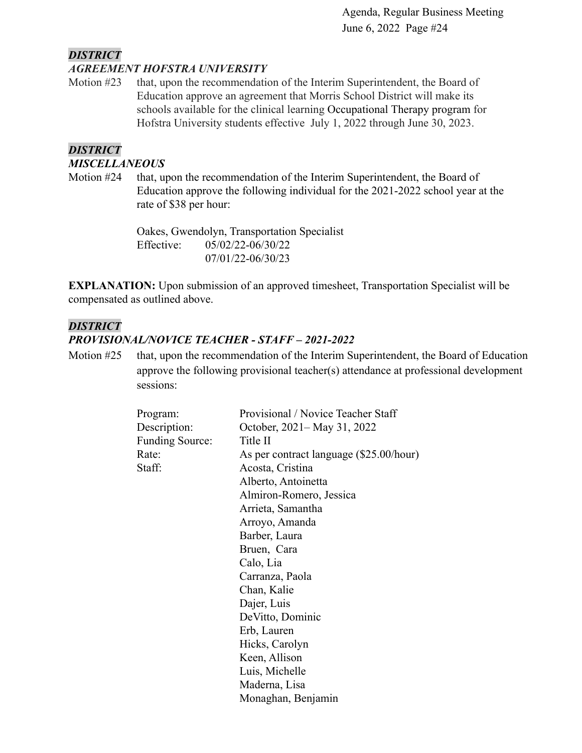***DISTRICT***
***AGREEMENT HOFSTRA UNIVERSITY***

Motion #23 that, upon the recommendation of the Interim Superintendent, the Board of Education approve an agreement that Morris School District will make its schools available for the clinical learning Occupational Therapy program for Hofstra University students effective July 1, 2022 through June 30, 2023.

***DISTRICT***
***MISCELLANEOUS***

Motion #24 that, upon the recommendation of the Interim Superintendent, the Board of Education approve the following individual for the 2021-2022 school year at the rate of $38 per hour:

Oakes, Gwendolyn, Transportation Specialist
Effective: 05/02/22-06/30/22
07/01/22-06/30/23

**EXPLANATION:** Upon submission of an approved timesheet, Transportation Specialist will be compensated as outlined above.

***DISTRICT***
***PROVISIONAL/NOVICE TEACHER - STAFF – 2021-2022***

Motion #25 that, upon the recommendation of the Interim Superintendent, the Board of Education approve the following provisional teacher(s) attendance at professional development sessions:

Program: Provisional / Novice Teacher Staff
Description: October, 2021– May 31, 2022
Funding Source: Title II
Rate: As per contract language ($25.00/hour)
Staff:
Acosta, Cristina
Alberto, Antoinetta
Almiron-Romero, Jessica
Arrieta, Samantha
Arroyo, Amanda
Barber, Laura
Bruen, Cara
Calo, Lia
Carranza, Paola
Chan, Kalie
Dajer, Luis
DeVitto, Dominic
Erb, Lauren
Hicks, Carolyn
Keen, Allison
Luis, Michelle
Maderna, Lisa
Monaghan, Benjamin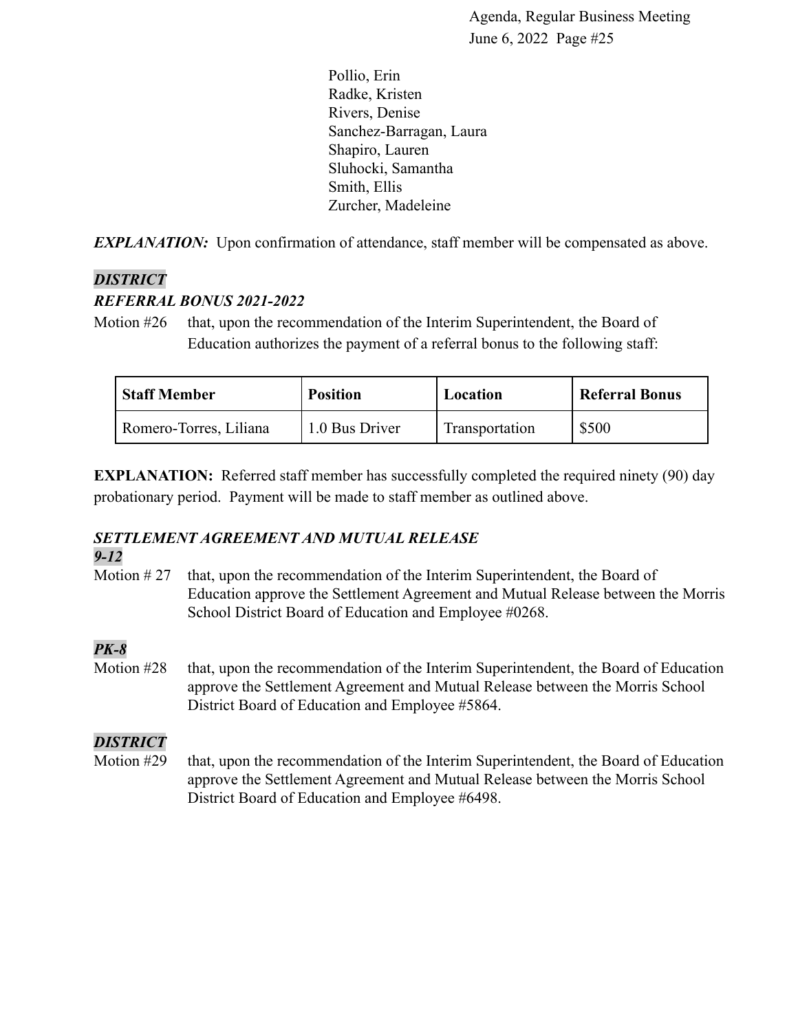Pollio, Erin
Radke, Kristen
Rivers, Denise
Sanchez-Barragan, Laura
Shapiro, Lauren
Sluhocki, Samantha
Smith, Ellis
Zurcher, Madeleine

***EXPLANATION:*** Upon confirmation of attendance, staff member will be compensated as above.

***DISTRICT***

***REFERRAL BONUS 2021-2022***

Motion #26 that, upon the recommendation of the Interim Superintendent, the Board of Education authorizes the payment of a referral bonus to the following staff:

| Staff Member | Position | Location | Referral Bonus |
|---|---|---|---|
| Romero-Torres, Liliana | 1.0 Bus Driver | Transportation | $500 |

**EXPLANATION:** Referred staff member has successfully completed the required ninety (90) day probationary period. Payment will be made to staff member as outlined above.

***SETTLEMENT AGREEMENT AND MUTUAL RELEASE***

***9-12***

Motion # 27 that, upon the recommendation of the Interim Superintendent, the Board of Education approve the Settlement Agreement and Mutual Release between the Morris School District Board of Education and Employee #0268.

***PK-8***

Motion #28 that, upon the recommendation of the Interim Superintendent, the Board of Education approve the Settlement Agreement and Mutual Release between the Morris School District Board of Education and Employee #5864.

***DISTRICT***

Motion #29 that, upon the recommendation of the Interim Superintendent, the Board of Education approve the Settlement Agreement and Mutual Release between the Morris School District Board of Education and Employee #6498.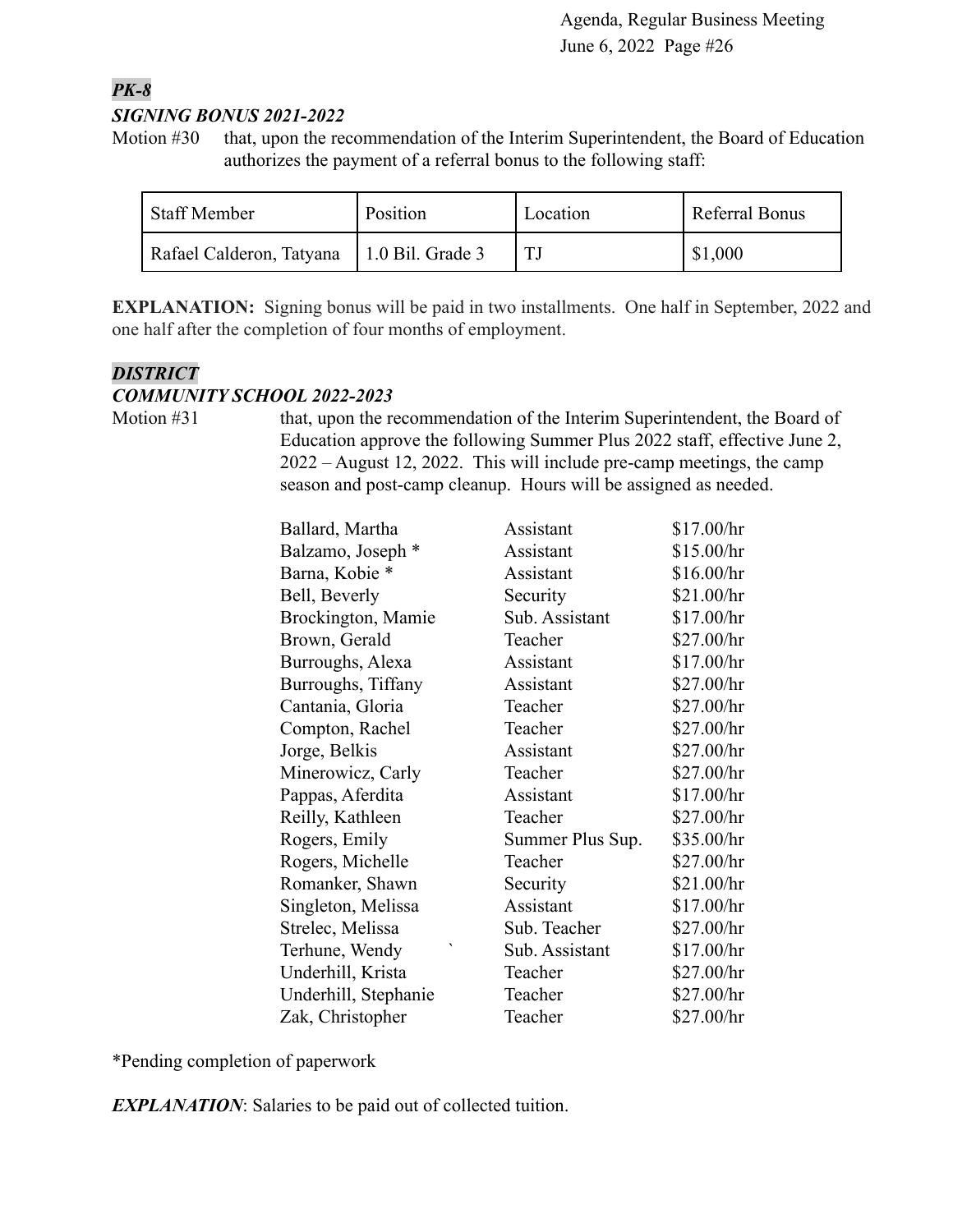***PK-8***

***SIGNING BONUS 2021-2022***

Motion #30 that, upon the recommendation of the Interim Superintendent, the Board of Education authorizes the payment of a referral bonus to the following staff:

| Staff Member | Position | Location | Referral Bonus |
|---|---|---|---|
| Rafael Calderon, Tatyana | 1.0 Bil. Grade 3 | TJ | $1,000 |

**EXPLANATION:** Signing bonus will be paid in two installments. One half in September, 2022 and one half after the completion of four months of employment.

***DISTRICT***

***COMMUNITY SCHOOL 2022-2023***

Motion #31 that, upon the recommendation of the Interim Superintendent, the Board of Education approve the following Summer Plus 2022 staff, effective June 2, 2022 – August 12, 2022. This will include pre-camp meetings, the camp season and post-camp cleanup. Hours will be assigned as needed.

| | | |
|---|---|---|
| Ballard, Martha | Assistant | $17.00/hr |
| Balzamo, Joseph * | Assistant | $15.00/hr |
| Barna, Kobie * | Assistant | $16.00/hr |
| Bell, Beverly | Security | $21.00/hr |
| Brockington, Mamie | Sub. Assistant | $17.00/hr |
| Brown, Gerald | Teacher | $27.00/hr |
| Burroughs, Alexa | Assistant | $17.00/hr |
| Burroughs, Tiffany | Assistant | $27.00/hr |
| Cantania, Gloria | Teacher | $27.00/hr |
| Compton, Rachel | Teacher | $27.00/hr |
| Jorge, Belkis | Assistant | $27.00/hr |
| Minerowicz, Carly | Teacher | $27.00/hr |
| Pappas, Aferdita | Assistant | $17.00/hr |
| Reilly, Kathleen | Teacher | $27.00/hr |
| Rogers, Emily | Summer Plus Sup. | $35.00/hr |
| Rogers, Michelle | Teacher | $27.00/hr |
| Romanker, Shawn | Security | $21.00/hr |
| Singleton, Melissa | Assistant | $17.00/hr |
| Strelec, Melissa | Sub. Teacher | $27.00/hr |
| Terhune, Wendy ` | Sub. Assistant | $17.00/hr |
| Underhill, Krista | Teacher | $27.00/hr |
| Underhill, Stephanie | Teacher | $27.00/hr |
| Zak, Christopher | Teacher | $27.00/hr |

*Pending completion of paperwork

***EXPLANATION***: Salaries to be paid out of collected tuition.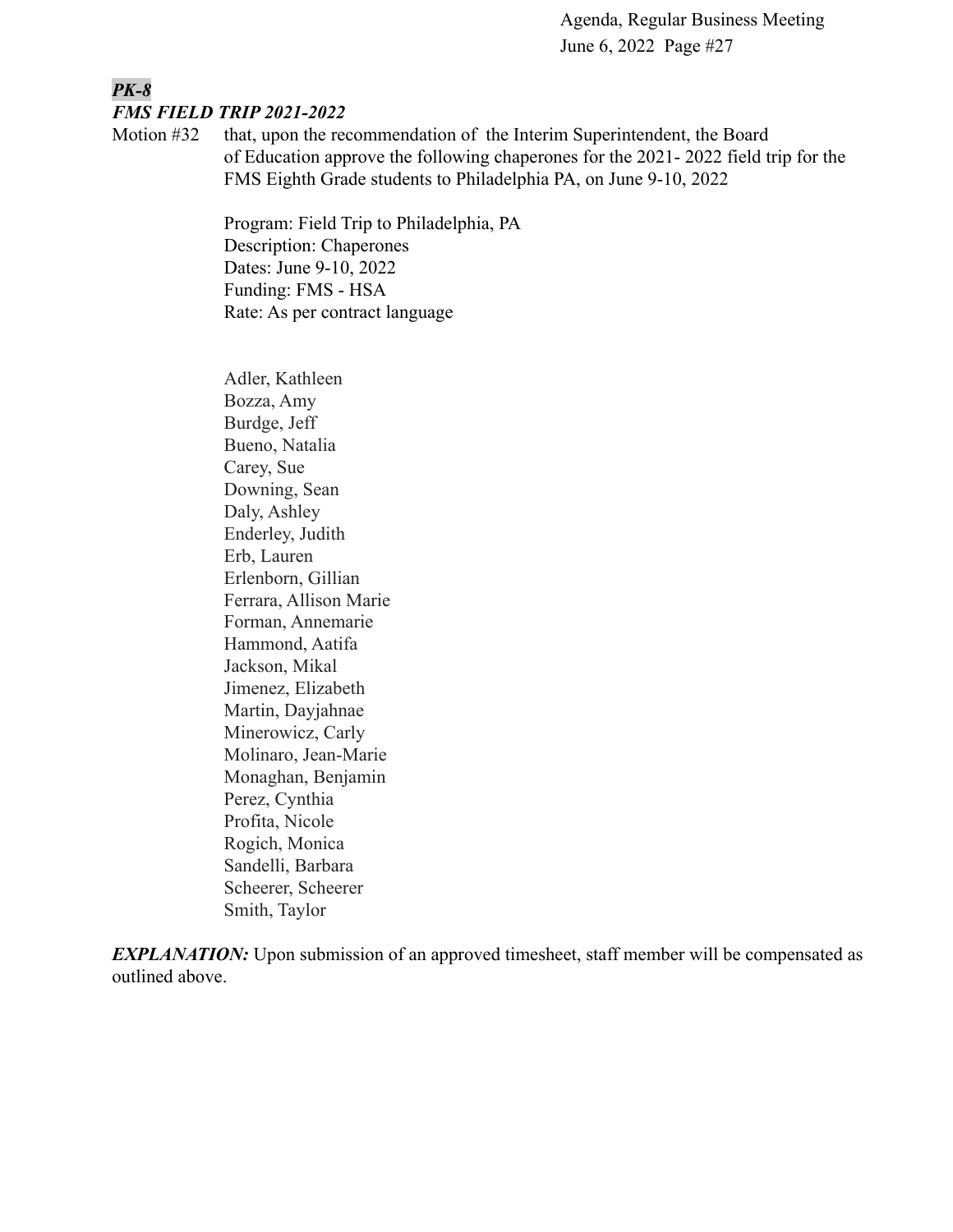***PK-8***

***FMS FIELD TRIP 2021-2022***

Motion #32 that, upon the recommendation of the Interim Superintendent, the Board of Education approve the following chaperones for the 2021- 2022 field trip for the FMS Eighth Grade students to Philadelphia PA, on June 9-10, 2022

Program: Field Trip to Philadelphia, PA
Description: Chaperones
Dates: June 9-10, 2022
Funding: FMS - HSA
Rate: As per contract language

Adler, Kathleen
Bozza, Amy
Burdge, Jeff
Bueno, Natalia
Carey, Sue
Downing, Sean
Daly, Ashley
Enderley, Judith
Erb, Lauren
Erlenborn, Gillian
Ferrara, Allison Marie
Forman, Annemarie
Hammond, Aatifa
Jackson, Mikal
Jimenez, Elizabeth
Martin, Dayjahnae
Minerowicz, Carly
Molinaro, Jean-Marie
Monaghan, Benjamin
Perez, Cynthia
Profita, Nicole
Rogich, Monica
Sandelli, Barbara
Scheerer, Scheerer
Smith, Taylor

***EXPLANATION:*** Upon submission of an approved timesheet, staff member will be compensated as outlined above.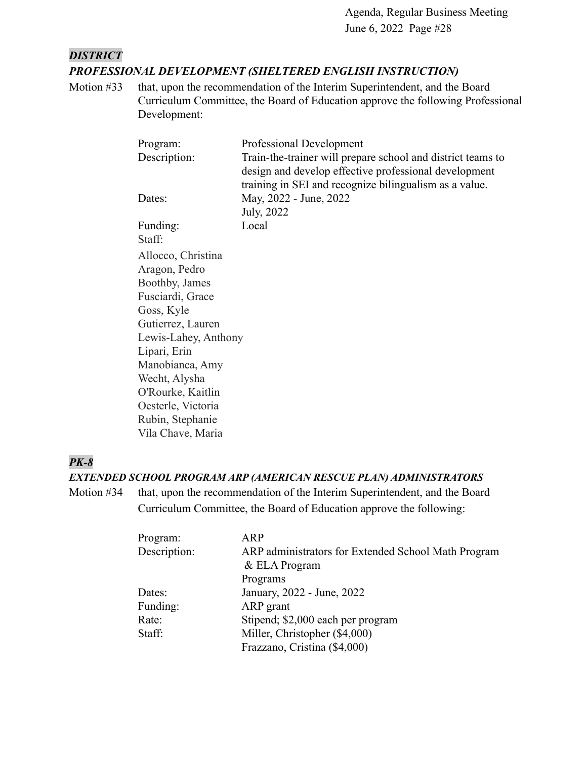***DISTRICT***

***PROFESSIONAL DEVELOPMENT (SHELTERED ENGLISH INSTRUCTION)***

Motion #33 that, upon the recommendation of the Interim Superintendent, and the Board Curriculum Committee, the Board of Education approve the following Professional Development:

| | |
|---|---|
| Program: | Professional Development |
| Description: | Train-the-trainer will prepare school and district teams to design and develop effective professional development training in SEI and recognize bilingualism as a value. |
| Dates: | May, 2022 - June, 2022<br>July, 2022 |
| Funding: | Local |

Staff:

Allocco, Christina
Aragon, Pedro
Boothby, James
Fusciardi, Grace
Goss, Kyle
Gutierrez, Lauren
Lewis-Lahey, Anthony
Lipari, Erin
Manobianca, Amy
Wecht, Alysha
O'Rourke, Kaitlin
Oesterle, Victoria
Rubin, Stephanie
Vila Chave, Maria

***PK-8***

***EXTENDED SCHOOL PROGRAM ARP (AMERICAN RESCUE PLAN) ADMINISTRATORS***

Motion #34 that, upon the recommendation of the Interim Superintendent, and the Board Curriculum Committee, the Board of Education approve the following:

| | |
|---|---|
| Program: | ARP |
| Description: | ARP administrators for Extended School Math Program & ELA Program<br>Programs |
| Dates: | January, 2022 - June, 2022 |
| Funding: | ARP grant |
| Rate: | Stipend; $2,000 each per program |
| Staff: | Miller, Christopher ($4,000)<br>Frazzano, Cristina ($4,000) |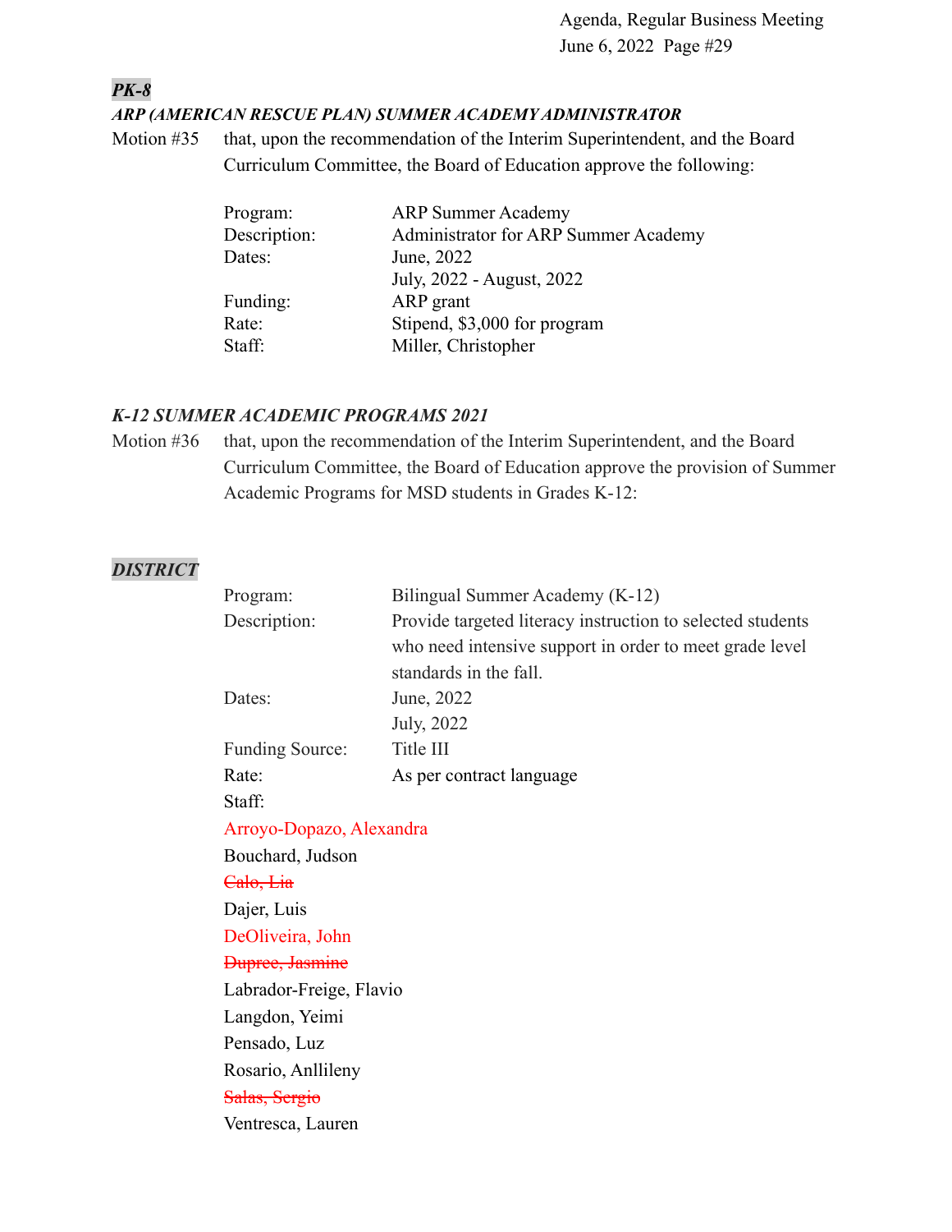***PK-8***

***ARP (AMERICAN RESCUE PLAN) SUMMER ACADEMY ADMINISTRATOR***

Motion #35 that, upon the recommendation of the Interim Superintendent, and the Board Curriculum Committee, the Board of Education approve the following:

Program: ARP Summer Academy
Description: Administrator for ARP Summer Academy
Dates: June, 2022
July, 2022 - August, 2022
Funding: ARP grant
Rate: Stipend, $3,000 for program
Staff: Miller, Christopher

***K-12 SUMMER ACADEMIC PROGRAMS 2021***

Motion #36 that, upon the recommendation of the Interim Superintendent, and the Board Curriculum Committee, the Board of Education approve the provision of Summer Academic Programs for MSD students in Grades K-12:

***DISTRICT***

Program: Bilingual Summer Academy (K-12)
Description: Provide targeted literacy instruction to selected students who need intensive support in order to meet grade level standards in the fall.
Dates: June, 2022
July, 2022
Funding Source: Title III
Rate: As per contract language
Staff:

Arroyo-Dopazo, Alexandra
Bouchard, Judson
~~Calo, Lia~~
Dajer, Luis
DeOliveira, John
~~Dupree, Jasmine~~
Labrador-Freige, Flavio
Langdon, Yeimi
Pensado, Luz
Rosario, Anllileny
~~Salas, Sergio~~
Ventresca, Lauren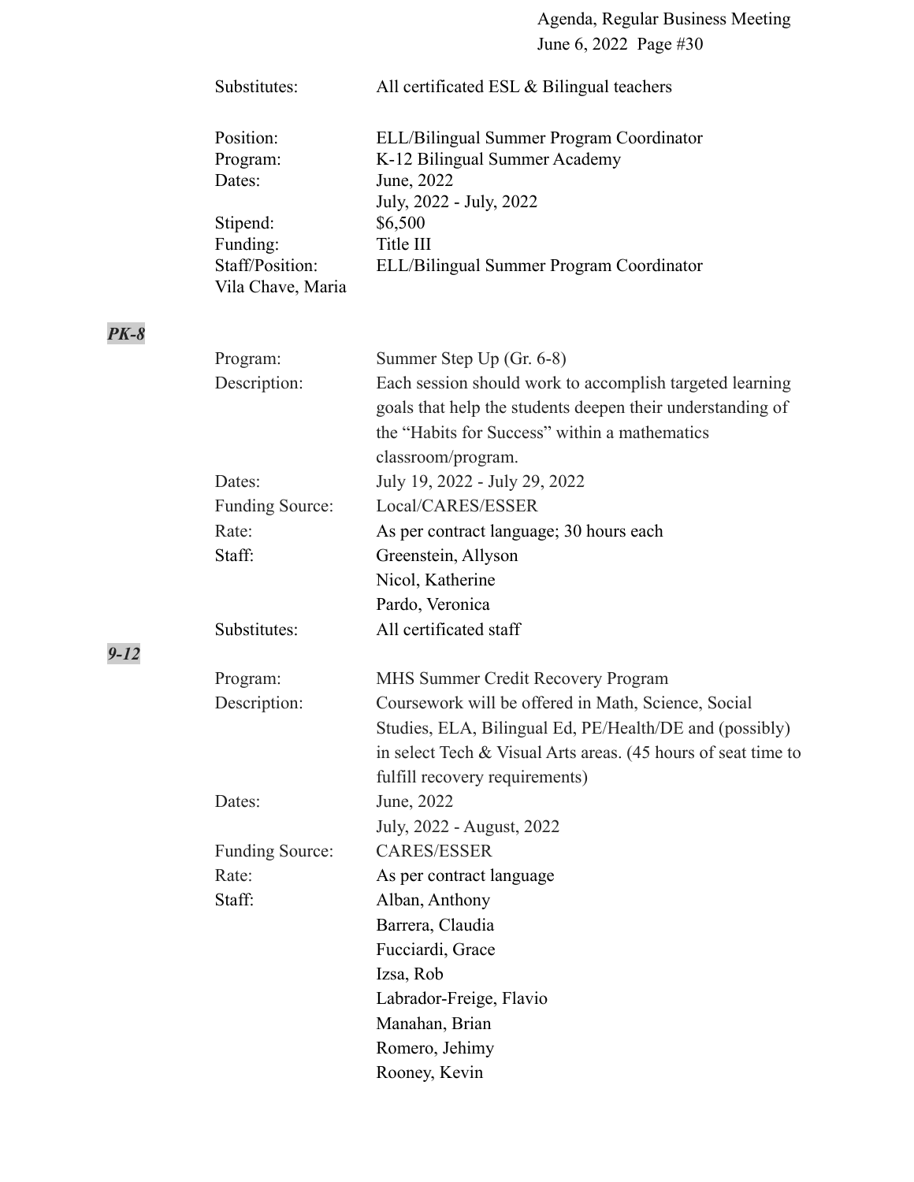| | |
|---|---|
| Substitutes: | All certificated ESL & Bilingual teachers |

| | |
|---|---|
| Position: | ELL/Bilingual Summer Program Coordinator |
| Program: | K-12 Bilingual Summer Academy |
| Dates: | June, 2022<br>July, 2022 - July, 2022 |
| Stipend: | $6,500 |
| Funding: | Title III |
| Staff/Position: | ELL/Bilingual Summer Program Coordinator |
| Vila Chave, Maria | |

***PK-8***

| | |
|---|---|
| Program: | Summer Step Up (Gr. 6-8) |
| Description: | Each session should work to accomplish targeted learning goals that help the students deepen their understanding of the "Habits for Success" within a mathematics classroom/program. |
| Dates: | July 19, 2022 - July 29, 2022 |
| Funding Source: | Local/CARES/ESSER |
| Rate: | As per contract language; 30 hours each |
| Staff: | Greenstein, Allyson<br>Nicol, Katherine<br>Pardo, Veronica |
| Substitutes: | All certificated staff |

***9-12***

| | |
|---|---|
| Program: | MHS Summer Credit Recovery Program |
| Description: | Coursework will be offered in Math, Science, Social Studies, ELA, Bilingual Ed, PE/Health/DE and (possibly) in select Tech & Visual Arts areas. (45 hours of seat time to fulfill recovery requirements) |
| Dates: | June, 2022<br>July, 2022 - August, 2022 |
| Funding Source: | CARES/ESSER |
| Rate: | As per contract language |
| Staff: | Alban, Anthony<br>Barrera, Claudia<br>Fucciardi, Grace<br>Izsa, Rob<br>Labrador-Freige, Flavio<br>Manahan, Brian<br>Romero, Jehimy<br>Rooney, Kevin |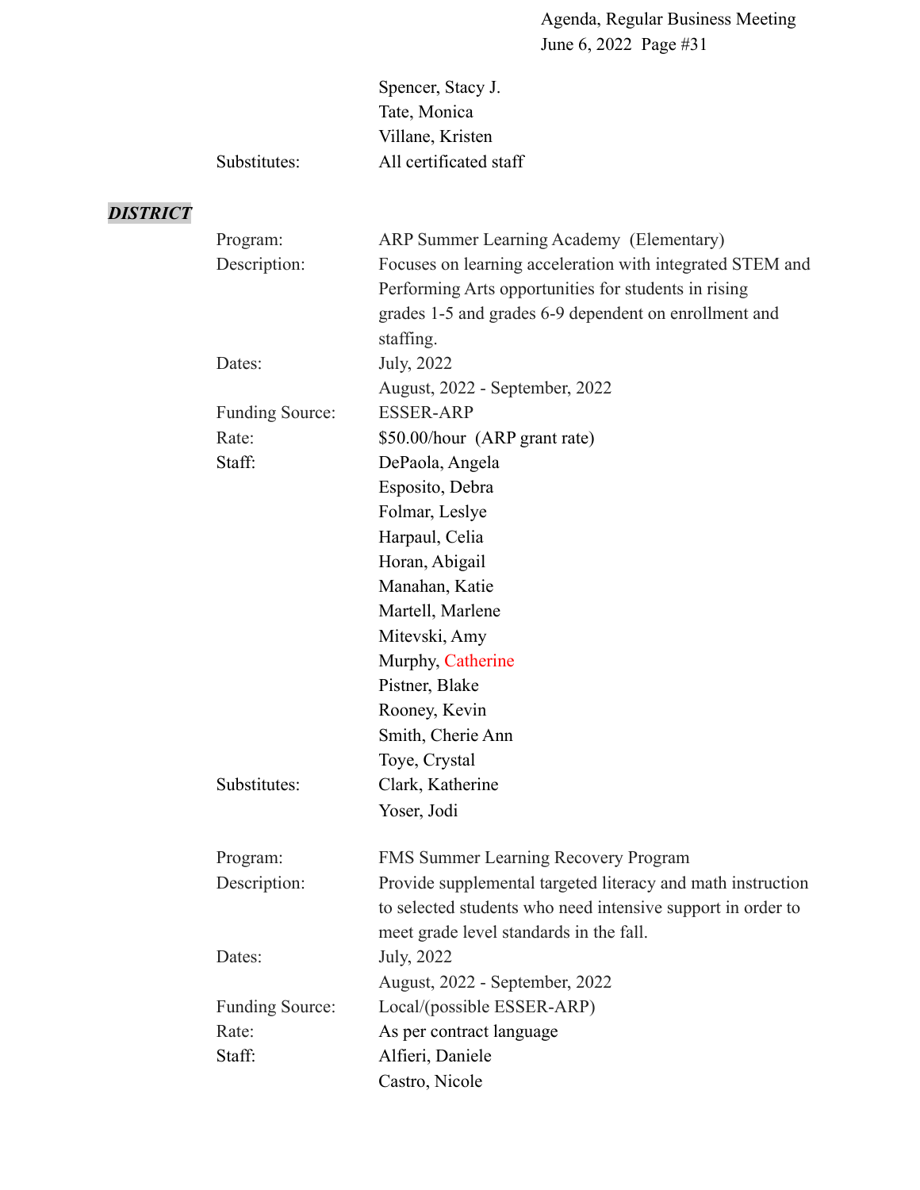| | |
|---|---|
| | Spencer, Stacy J. |
| | Tate, Monica |
| | Villane, Kristen |
| Substitutes: | All certificated staff |

***DISTRICT***

| | |
|---|---|
| Program: | ARP Summer Learning Academy (Elementary) |
| Description: | Focuses on learning acceleration with integrated STEM and Performing Arts opportunities for students in rising grades 1-5 and grades 6-9 dependent on enrollment and staffing. |
| Dates: | July, 2022 |
| | August, 2022 - September, 2022 |
| Funding Source: | ESSER-ARP |
| Rate: | $50.00/hour (ARP grant rate) |
| Staff: | DePaola, Angela |
| | Esposito, Debra |
| | Folmar, Leslye |
| | Harpaul, Celia |
| | Horan, Abigail |
| | Manahan, Katie |
| | Martell, Marlene |
| | Mitevski, Amy |
| | Murphy, Catherine |
| | Pistner, Blake |
| | Rooney, Kevin |
| | Smith, Cherie Ann |
| | Toye, Crystal |
| Substitutes: | Clark, Katherine |
| | Yoser, Jodi |

| | |
|---|---|
| Program: | FMS Summer Learning Recovery Program |
| Description: | Provide supplemental targeted literacy and math instruction to selected students who need intensive support in order to meet grade level standards in the fall. |
| Dates: | July, 2022 |
| | August, 2022 - September, 2022 |
| Funding Source: | Local/(possible ESSER-ARP) |
| Rate: | As per contract language |
| Staff: | Alfieri, Daniele |
| | Castro, Nicole |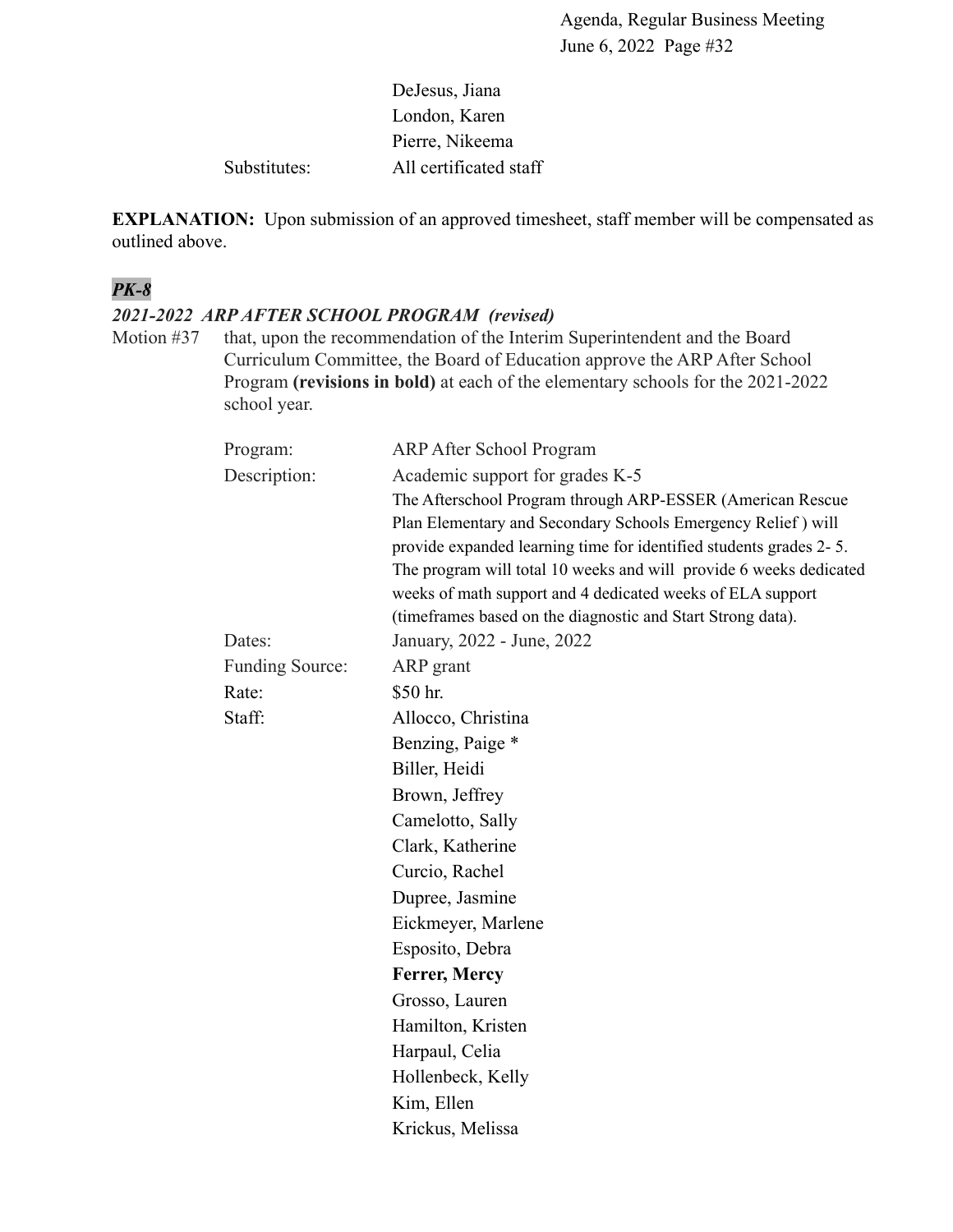| | |
|---|---|
| | DeJesus, Jiana |
| | London, Karen |
| | Pierre, Nikeema |
| Substitutes: | All certificated staff |

**EXPLANATION:** Upon submission of an approved timesheet, staff member will be compensated as outlined above.

***PK-8***

***2021-2022 ARP AFTER SCHOOL PROGRAM (revised)***

Motion #37 that, upon the recommendation of the Interim Superintendent and the Board Curriculum Committee, the Board of Education approve the ARP After School Program **(revisions in bold)** at each of the elementary schools for the 2021-2022 school year.

| | |
|---|---|
| Program: | ARP After School Program |
| Description: | Academic support for grades K-5<br>The Afterschool Program through ARP-ESSER (American Rescue Plan Elementary and Secondary Schools Emergency Relief ) will provide expanded learning time for identified students grades 2- 5. The program will total 10 weeks and will provide 6 weeks dedicated weeks of math support and 4 dedicated weeks of ELA support (timeframes based on the diagnostic and Start Strong data). |
| Dates: | January, 2022 - June, 2022 |
| Funding Source: | ARP grant |
| Rate: | $50 hr. |
| Staff: | Allocco, Christina |
| | Benzing, Paige * |
| | Biller, Heidi |
| | Brown, Jeffrey |
| | Camelotto, Sally |
| | Clark, Katherine |
| | Curcio, Rachel |
| | Dupree, Jasmine |
| | Eickmeyer, Marlene |
| | Esposito, Debra |
| | **Ferrer, Mercy** |
| | Grosso, Lauren |
| | Hamilton, Kristen |
| | Harpaul, Celia |
| | Hollenbeck, Kelly |
| | Kim, Ellen |
| | Krickus, Melissa |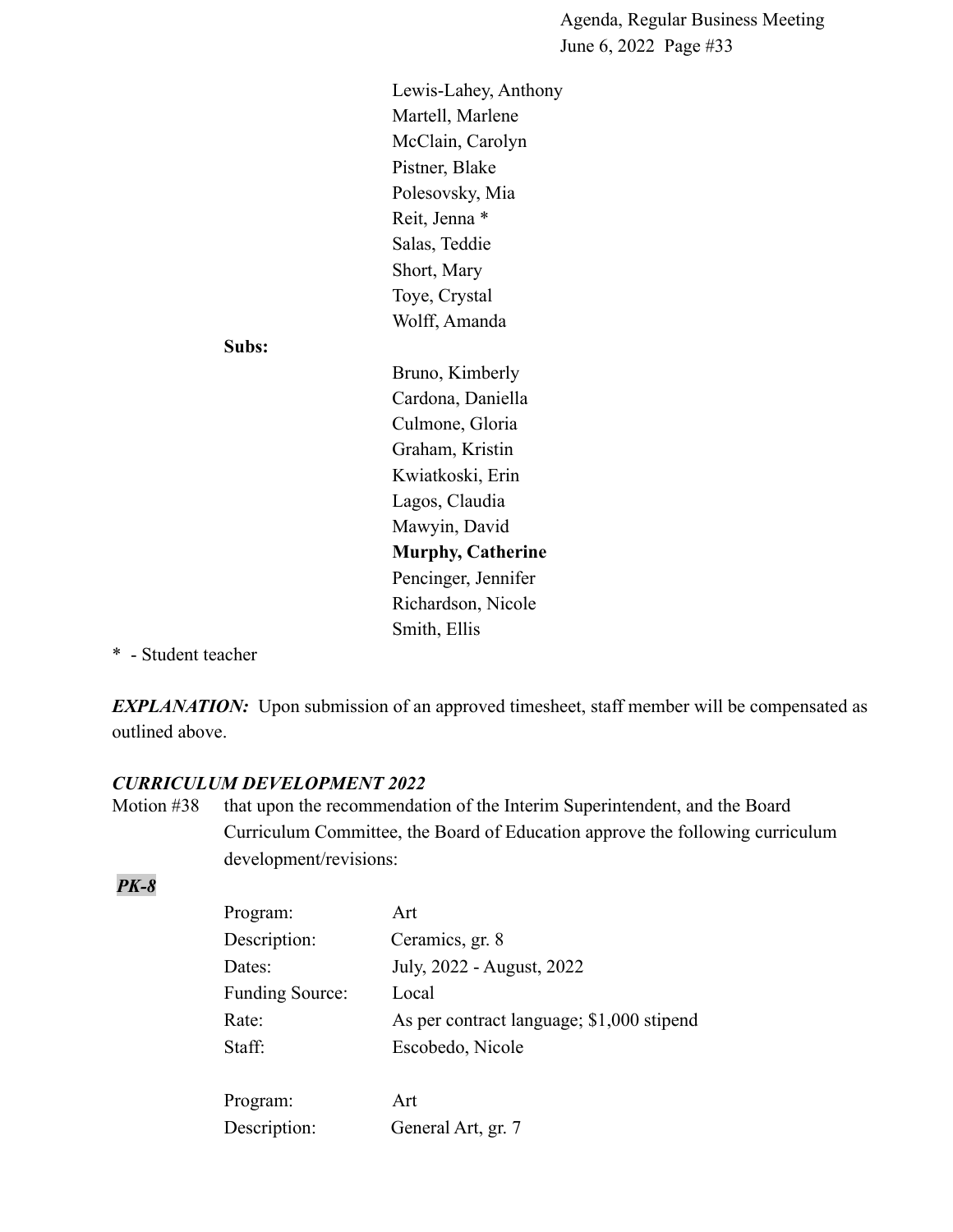Lewis-Lahey, Anthony
Martell, Marlene
McClain, Carolyn
Pistner, Blake
Polesovsky, Mia
Reit, Jenna *
Salas, Teddie
Short, Mary
Toye, Crystal
Wolff, Amanda

**Subs:**

Bruno, Kimberly
Cardona, Daniella
Culmone, Gloria
Graham, Kristin
Kwiatkoski, Erin
Lagos, Claudia
Mawyin, David
**Murphy, Catherine**
Pencinger, Jennifer
Richardson, Nicole
Smith, Ellis

* - Student teacher

***EXPLANATION:*** Upon submission of an approved timesheet, staff member will be compensated as outlined above.

***CURRICULUM DEVELOPMENT 2022***

Motion #38 that upon the recommendation of the Interim Superintendent, and the Board Curriculum Committee, the Board of Education approve the following curriculum development/revisions:

***PK-8***

Program: Art
Description: Ceramics, gr. 8
Dates: July, 2022 - August, 2022
Funding Source: Local
Rate: As per contract language; $1,000 stipend
Staff: Escobedo, Nicole

Program: Art
Description: General Art, gr. 7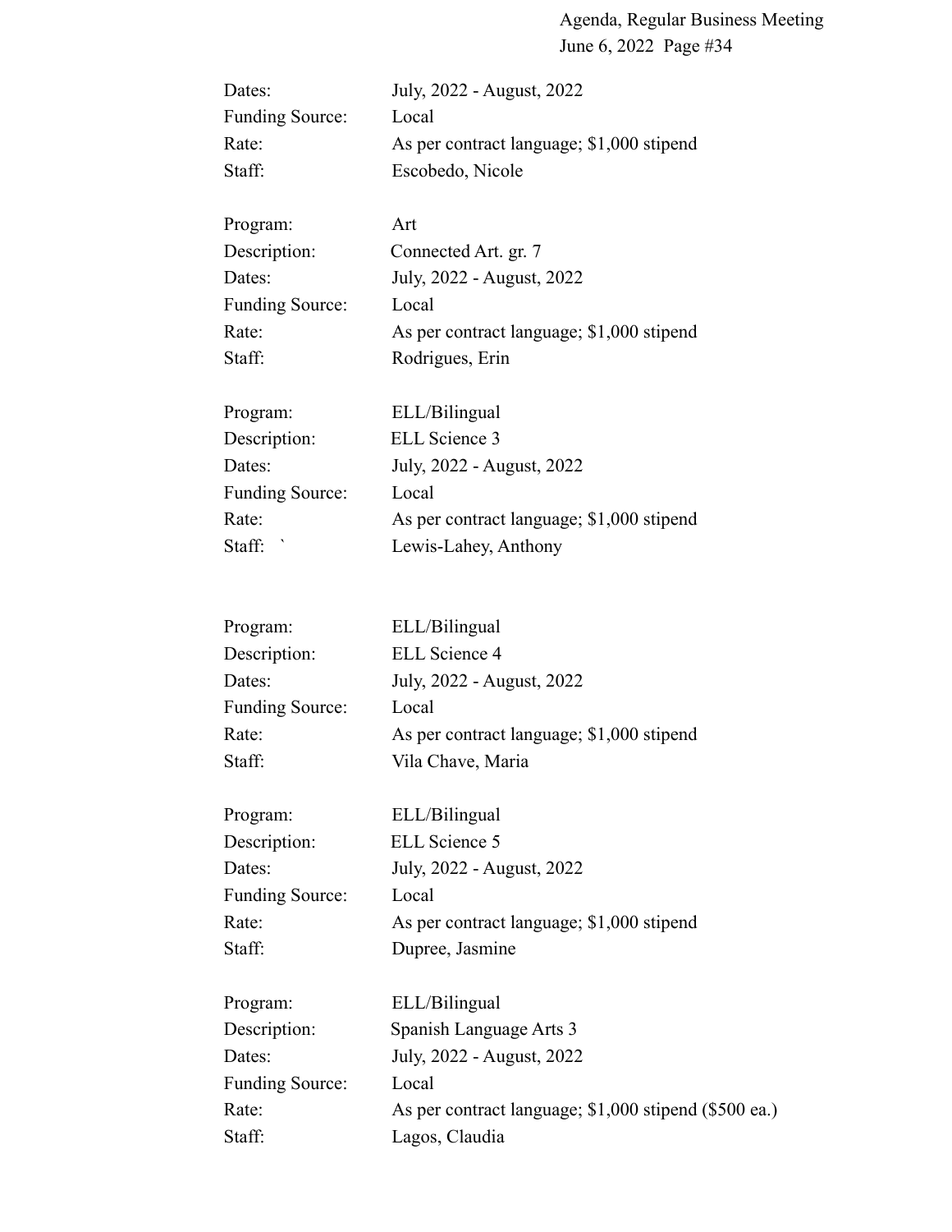Dates: July, 2022 - August, 2022
Funding Source: Local
Rate: As per contract language; $1,000 stipend
Staff: Escobedo, Nicole

Program: Art
Description: Connected Art. gr. 7
Dates: July, 2022 - August, 2022
Funding Source: Local
Rate: As per contract language; $1,000 stipend
Staff: Rodrigues, Erin

Program: ELL/Bilingual
Description: ELL Science 3
Dates: July, 2022 - August, 2022
Funding Source: Local
Rate: As per contract language; $1,000 stipend
Staff: ` Lewis-Lahey, Anthony

Program: ELL/Bilingual
Description: ELL Science 4
Dates: July, 2022 - August, 2022
Funding Source: Local
Rate: As per contract language; $1,000 stipend
Staff: Vila Chave, Maria

Program: ELL/Bilingual
Description: ELL Science 5
Dates: July, 2022 - August, 2022
Funding Source: Local
Rate: As per contract language; $1,000 stipend
Staff: Dupree, Jasmine

Program: ELL/Bilingual
Description: Spanish Language Arts 3
Dates: July, 2022 - August, 2022
Funding Source: Local
Rate: As per contract language; $1,000 stipend ($500 ea.)
Staff: Lagos, Claudia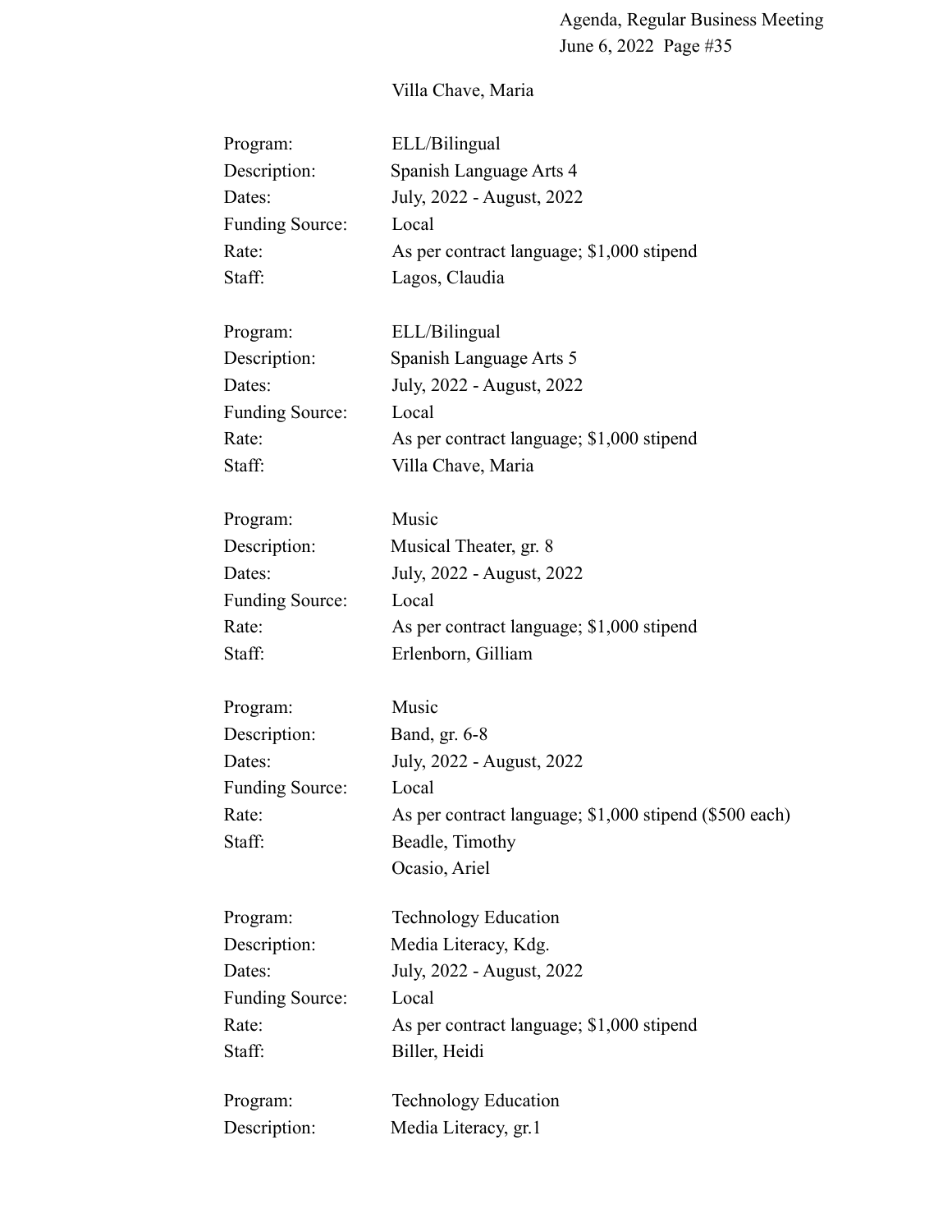Villa Chave, Maria

Program: ELL/Bilingual
Description: Spanish Language Arts 4
Dates: July, 2022 - August, 2022
Funding Source: Local
Rate: As per contract language; $1,000 stipend
Staff: Lagos, Claudia

Program: ELL/Bilingual
Description: Spanish Language Arts 5
Dates: July, 2022 - August, 2022
Funding Source: Local
Rate: As per contract language; $1,000 stipend
Staff: Villa Chave, Maria

Program: Music
Description: Musical Theater, gr. 8
Dates: July, 2022 - August, 2022
Funding Source: Local
Rate: As per contract language; $1,000 stipend
Staff: Erlenborn, Gilliam

Program: Music
Description: Band, gr. 6-8
Dates: July, 2022 - August, 2022
Funding Source: Local
Rate: As per contract language; $1,000 stipend ($500 each)
Staff: Beadle, Timothy
Ocasio, Ariel

Program: Technology Education
Description: Media Literacy, Kdg.
Dates: July, 2022 - August, 2022
Funding Source: Local
Rate: As per contract language; $1,000 stipend
Staff: Biller, Heidi

Program: Technology Education
Description: Media Literacy, gr.1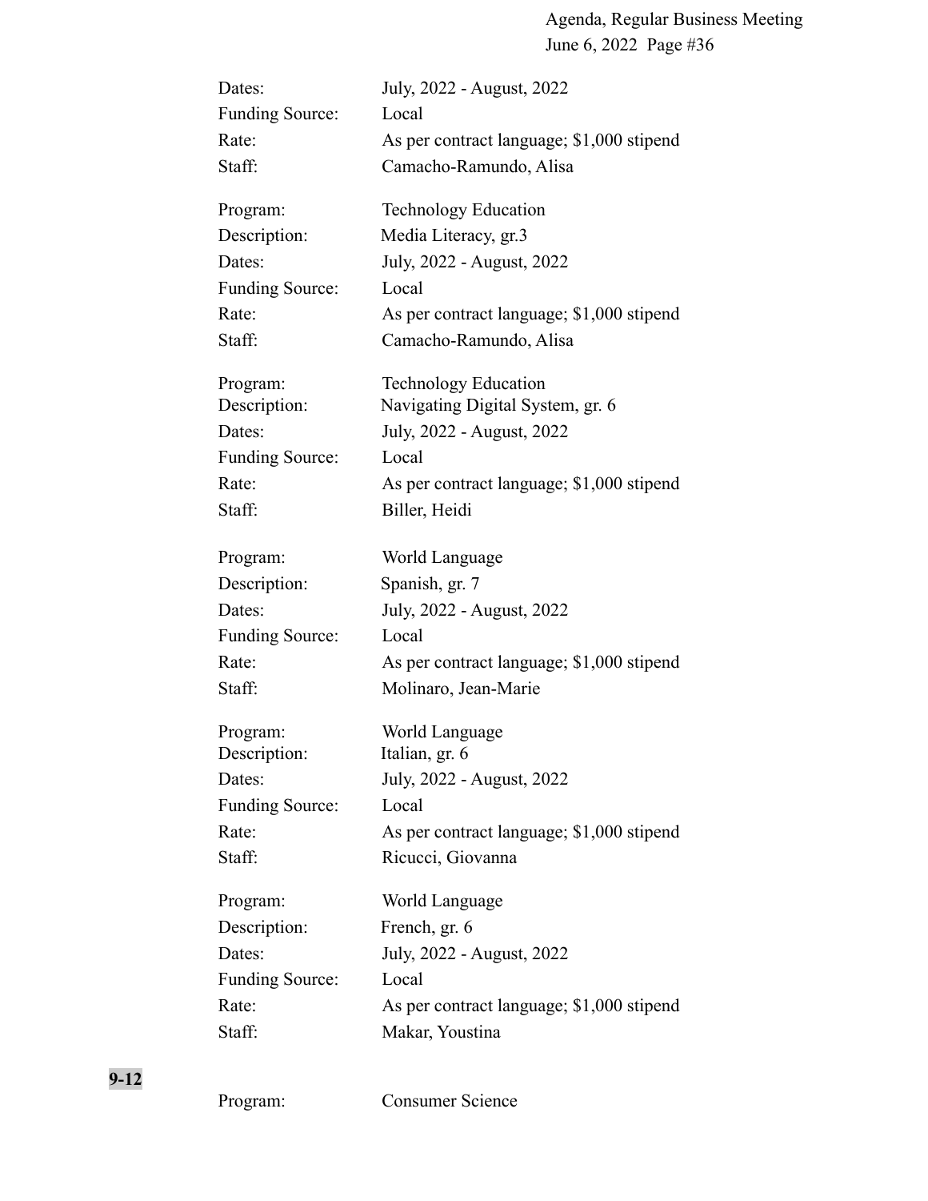Dates: July, 2022 - August, 2022
Funding Source: Local
Rate: As per contract language; $1,000 stipend
Staff: Camacho-Ramundo, Alisa

Program: Technology Education
Description: Media Literacy, gr.3
Dates: July, 2022 - August, 2022
Funding Source: Local
Rate: As per contract language; $1,000 stipend
Staff: Camacho-Ramundo, Alisa

Program: Technology Education
Description: Navigating Digital System, gr. 6
Dates: July, 2022 - August, 2022
Funding Source: Local
Rate: As per contract language; $1,000 stipend
Staff: Biller, Heidi

Program: World Language
Description: Spanish, gr. 7
Dates: July, 2022 - August, 2022
Funding Source: Local
Rate: As per contract language; $1,000 stipend
Staff: Molinaro, Jean-Marie

Program: World Language
Description: Italian, gr. 6
Dates: July, 2022 - August, 2022
Funding Source: Local
Rate: As per contract language; $1,000 stipend
Staff: Ricucci, Giovanna

Program: World Language
Description: French, gr. 6
Dates: July, 2022 - August, 2022
Funding Source: Local
Rate: As per contract language; $1,000 stipend
Staff: Makar, Youstina

**9-12**

Program: Consumer Science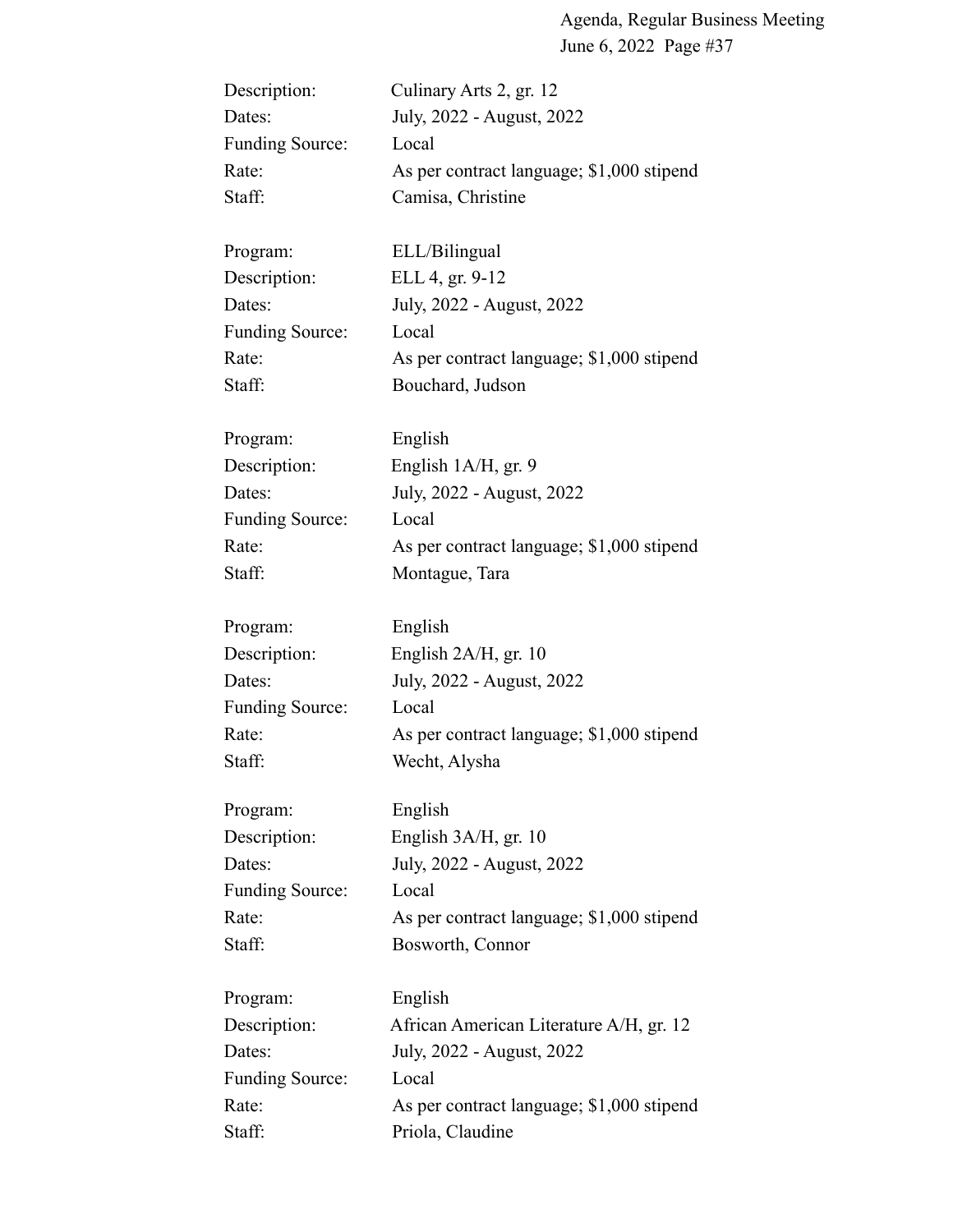Description: Culinary Arts 2, gr. 12
Dates: July, 2022 - August, 2022
Funding Source: Local
Rate: As per contract language; $1,000 stipend
Staff: Camisa, Christine

Program: ELL/Bilingual
Description: ELL 4, gr. 9-12
Dates: July, 2022 - August, 2022
Funding Source: Local
Rate: As per contract language; $1,000 stipend
Staff: Bouchard, Judson

Program: English
Description: English 1A/H, gr. 9
Dates: July, 2022 - August, 2022
Funding Source: Local
Rate: As per contract language; $1,000 stipend
Staff: Montague, Tara

Program: English
Description: English 2A/H, gr. 10
Dates: July, 2022 - August, 2022
Funding Source: Local
Rate: As per contract language; $1,000 stipend
Staff: Wecht, Alysha

Program: English
Description: English 3A/H, gr. 10
Dates: July, 2022 - August, 2022
Funding Source: Local
Rate: As per contract language; $1,000 stipend
Staff: Bosworth, Connor

Program: English
Description: African American Literature A/H, gr. 12
Dates: July, 2022 - August, 2022
Funding Source: Local
Rate: As per contract language; $1,000 stipend
Staff: Priola, Claudine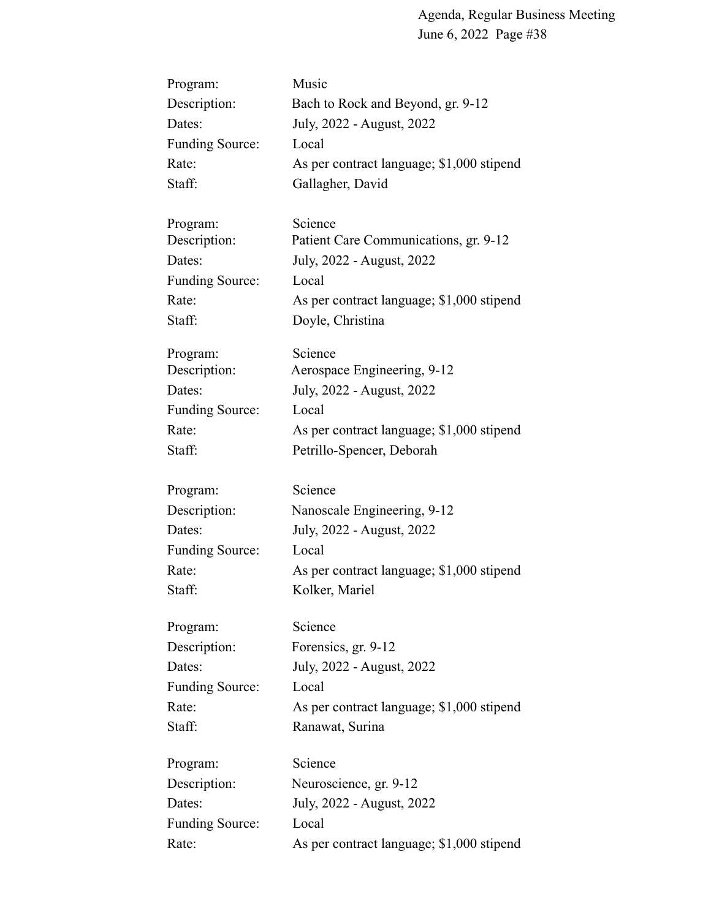Program: Music
Description: Bach to Rock and Beyond, gr. 9-12
Dates: July, 2022 - August, 2022
Funding Source: Local
Rate: As per contract language; $1,000 stipend
Staff: Gallagher, David

Program: Science
Description: Patient Care Communications, gr. 9-12
Dates: July, 2022 - August, 2022
Funding Source: Local
Rate: As per contract language; $1,000 stipend
Staff: Doyle, Christina

Program: Science
Description: Aerospace Engineering, 9-12
Dates: July, 2022 - August, 2022
Funding Source: Local
Rate: As per contract language; $1,000 stipend
Staff: Petrillo-Spencer, Deborah

Program: Science
Description: Nanoscale Engineering, 9-12
Dates: July, 2022 - August, 2022
Funding Source: Local
Rate: As per contract language; $1,000 stipend
Staff: Kolker, Mariel

Program: Science
Description: Forensics, gr. 9-12
Dates: July, 2022 - August, 2022
Funding Source: Local
Rate: As per contract language; $1,000 stipend
Staff: Ranawat, Surina

Program: Science
Description: Neuroscience, gr. 9-12
Dates: July, 2022 - August, 2022
Funding Source: Local
Rate: As per contract language; $1,000 stipend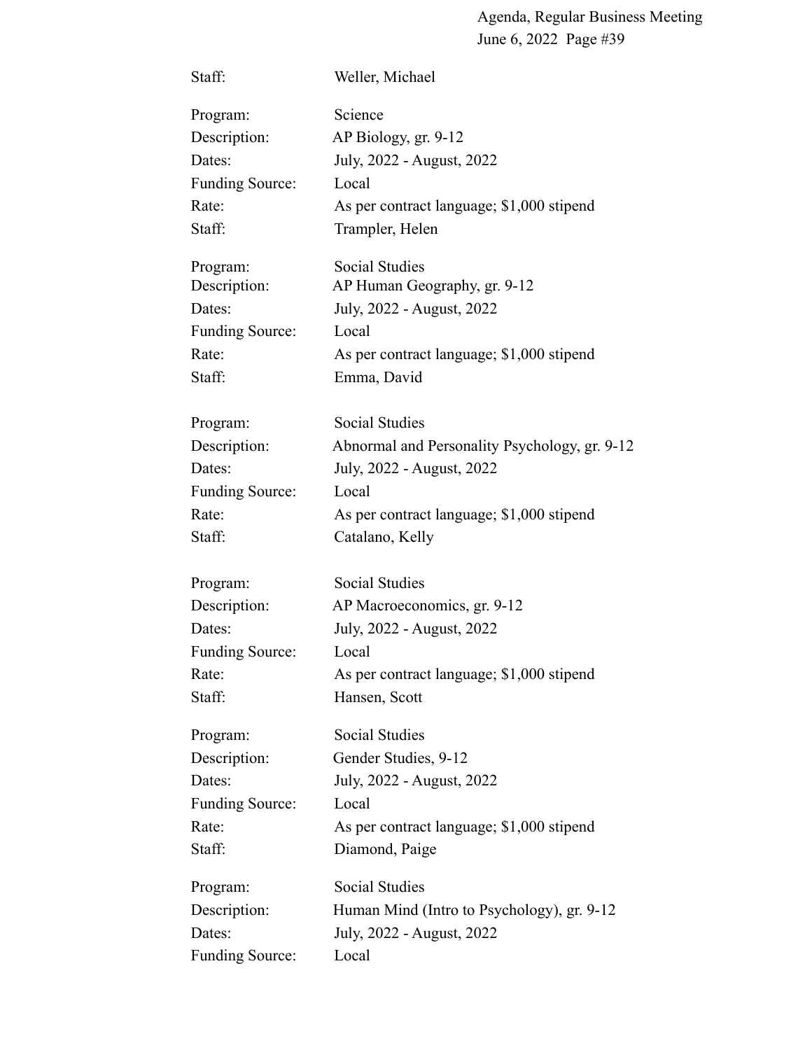Staff: Weller, Michael

Program: Science
Description: AP Biology, gr. 9-12
Dates: July, 2022 - August, 2022
Funding Source: Local
Rate: As per contract language; $1,000 stipend
Staff: Trampler, Helen

Program: Social Studies
Description: AP Human Geography, gr. 9-12
Dates: July, 2022 - August, 2022
Funding Source: Local
Rate: As per contract language; $1,000 stipend
Staff: Emma, David

Program: Social Studies
Description: Abnormal and Personality Psychology, gr. 9-12
Dates: July, 2022 - August, 2022
Funding Source: Local
Rate: As per contract language; $1,000 stipend
Staff: Catalano, Kelly

Program: Social Studies
Description: AP Macroeconomics, gr. 9-12
Dates: July, 2022 - August, 2022
Funding Source: Local
Rate: As per contract language; $1,000 stipend
Staff: Hansen, Scott

Program: Social Studies
Description: Gender Studies, 9-12
Dates: July, 2022 - August, 2022
Funding Source: Local
Rate: As per contract language; $1,000 stipend
Staff: Diamond, Paige

Program: Social Studies
Description: Human Mind (Intro to Psychology), gr. 9-12
Dates: July, 2022 - August, 2022
Funding Source: Local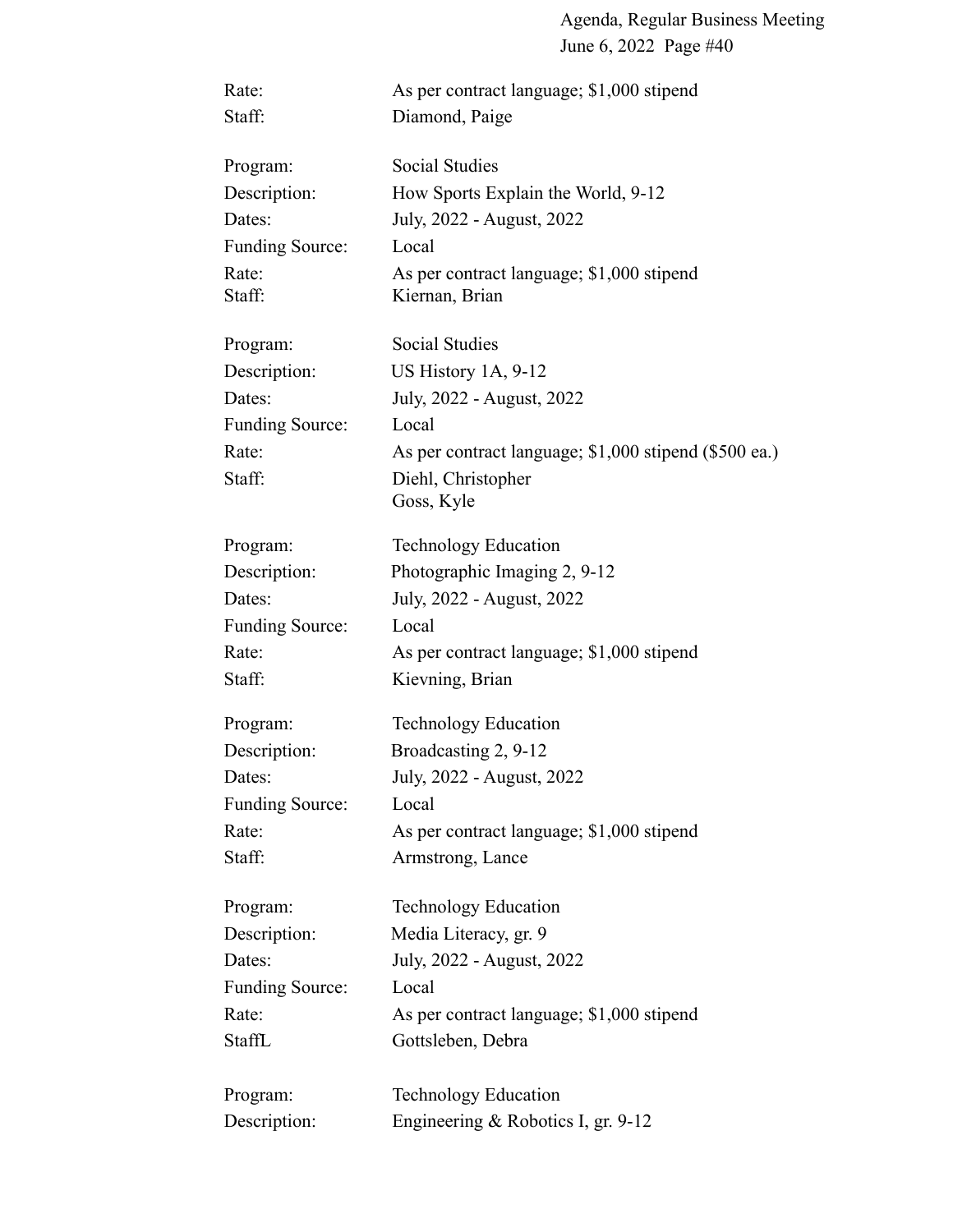Rate: As per contract language; $1,000 stipend
Staff: Diamond, Paige

Program: Social Studies
Description: How Sports Explain the World, 9-12
Dates: July, 2022 - August, 2022
Funding Source: Local
Rate: As per contract language; $1,000 stipend
Staff: Kiernan, Brian

Program: Social Studies
Description: US History 1A, 9-12
Dates: July, 2022 - August, 2022
Funding Source: Local
Rate: As per contract language; $1,000 stipend ($500 ea.)
Staff: Diehl, Christopher
Goss, Kyle

Program: Technology Education
Description: Photographic Imaging 2, 9-12
Dates: July, 2022 - August, 2022
Funding Source: Local
Rate: As per contract language; $1,000 stipend
Staff: Kievning, Brian

Program: Technology Education
Description: Broadcasting 2, 9-12
Dates: July, 2022 - August, 2022
Funding Source: Local
Rate: As per contract language; $1,000 stipend
Staff: Armstrong, Lance

Program: Technology Education
Description: Media Literacy, gr. 9
Dates: July, 2022 - August, 2022
Funding Source: Local
Rate: As per contract language; $1,000 stipend
StaffL Gottsleben, Debra

Program: Technology Education
Description: Engineering & Robotics I, gr. 9-12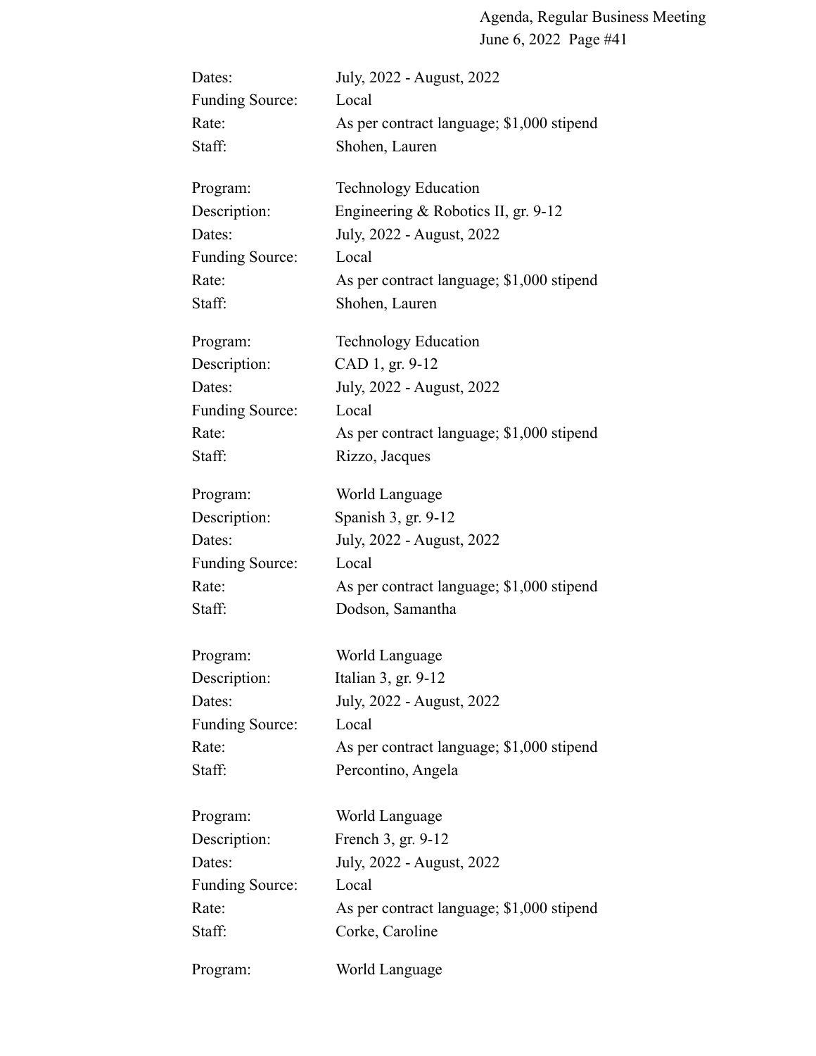Dates: July, 2022 - August, 2022
Funding Source: Local
Rate: As per contract language; $1,000 stipend
Staff: Shohen, Lauren

Program: Technology Education
Description: Engineering & Robotics II, gr. 9-12
Dates: July, 2022 - August, 2022
Funding Source: Local
Rate: As per contract language; $1,000 stipend
Staff: Shohen, Lauren

Program: Technology Education
Description: CAD 1, gr. 9-12
Dates: July, 2022 - August, 2022
Funding Source: Local
Rate: As per contract language; $1,000 stipend
Staff: Rizzo, Jacques

Program: World Language
Description: Spanish 3, gr. 9-12
Dates: July, 2022 - August, 2022
Funding Source: Local
Rate: As per contract language; $1,000 stipend
Staff: Dodson, Samantha

Program: World Language
Description: Italian 3, gr. 9-12
Dates: July, 2022 - August, 2022
Funding Source: Local
Rate: As per contract language; $1,000 stipend
Staff: Percontino, Angela

Program: World Language
Description: French 3, gr. 9-12
Dates: July, 2022 - August, 2022
Funding Source: Local
Rate: As per contract language; $1,000 stipend
Staff: Corke, Caroline

Program: World Language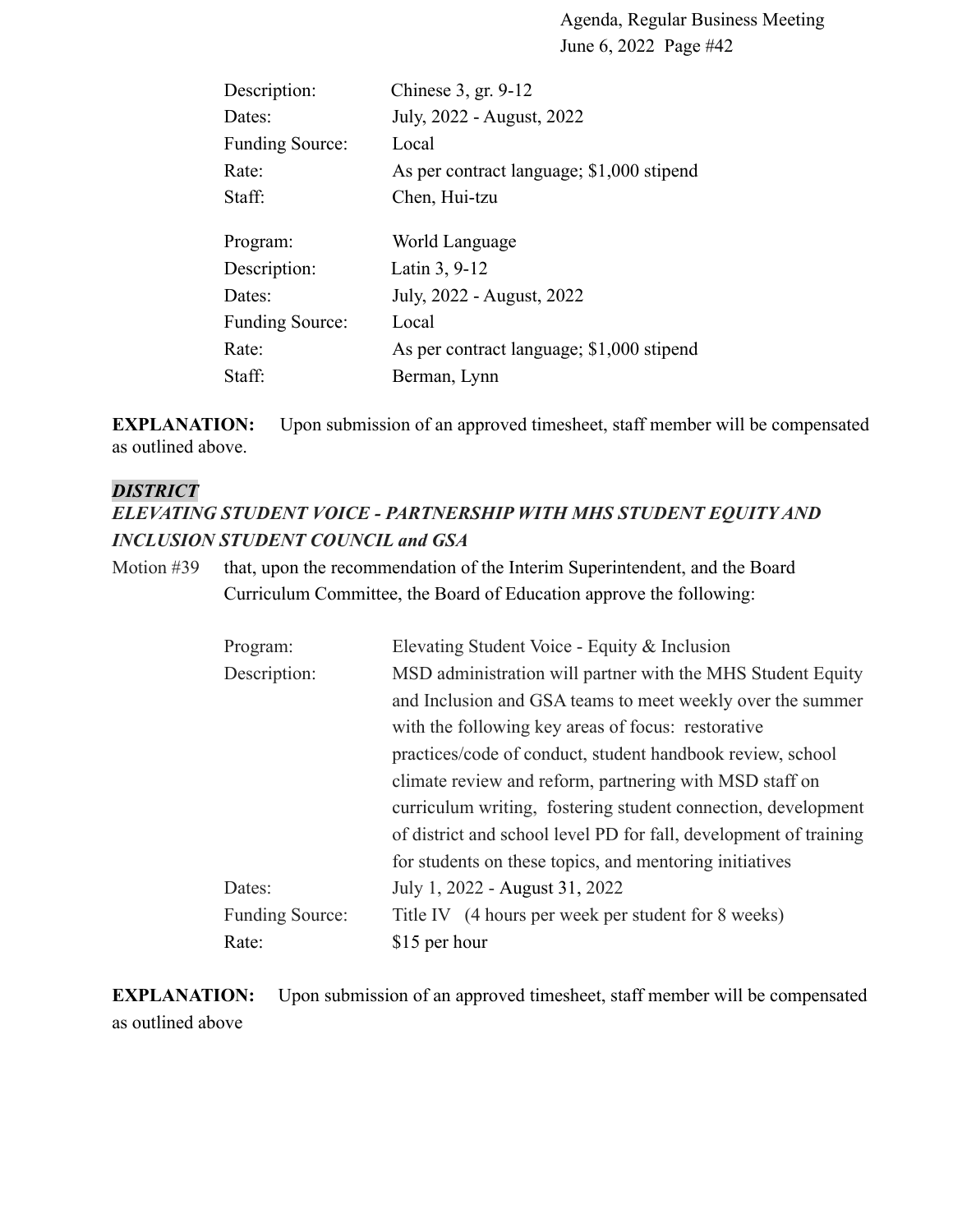| | |
|---|---|
| Description: | Chinese 3, gr. 9-12 |
| Dates: | July, 2022 - August, 2022 |
| Funding Source: | Local |
| Rate: | As per contract language; $1,000 stipend |
| Staff: | Chen, Hui-tzu |

| | |
|---|---|
| Program: | World Language |
| Description: | Latin 3, 9-12 |
| Dates: | July, 2022 - August, 2022 |
| Funding Source: | Local |
| Rate: | As per contract language; $1,000 stipend |
| Staff: | Berman, Lynn |

**EXPLANATION:** Upon submission of an approved timesheet, staff member will be compensated as outlined above.

***DISTRICT***

***ELEVATING STUDENT VOICE - PARTNERSHIP WITH MHS STUDENT EQUITY AND INCLUSION STUDENT COUNCIL and GSA***

Motion #39 that, upon the recommendation of the Interim Superintendent, and the Board Curriculum Committee, the Board of Education approve the following:

| | |
|---|---|
| Program: | Elevating Student Voice - Equity & Inclusion |
| Description: | MSD administration will partner with the MHS Student Equity and Inclusion and GSA teams to meet weekly over the summer with the following key areas of focus: restorative practices/code of conduct, student handbook review, school climate review and reform, partnering with MSD staff on curriculum writing, fostering student connection, development of district and school level PD for fall, development of training for students on these topics, and mentoring initiatives |
| Dates: | July 1, 2022 - August 31, 2022 |
| Funding Source: | Title IV (4 hours per week per student for 8 weeks) |
| Rate: | $15 per hour |

**EXPLANATION:** Upon submission of an approved timesheet, staff member will be compensated as outlined above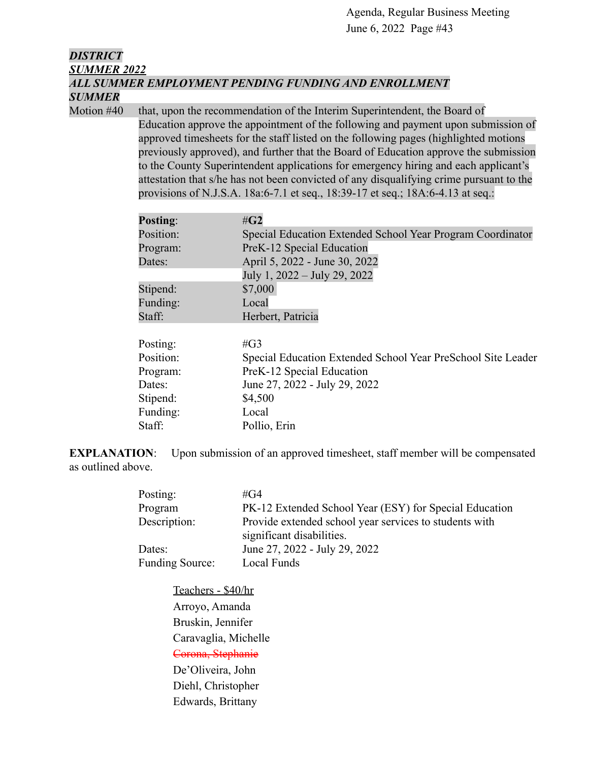***DISTRICT***

***SUMMER 2022***

***ALL SUMMER EMPLOYMENT PENDING FUNDING AND ENROLLMENT***

***SUMMER***

Motion #40 that, upon the recommendation of the Interim Superintendent, the Board of Education approve the appointment of the following and payment upon submission of approved timesheets for the staff listed on the following pages (highlighted motions previously approved), and further that the Board of Education approve the submission to the County Superintendent applications for emergency hiring and each applicant's attestation that s/he has not been convicted of any disqualifying crime pursuant to the provisions of N.J.S.A. 18a:6-7.1 et seq., 18:39-17 et seq.; 18A:6-4.13 at seq.:

| | |
|---|---|
| **Posting**: | #**G2** |
| Position: | Special Education Extended School Year Program Coordinator |
| Program: | PreK-12 Special Education |
| Dates: | April 5, 2022 - June 30, 2022 |
| | July 1, 2022 – July 29, 2022 |
| Stipend: | $7,000 |
| Funding: | Local |
| Staff: | Herbert, Patricia |

| | |
|---|---|
| Posting: | #G3 |
| Position: | Special Education Extended School Year PreSchool Site Leader |
| Program: | PreK-12 Special Education |
| Dates: | June 27, 2022 - July 29, 2022 |
| Stipend: | $4,500 |
| Funding: | Local |
| Staff: | Pollio, Erin |

**EXPLANATION**: Upon submission of an approved timesheet, staff member will be compensated as outlined above.

| | |
|---|---|
| Posting: | #G4 |
| Program | PK-12 Extended School Year (ESY) for Special Education |
| Description: | Provide extended school year services to students with significant disabilities. |
| Dates: | June 27, 2022 - July 29, 2022 |
| Funding Source: | Local Funds |

Teachers - $40/hr

Arroyo, Amanda

Bruskin, Jennifer

Caravaglia, Michelle

~~Corona, Stephanie~~

De'Oliveira, John

Diehl, Christopher

Edwards, Brittany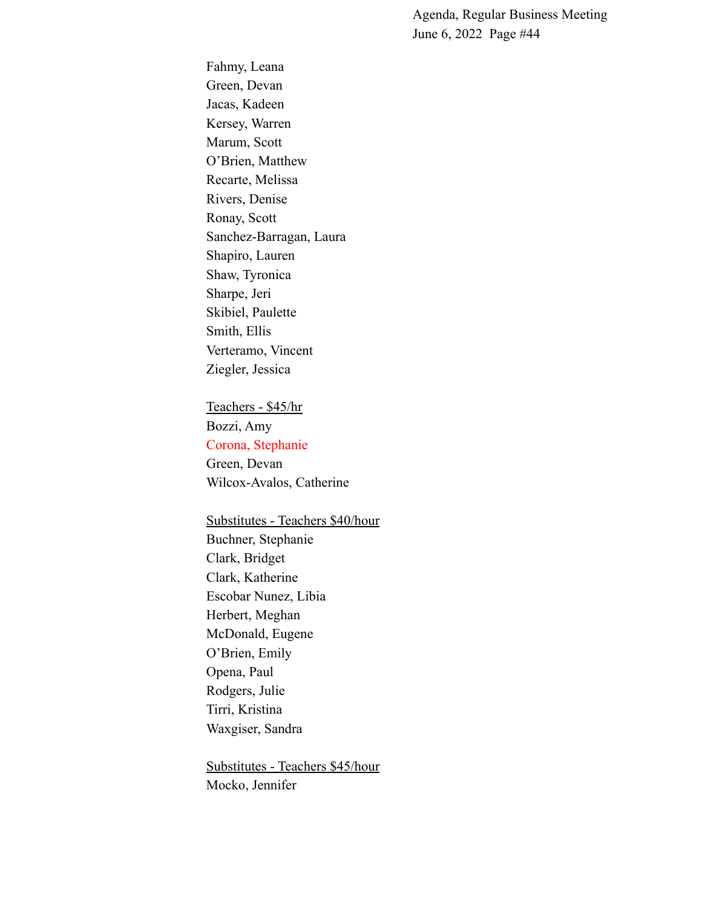Fahmy, Leana
Green, Devan
Jacas, Kadeen
Kersey, Warren
Marum, Scott
O'Brien, Matthew
Recarte, Melissa
Rivers, Denise
Ronay, Scott
Sanchez-Barragan, Laura
Shapiro, Lauren
Shaw, Tyronica
Sharpe, Jeri
Skibiel, Paulette
Smith, Ellis
Verteramo, Vincent
Ziegler, Jessica

<u>Teachers - $45/hr</u>
Bozzi, Amy
Corona, Stephanie
Green, Devan
Wilcox-Avalos, Catherine

<u>Substitutes - Teachers $40/hour</u>
Buchner, Stephanie
Clark, Bridget
Clark, Katherine
Escobar Nunez, Libia
Herbert, Meghan
McDonald, Eugene
O'Brien, Emily
Opena, Paul
Rodgers, Julie
Tirri, Kristina
Waxgiser, Sandra

<u>Substitutes - Teachers $45/hour</u>
Mocko, Jennifer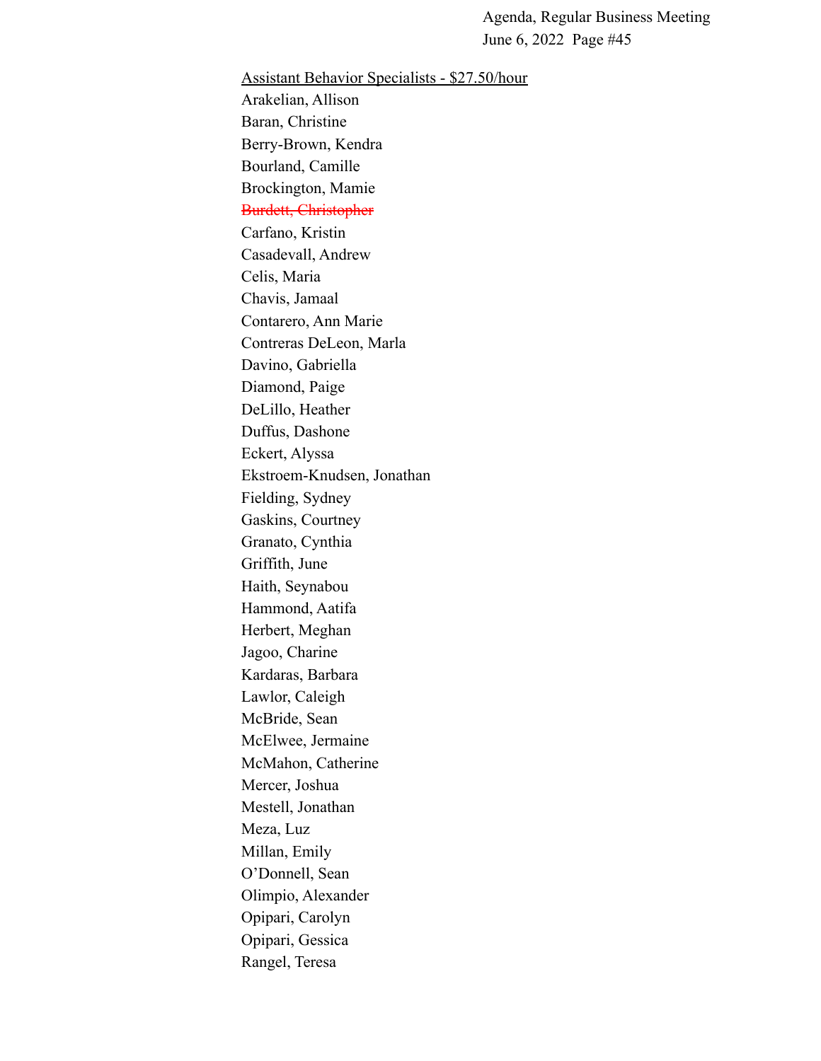<u>Assistant Behavior Specialists - $27.50/hour</u>

Arakelian, Allison
Baran, Christine
Berry-Brown, Kendra
Bourland, Camille
Brockington, Mamie
~~Burdett, Christopher~~
Carfano, Kristin
Casadevall, Andrew
Celis, Maria
Chavis, Jamaal
Contarero, Ann Marie
Contreras DeLeon, Marla
Davino, Gabriella
Diamond, Paige
DeLillo, Heather
Duffus, Dashone
Eckert, Alyssa
Ekstroem-Knudsen, Jonathan
Fielding, Sydney
Gaskins, Courtney
Granato, Cynthia
Griffith, June
Haith, Seynabou
Hammond, Aatifa
Herbert, Meghan
Jagoo, Charine
Kardaras, Barbara
Lawlor, Caleigh
McBride, Sean
McElwee, Jermaine
McMahon, Catherine
Mercer, Joshua
Mestell, Jonathan
Meza, Luz
Millan, Emily
O'Donnell, Sean
Olimpio, Alexander
Opipari, Carolyn
Opipari, Gessica
Rangel, Teresa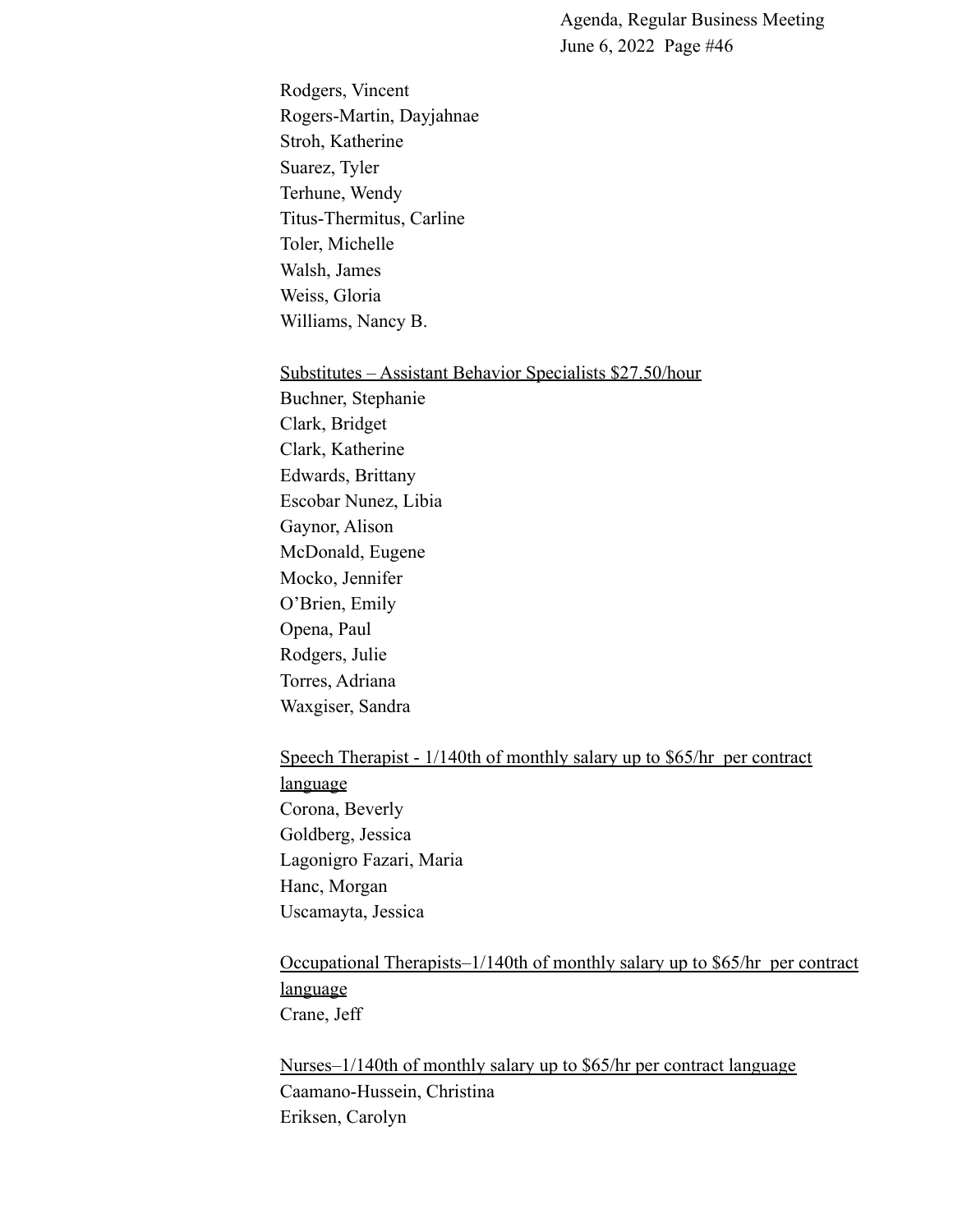Rodgers, Vincent
Rogers-Martin, Dayjahnae
Stroh, Katherine
Suarez, Tyler
Terhune, Wendy
Titus-Thermitus, Carline
Toler, Michelle
Walsh, James
Weiss, Gloria
Williams, Nancy B.

<u>Substitutes – Assistant Behavior Specialists $27.50/hour</u>
Buchner, Stephanie
Clark, Bridget
Clark, Katherine
Edwards, Brittany
Escobar Nunez, Libia
Gaynor, Alison
McDonald, Eugene
Mocko, Jennifer
O'Brien, Emily
Opena, Paul
Rodgers, Julie
Torres, Adriana
Waxgiser, Sandra

<u>Speech Therapist - 1/140th of monthly salary up to $65/hr per contract language</u>
Corona, Beverly
Goldberg, Jessica
Lagonigro Fazari, Maria
Hanc, Morgan
Uscamayta, Jessica

<u>Occupational Therapists–1/140th of monthly salary up to $65/hr per contract language</u>
Crane, Jeff

<u>Nurses–1/140th of monthly salary up to $65/hr per contract language</u>
Caamano-Hussein, Christina
Eriksen, Carolyn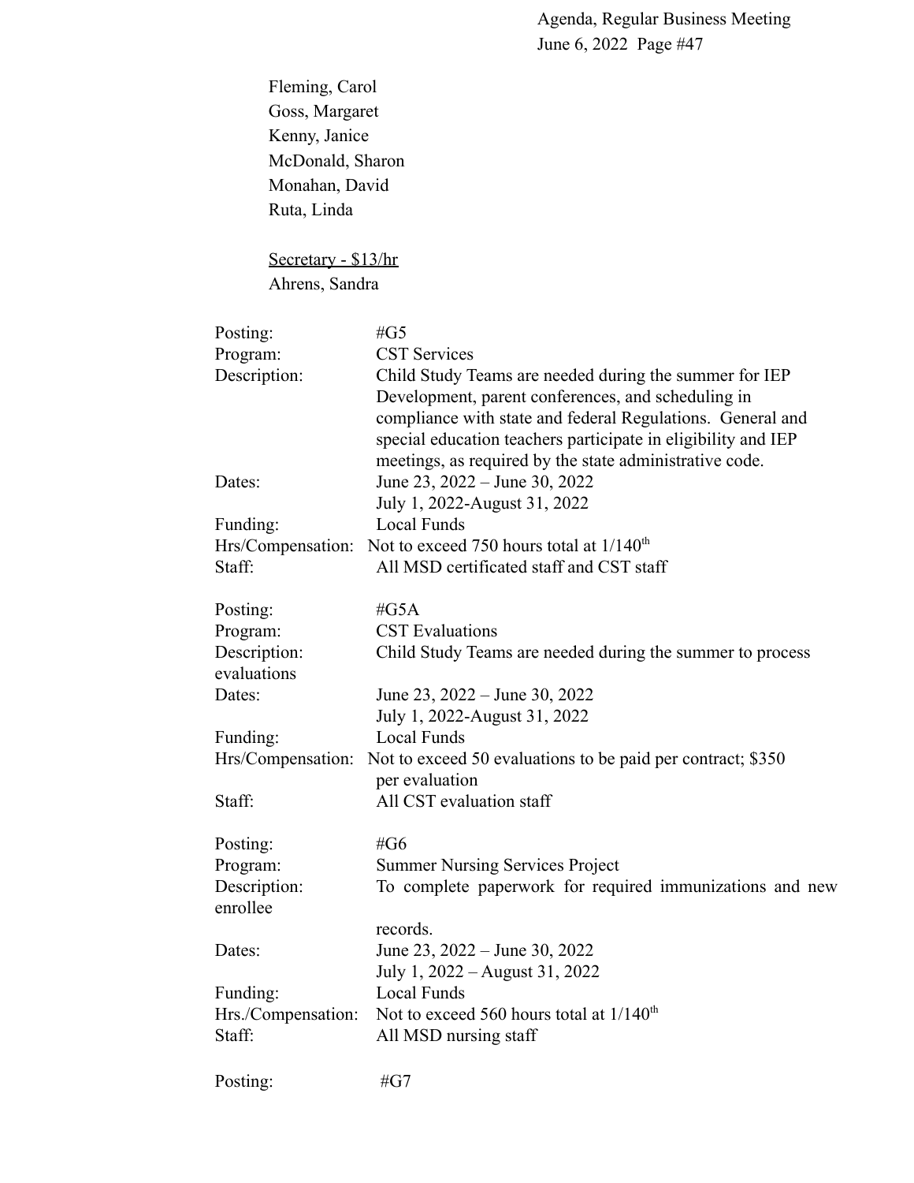Fleming, Carol
Goss, Margaret
Kenny, Janice
McDonald, Sharon
Monahan, David
Ruta, Linda

<u>Secretary - $13/hr</u>
Ahrens, Sandra

| | |
|---|---|
| Posting: | #G5 |
| Program: | CST Services |
| Description: | Child Study Teams are needed during the summer for IEP Development, parent conferences, and scheduling in compliance with state and federal Regulations. General and special education teachers participate in eligibility and IEP meetings, as required by the state administrative code. |
| Dates: | June 23, 2022 – June 30, 2022<br>July 1, 2022-August 31, 2022 |
| Funding: | Local Funds |
| Hrs/Compensation: | Not to exceed 750 hours total at 1/140th |
| Staff: | All MSD certificated staff and CST staff |

| | |
|---|---|
| Posting: | #G5A |
| Program: | CST Evaluations |
| Description: | Child Study Teams are needed during the summer to process evaluations |
| Dates: | June 23, 2022 – June 30, 2022<br>July 1, 2022-August 31, 2022 |
| Funding: | Local Funds |
| Hrs/Compensation: | Not to exceed 50 evaluations to be paid per contract; $350 per evaluation |
| Staff: | All CST evaluation staff |

| | |
|---|---|
| Posting: | #G6 |
| Program: | Summer Nursing Services Project |
| Description: | To complete paperwork for required immunizations and new enrollee records. |
| Dates: | June 23, 2022 – June 30, 2022<br>July 1, 2022 – August 31, 2022 |
| Funding: | Local Funds |
| Hrs./Compensation: | Not to exceed 560 hours total at 1/140th |
| Staff: | All MSD nursing staff |

Posting: #G7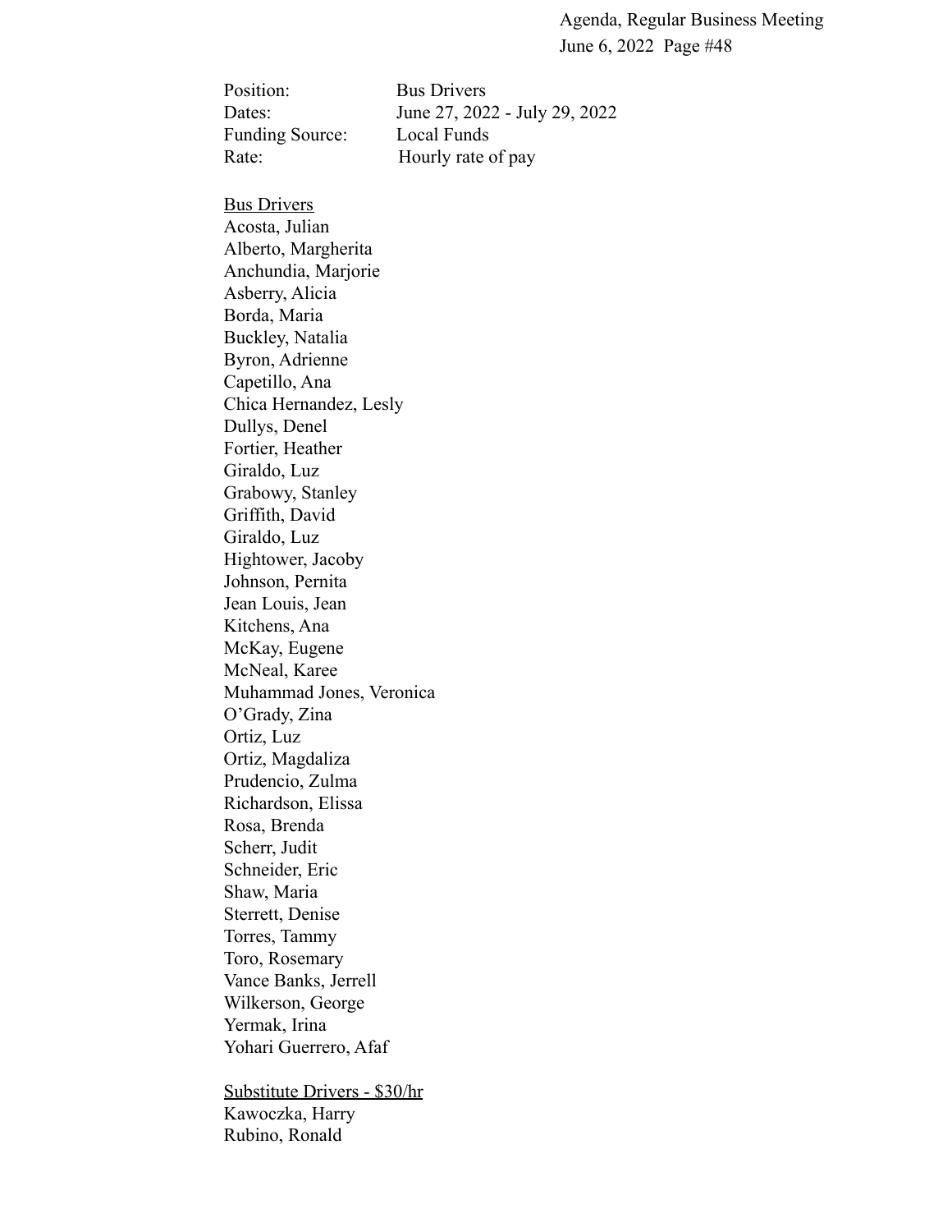Position: Bus Drivers
Dates: June 27, 2022 - July 29, 2022
Funding Source: Local Funds
Rate: Hourly rate of pay

Bus Drivers

Acosta, Julian
Alberto, Margherita
Anchundia, Marjorie
Asberry, Alicia
Borda, Maria
Buckley, Natalia
Byron, Adrienne
Capetillo, Ana
Chica Hernandez, Lesly
Dullys, Denel
Fortier, Heather
Giraldo, Luz
Grabowy, Stanley
Griffith, David
Giraldo, Luz
Hightower, Jacoby
Johnson, Pernita
Jean Louis, Jean
Kitchens, Ana
McKay, Eugene
McNeal, Karee
Muhammad Jones, Veronica
O'Grady, Zina
Ortiz, Luz
Ortiz, Magdaliza
Prudencio, Zulma
Richardson, Elissa
Rosa, Brenda
Scherr, Judit
Schneider, Eric
Shaw, Maria
Sterrett, Denise
Torres, Tammy
Toro, Rosemary
Vance Banks, Jerrell
Wilkerson, George
Yermak, Irina
Yohari Guerrero, Afaf

Substitute Drivers - $30/hr

Kawoczka, Harry
Rubino, Ronald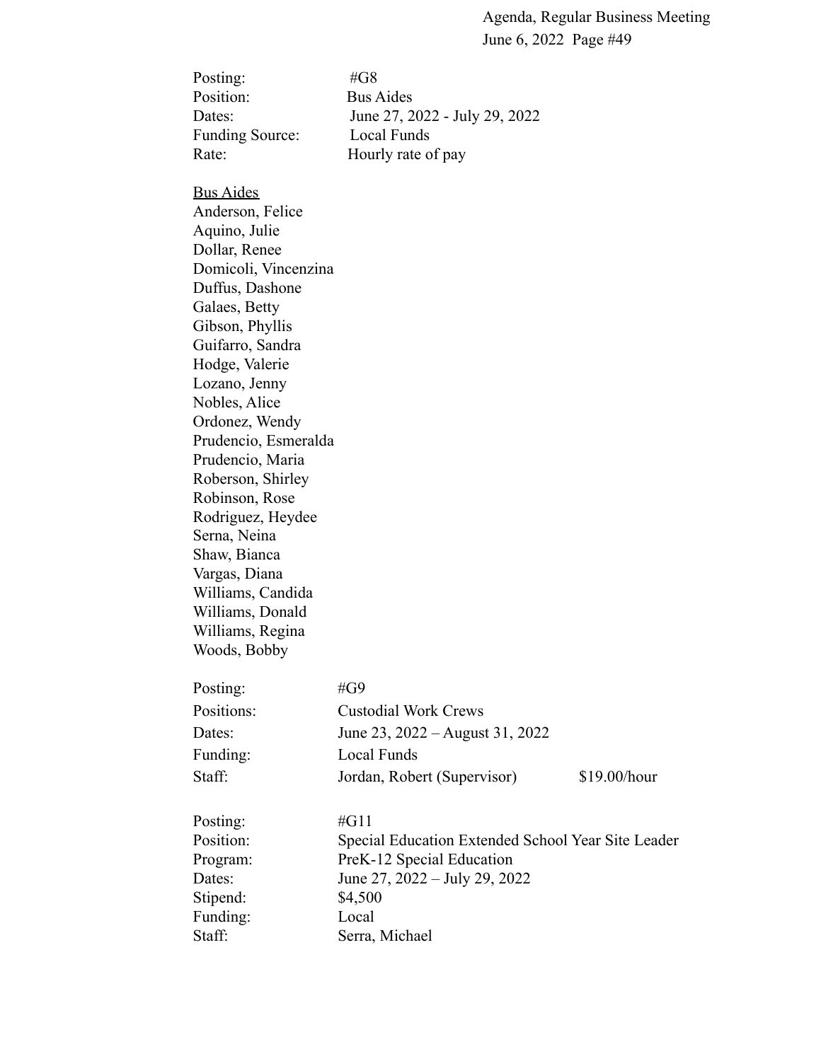Posting: #G8
Position: Bus Aides
Dates: June 27, 2022 - July 29, 2022
Funding Source: Local Funds
Rate: Hourly rate of pay

<u>Bus Aides</u>
Anderson, Felice
Aquino, Julie
Dollar, Renee
Domicoli, Vincenzina
Duffus, Dashone
Galaes, Betty
Gibson, Phyllis
Guifarro, Sandra
Hodge, Valerie
Lozano, Jenny
Nobles, Alice
Ordonez, Wendy
Prudencio, Esmeralda
Prudencio, Maria
Roberson, Shirley
Robinson, Rose
Rodriguez, Heydee
Serna, Neina
Shaw, Bianca
Vargas, Diana
Williams, Candida
Williams, Donald
Williams, Regina
Woods, Bobby

Posting: #G9
Positions: Custodial Work Crews
Dates: June 23, 2022 – August 31, 2022
Funding: Local Funds
Staff: Jordan, Robert (Supervisor) $19.00/hour

Posting: #G11
Position: Special Education Extended School Year Site Leader
Program: PreK-12 Special Education
Dates: June 27, 2022 – July 29, 2022
Stipend: $4,500
Funding: Local
Staff: Serra, Michael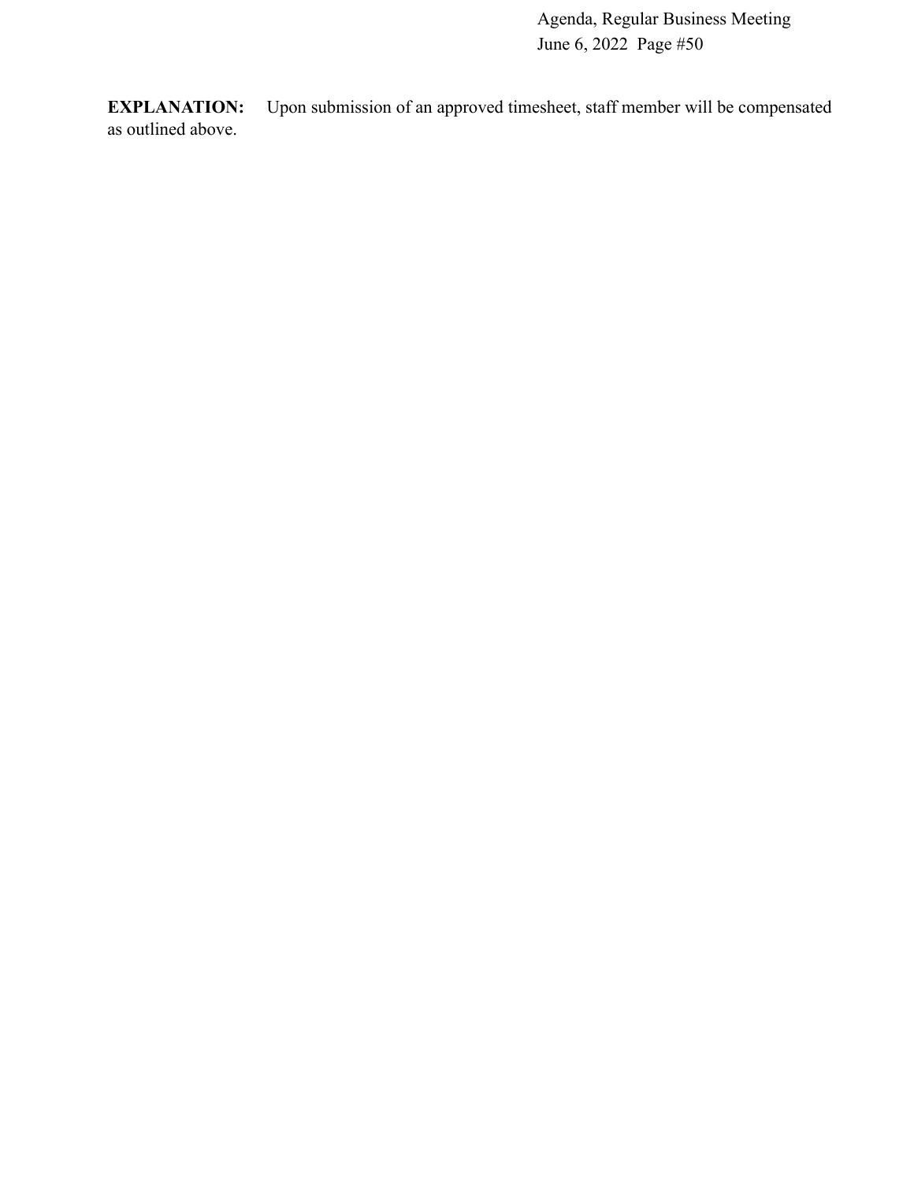**EXPLANATION:** Upon submission of an approved timesheet, staff member will be compensated as outlined above.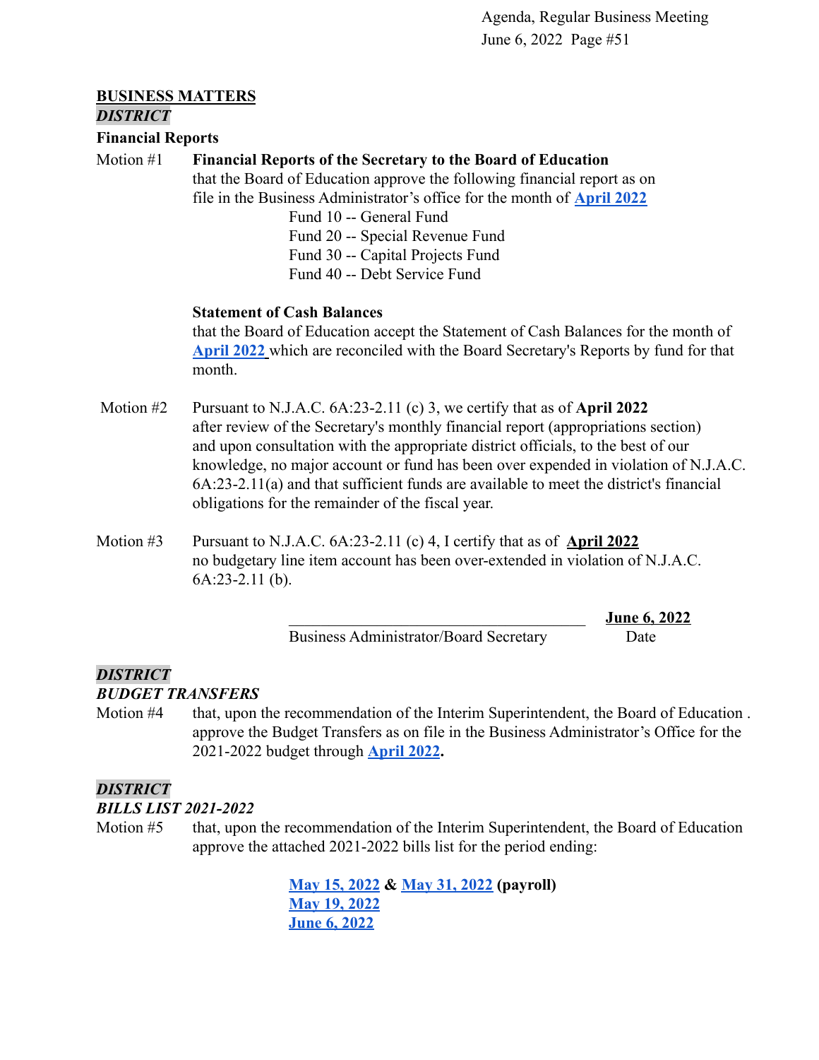## BUSINESS MATTERS

***DISTRICT***

**Financial Reports**

Motion #1 **Financial Reports of the Secretary to the Board of Education**
that the Board of Education approve the following financial report as on file in the Business Administrator's office for the month of **April 2022**

Fund 10 -- General Fund
Fund 20 -- Special Revenue Fund
Fund 30 -- Capital Projects Fund
Fund 40 -- Debt Service Fund

**Statement of Cash Balances**
that the Board of Education accept the Statement of Cash Balances for the month of **April 2022** which are reconciled with the Board Secretary's Reports by fund for that month.

Motion #2 Pursuant to N.J.A.C. 6A:23-2.11 (c) 3, we certify that as of **April 2022** after review of the Secretary's monthly financial report (appropriations section) and upon consultation with the appropriate district officials, to the best of our knowledge, no major account or fund has been over expended in violation of N.J.A.C. 6A:23-2.11(a) and that sufficient funds are available to meet the district's financial obligations for the remainder of the fiscal year.

Motion #3 Pursuant to N.J.A.C. 6A:23-2.11 (c) 4, I certify that as of **April 2022** no budgetary line item account has been over-extended in violation of N.J.A.C. 6A:23-2.11 (b).

\_\_\_\_\_\_\_\_\_\_\_\_\_\_\_\_\_\_\_\_\_\_\_\_\_\_\_\_\_\_\_\_\_\_\_\_ **June 6, 2022**
Business Administrator/Board Secretary Date

***DISTRICT***

***BUDGET TRANSFERS***

Motion #4 that, upon the recommendation of the Interim Superintendent, the Board of Education . approve the Budget Transfers as on file in the Business Administrator's Office for the 2021-2022 budget through **April 2022.**

***DISTRICT***

***BILLS LIST 2021-2022***

Motion #5 that, upon the recommendation of the Interim Superintendent, the Board of Education approve the attached 2021-2022 bills list for the period ending:

**May 15, 2022 & May 31, 2022 (payroll)**
**May 19, 2022**
**June 6, 2022**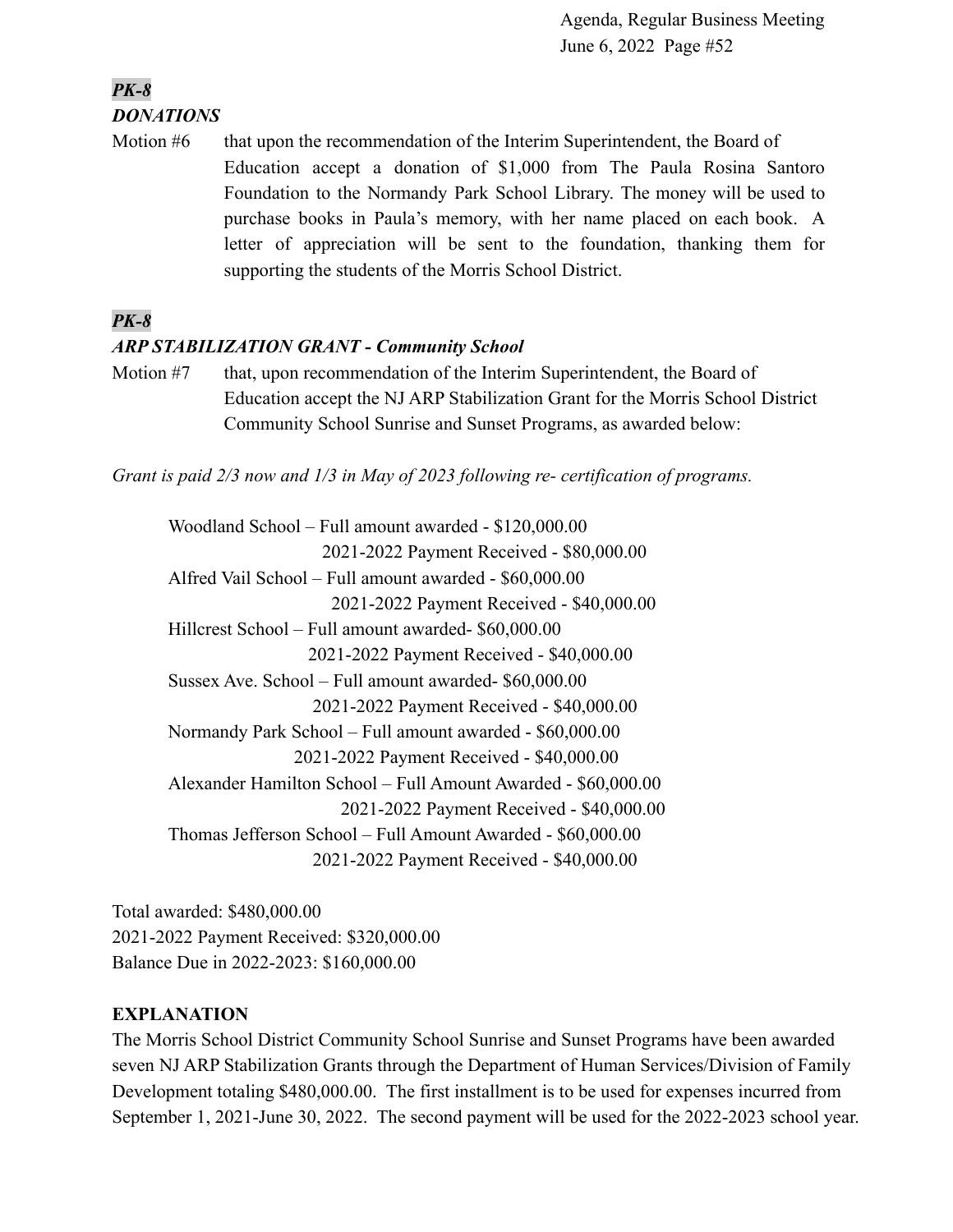***PK-8***

***DONATIONS***

Motion #6 that upon the recommendation of the Interim Superintendent, the Board of Education accept a donation of $1,000 from The Paula Rosina Santoro Foundation to the Normandy Park School Library. The money will be used to purchase books in Paula's memory, with her name placed on each book. A letter of appreciation will be sent to the foundation, thanking them for supporting the students of the Morris School District.

***PK-8***

***ARP STABILIZATION GRANT - Community School***

Motion #7 that, upon recommendation of the Interim Superintendent, the Board of Education accept the NJ ARP Stabilization Grant for the Morris School District Community School Sunrise and Sunset Programs, as awarded below:

*Grant is paid 2/3 now and 1/3 in May of 2023 following re- certification of programs.*

Woodland School – Full amount awarded - $120,000.00
2021-2022 Payment Received - $80,000.00

Alfred Vail School – Full amount awarded - $60,000.00
2021-2022 Payment Received - $40,000.00

Hillcrest School – Full amount awarded- $60,000.00
2021-2022 Payment Received - $40,000.00

Sussex Ave. School – Full amount awarded- $60,000.00
2021-2022 Payment Received - $40,000.00

Normandy Park School – Full amount awarded - $60,000.00
2021-2022 Payment Received - $40,000.00

Alexander Hamilton School – Full Amount Awarded - $60,000.00
2021-2022 Payment Received - $40,000.00

Thomas Jefferson School – Full Amount Awarded - $60,000.00
2021-2022 Payment Received - $40,000.00

Total awarded: $480,000.00
2021-2022 Payment Received: $320,000.00
Balance Due in 2022-2023: $160,000.00

**EXPLANATION**

The Morris School District Community School Sunrise and Sunset Programs have been awarded seven NJ ARP Stabilization Grants through the Department of Human Services/Division of Family Development totaling $480,000.00. The first installment is to be used for expenses incurred from September 1, 2021-June 30, 2022. The second payment will be used for the 2022-2023 school year.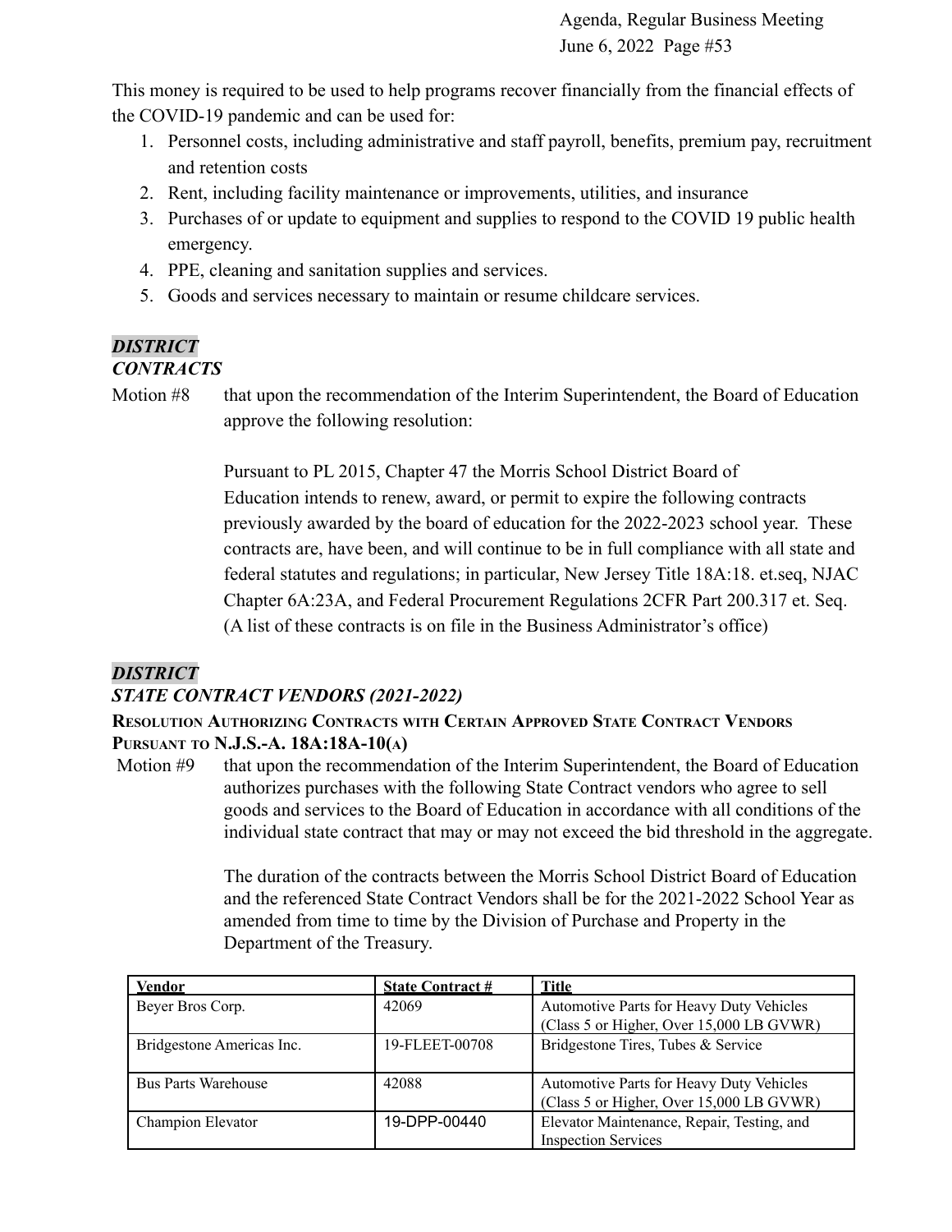This money is required to be used to help programs recover financially from the financial effects of the COVID-19 pandemic and can be used for:

1. Personnel costs, including administrative and staff payroll, benefits, premium pay, recruitment and retention costs
2. Rent, including facility maintenance or improvements, utilities, and insurance
3. Purchases of or update to equipment and supplies to respond to the COVID 19 public health emergency.
4. PPE, cleaning and sanitation supplies and services.
5. Goods and services necessary to maintain or resume childcare services.

***DISTRICT***
***CONTRACTS***

Motion #8 that upon the recommendation of the Interim Superintendent, the Board of Education approve the following resolution:

Pursuant to PL 2015, Chapter 47 the Morris School District Board of Education intends to renew, award, or permit to expire the following contracts previously awarded by the board of education for the 2022-2023 school year. These contracts are, have been, and will continue to be in full compliance with all state and federal statutes and regulations; in particular, New Jersey Title 18A:18. et.seq, NJAC Chapter 6A:23A, and Federal Procurement Regulations 2CFR Part 200.317 et. Seq. (A list of these contracts is on file in the Business Administrator's office)

***DISTRICT***
***STATE CONTRACT VENDORS (2021-2022)***

**RESOLUTION AUTHORIZING CONTRACTS WITH CERTAIN APPROVED STATE CONTRACT VENDORS PURSUANT TO N.J.S.-A. 18A:18A-10(A)**

Motion #9 that upon the recommendation of the Interim Superintendent, the Board of Education authorizes purchases with the following State Contract vendors who agree to sell goods and services to the Board of Education in accordance with all conditions of the individual state contract that may or may not exceed the bid threshold in the aggregate.

The duration of the contracts between the Morris School District Board of Education and the referenced State Contract Vendors shall be for the 2021-2022 School Year as amended from time to time by the Division of Purchase and Property in the Department of the Treasury.

| Vendor | State Contract # | Title |
|---|---|---|
| Beyer Bros Corp. | 42069 | Automotive Parts for Heavy Duty Vehicles (Class 5 or Higher, Over 15,000 LB GVWR) |
| Bridgestone Americas Inc. | 19-FLEET-00708 | Bridgestone Tires, Tubes & Service |
| Bus Parts Warehouse | 42088 | Automotive Parts for Heavy Duty Vehicles (Class 5 or Higher, Over 15,000 LB GVWR) |
| Champion Elevator | 19-DPP-00440 | Elevator Maintenance, Repair, Testing, and Inspection Services |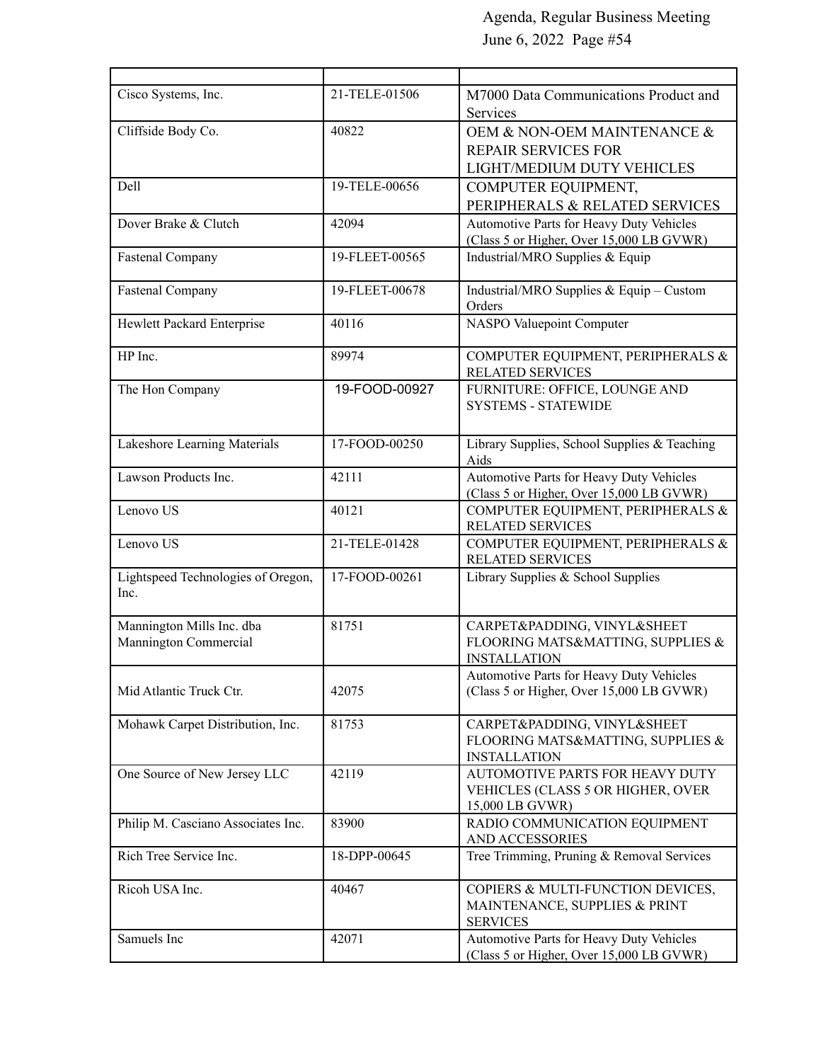| | | |
|---|---|---|
| Cisco Systems, Inc. | 21-TELE-01506 | M7000 Data Communications Product and Services |
| Cliffside Body Co. | 40822 | OEM & NON-OEM MAINTENANCE & REPAIR SERVICES FOR LIGHT/MEDIUM DUTY VEHICLES |
| Dell | 19-TELE-00656 | COMPUTER EQUIPMENT, PERIPHERALS & RELATED SERVICES |
| Dover Brake & Clutch | 42094 | Automotive Parts for Heavy Duty Vehicles (Class 5 or Higher, Over 15,000 LB GVWR) |
| Fastenal Company | 19-FLEET-00565 | Industrial/MRO Supplies & Equip |
| Fastenal Company | 19-FLEET-00678 | Industrial/MRO Supplies & Equip – Custom Orders |
| Hewlett Packard Enterprise | 40116 | NASPO Valuepoint Computer |
| HP Inc. | 89974 | COMPUTER EQUIPMENT, PERIPHERALS & RELATED SERVICES |
| The Hon Company | 19-FOOD-00927 | FURNITURE: OFFICE, LOUNGE AND SYSTEMS - STATEWIDE |
| Lakeshore Learning Materials | 17-FOOD-00250 | Library Supplies, School Supplies & Teaching Aids |
| Lawson Products Inc. | 42111 | Automotive Parts for Heavy Duty Vehicles (Class 5 or Higher, Over 15,000 LB GVWR) |
| Lenovo US | 40121 | COMPUTER EQUIPMENT, PERIPHERALS & RELATED SERVICES |
| Lenovo US | 21-TELE-01428 | COMPUTER EQUIPMENT, PERIPHERALS & RELATED SERVICES |
| Lightspeed Technologies of Oregon, Inc. | 17-FOOD-00261 | Library Supplies & School Supplies |
| Mannington Mills Inc. dba Mannington Commercial | 81751 | CARPET&PADDING, VINYL&SHEET FLOORING MATS&MATTING, SUPPLIES & INSTALLATION |
| Mid Atlantic Truck Ctr. | 42075 | Automotive Parts for Heavy Duty Vehicles (Class 5 or Higher, Over 15,000 LB GVWR) |
| Mohawk Carpet Distribution, Inc. | 81753 | CARPET&PADDING, VINYL&SHEET FLOORING MATS&MATTING, SUPPLIES & INSTALLATION |
| One Source of New Jersey LLC | 42119 | AUTOMOTIVE PARTS FOR HEAVY DUTY VEHICLES (CLASS 5 OR HIGHER, OVER 15,000 LB GVWR) |
| Philip M. Casciano Associates Inc. | 83900 | RADIO COMMUNICATION EQUIPMENT AND ACCESSORIES |
| Rich Tree Service Inc. | 18-DPP-00645 | Tree Trimming, Pruning & Removal Services |
| Ricoh USA Inc. | 40467 | COPIERS & MULTI-FUNCTION DEVICES, MAINTENANCE, SUPPLIES & PRINT SERVICES |
| Samuels Inc | 42071 | Automotive Parts for Heavy Duty Vehicles (Class 5 or Higher, Over 15,000 LB GVWR) |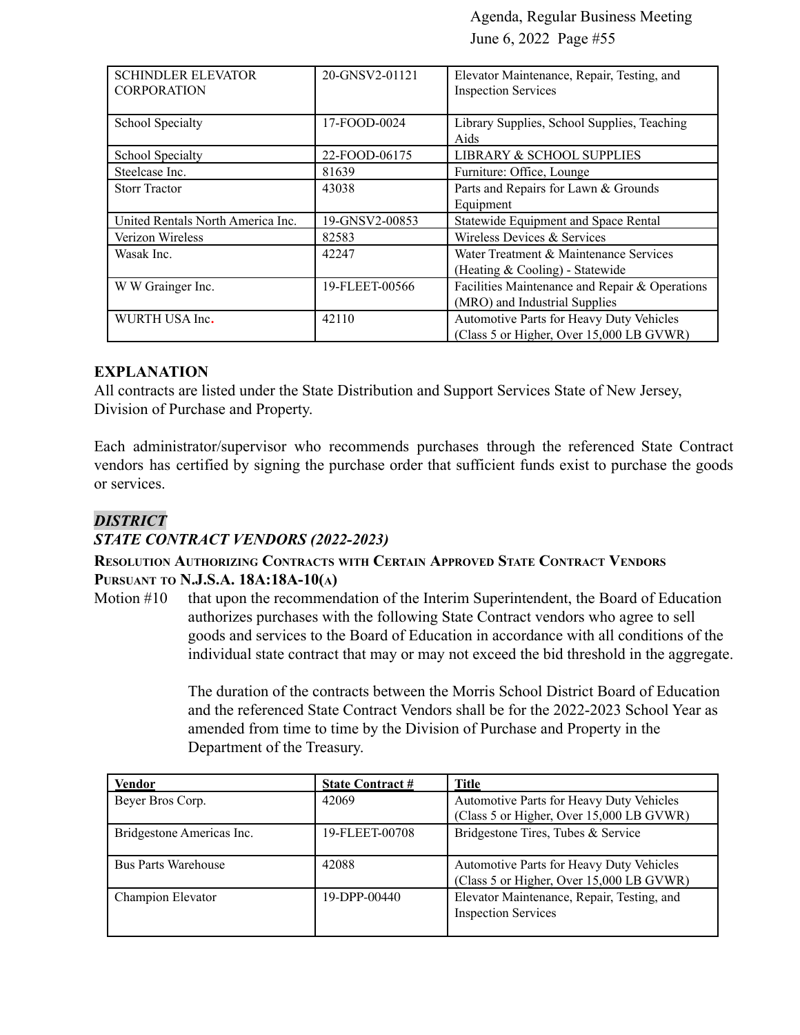| | | |
|---|---|---|
| SCHINDLER ELEVATOR CORPORATION | 20-GNSV2-01121 | Elevator Maintenance, Repair, Testing, and Inspection Services |
| School Specialty | 17-FOOD-0024 | Library Supplies, School Supplies, Teaching Aids |
| School Specialty | 22-FOOD-06175 | LIBRARY & SCHOOL SUPPLIES |
| Steelcase Inc. | 81639 | Furniture: Office, Lounge |
| Storr Tractor | 43038 | Parts and Repairs for Lawn & Grounds Equipment |
| United Rentals North America Inc. | 19-GNSV2-00853 | Statewide Equipment and Space Rental |
| Verizon Wireless | 82583 | Wireless Devices & Services |
| Wasak Inc. | 42247 | Water Treatment & Maintenance Services (Heating & Cooling) - Statewide |
| W W Grainger Inc. | 19-FLEET-00566 | Facilities Maintenance and Repair & Operations (MRO) and Industrial Supplies |
| WURTH USA Inc. | 42110 | Automotive Parts for Heavy Duty Vehicles (Class 5 or Higher, Over 15,000 LB GVWR) |

**EXPLANATION**
All contracts are listed under the State Distribution and Support Services State of New Jersey, Division of Purchase and Property.

Each administrator/supervisor who recommends purchases through the referenced State Contract vendors has certified by signing the purchase order that sufficient funds exist to purchase the goods or services.

***DISTRICT***
***STATE CONTRACT VENDORS (2022-2023)***
**RESOLUTION AUTHORIZING CONTRACTS WITH CERTAIN APPROVED STATE CONTRACT VENDORS PURSUANT TO N.J.S.A. 18A:18A-10(A)**

Motion #10 that upon the recommendation of the Interim Superintendent, the Board of Education authorizes purchases with the following State Contract vendors who agree to sell goods and services to the Board of Education in accordance with all conditions of the individual state contract that may or may not exceed the bid threshold in the aggregate.

The duration of the contracts between the Morris School District Board of Education and the referenced State Contract Vendors shall be for the 2022-2023 School Year as amended from time to time by the Division of Purchase and Property in the Department of the Treasury.

| Vendor | State Contract # | Title |
|---|---|---|
| Beyer Bros Corp. | 42069 | Automotive Parts for Heavy Duty Vehicles (Class 5 or Higher, Over 15,000 LB GVWR) |
| Bridgestone Americas Inc. | 19-FLEET-00708 | Bridgestone Tires, Tubes & Service |
| Bus Parts Warehouse | 42088 | Automotive Parts for Heavy Duty Vehicles (Class 5 or Higher, Over 15,000 LB GVWR) |
| Champion Elevator | 19-DPP-00440 | Elevator Maintenance, Repair, Testing, and Inspection Services |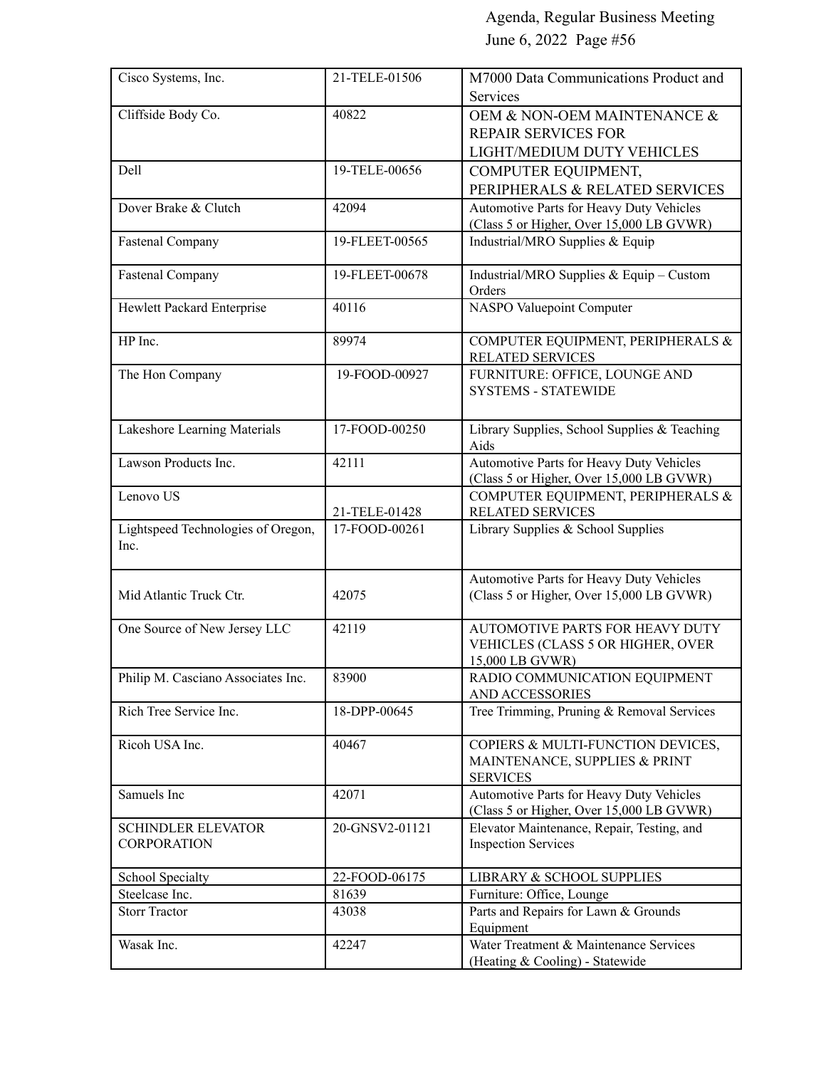| Cisco Systems, Inc. | 21-TELE-01506 | M7000 Data Communications Product and Services |
|---|---|---|
| Cliffside Body Co. | 40822 | OEM & NON-OEM MAINTENANCE & REPAIR SERVICES FOR LIGHT/MEDIUM DUTY VEHICLES |
| Dell | 19-TELE-00656 | COMPUTER EQUIPMENT, PERIPHERALS & RELATED SERVICES |
| Dover Brake & Clutch | 42094 | Automotive Parts for Heavy Duty Vehicles (Class 5 or Higher, Over 15,000 LB GVWR) |
| Fastenal Company | 19-FLEET-00565 | Industrial/MRO Supplies & Equip |
| Fastenal Company | 19-FLEET-00678 | Industrial/MRO Supplies & Equip – Custom Orders |
| Hewlett Packard Enterprise | 40116 | NASPO Valuepoint Computer |
| HP Inc. | 89974 | COMPUTER EQUIPMENT, PERIPHERALS & RELATED SERVICES |
| The Hon Company | 19-FOOD-00927 | FURNITURE: OFFICE, LOUNGE AND SYSTEMS - STATEWIDE |
| Lakeshore Learning Materials | 17-FOOD-00250 | Library Supplies, School Supplies & Teaching Aids |
| Lawson Products Inc. | 42111 | Automotive Parts for Heavy Duty Vehicles (Class 5 or Higher, Over 15,000 LB GVWR) |
| Lenovo US | 21-TELE-01428 | COMPUTER EQUIPMENT, PERIPHERALS & RELATED SERVICES |
| Lightspeed Technologies of Oregon, Inc. | 17-FOOD-00261 | Library Supplies & School Supplies |
| Mid Atlantic Truck Ctr. | 42075 | Automotive Parts for Heavy Duty Vehicles (Class 5 or Higher, Over 15,000 LB GVWR) |
| One Source of New Jersey LLC | 42119 | AUTOMOTIVE PARTS FOR HEAVY DUTY VEHICLES (CLASS 5 OR HIGHER, OVER 15,000 LB GVWR) |
| Philip M. Casciano Associates Inc. | 83900 | RADIO COMMUNICATION EQUIPMENT AND ACCESSORIES |
| Rich Tree Service Inc. | 18-DPP-00645 | Tree Trimming, Pruning & Removal Services |
| Ricoh USA Inc. | 40467 | COPIERS & MULTI-FUNCTION DEVICES, MAINTENANCE, SUPPLIES & PRINT SERVICES |
| Samuels Inc | 42071 | Automotive Parts for Heavy Duty Vehicles (Class 5 or Higher, Over 15,000 LB GVWR) |
| SCHINDLER ELEVATOR CORPORATION | 20-GNSV2-01121 | Elevator Maintenance, Repair, Testing, and Inspection Services |
| School Specialty | 22-FOOD-06175 | LIBRARY & SCHOOL SUPPLIES |
| Steelcase Inc. | 81639 | Furniture: Office, Lounge |
| Storr Tractor | 43038 | Parts and Repairs for Lawn & Grounds Equipment |
| Wasak Inc. | 42247 | Water Treatment & Maintenance Services (Heating & Cooling) - Statewide |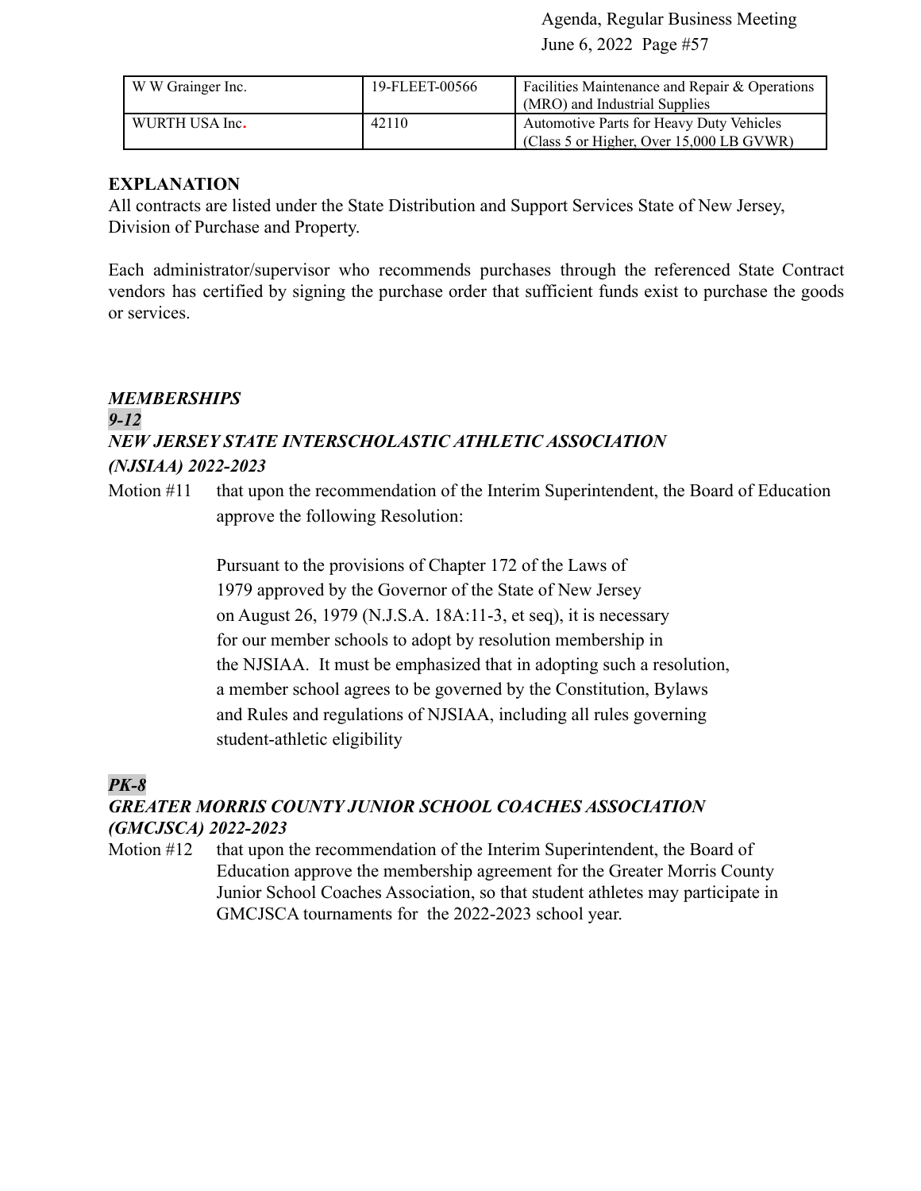| W W Grainger Inc. | 19-FLEET-00566 | Facilities Maintenance and Repair & Operations (MRO) and Industrial Supplies |
|---|---|---|
| WURTH USA Inc. | 42110 | Automotive Parts for Heavy Duty Vehicles (Class 5 or Higher, Over 15,000 LB GVWR) |

**EXPLANATION**
All contracts are listed under the State Distribution and Support Services State of New Jersey, Division of Purchase and Property.

Each administrator/supervisor who recommends purchases through the referenced State Contract vendors has certified by signing the purchase order that sufficient funds exist to purchase the goods or services.

***MEMBERSHIPS***
***9-12***
***NEW JERSEY STATE INTERSCHOLASTIC ATHLETIC ASSOCIATION (NJSIAA) 2022-2023***

Motion #11 that upon the recommendation of the Interim Superintendent, the Board of Education approve the following Resolution:

Pursuant to the provisions of Chapter 172 of the Laws of 1979 approved by the Governor of the State of New Jersey on August 26, 1979 (N.J.S.A. 18A:11-3, et seq), it is necessary for our member schools to adopt by resolution membership in the NJSIAA. It must be emphasized that in adopting such a resolution, a member school agrees to be governed by the Constitution, Bylaws and Rules and regulations of NJSIAA, including all rules governing student-athletic eligibility

***PK-8***
***GREATER MORRIS COUNTY JUNIOR SCHOOL COACHES ASSOCIATION (GMCJSCA) 2022-2023***

Motion #12 that upon the recommendation of the Interim Superintendent, the Board of Education approve the membership agreement for the Greater Morris County Junior School Coaches Association, so that student athletes may participate in GMCJSCA tournaments for the 2022-2023 school year.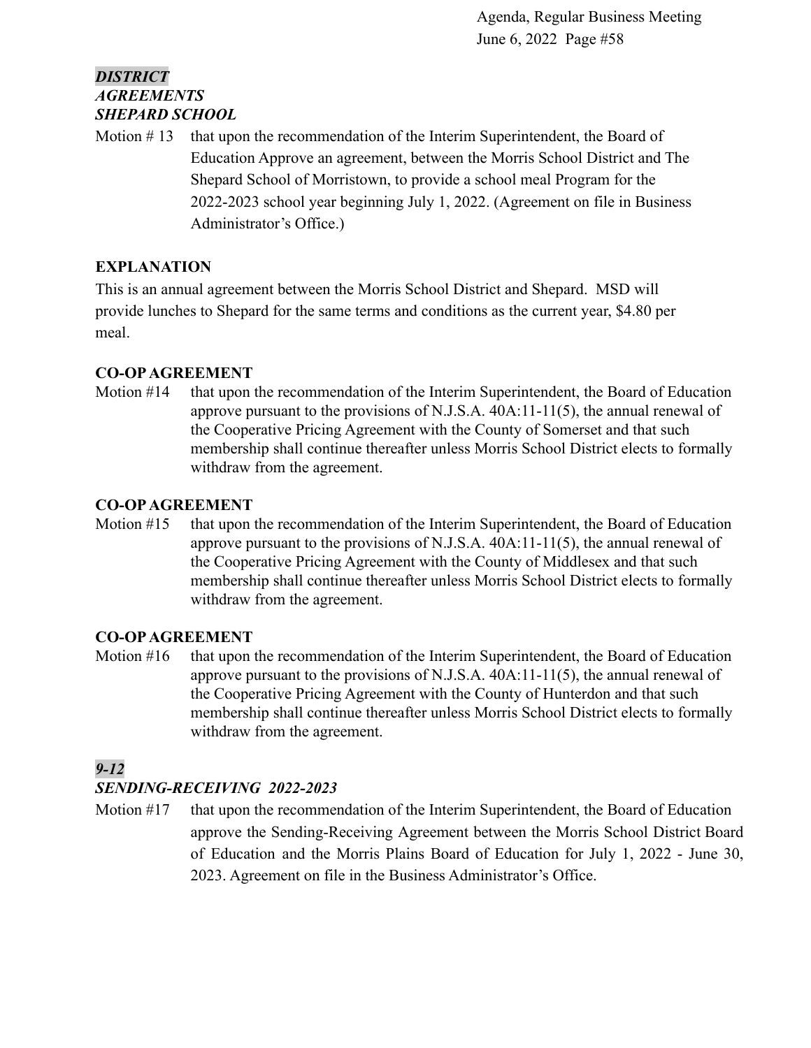***DISTRICT***
***AGREEMENTS***
***SHEPARD SCHOOL***

Motion # 13 that upon the recommendation of the Interim Superintendent, the Board of Education Approve an agreement, between the Morris School District and The Shepard School of Morristown, to provide a school meal Program for the 2022-2023 school year beginning July 1, 2022. (Agreement on file in Business Administrator's Office.)

**EXPLANATION**

This is an annual agreement between the Morris School District and Shepard. MSD will provide lunches to Shepard for the same terms and conditions as the current year, $4.80 per meal.

**CO-OP AGREEMENT**

Motion #14 that upon the recommendation of the Interim Superintendent, the Board of Education approve pursuant to the provisions of N.J.S.A. 40A:11-11(5), the annual renewal of the Cooperative Pricing Agreement with the County of Somerset and that such membership shall continue thereafter unless Morris School District elects to formally withdraw from the agreement.

**CO-OP AGREEMENT**

Motion #15 that upon the recommendation of the Interim Superintendent, the Board of Education approve pursuant to the provisions of N.J.S.A. 40A:11-11(5), the annual renewal of the Cooperative Pricing Agreement with the County of Middlesex and that such membership shall continue thereafter unless Morris School District elects to formally withdraw from the agreement.

**CO-OP AGREEMENT**

Motion #16 that upon the recommendation of the Interim Superintendent, the Board of Education approve pursuant to the provisions of N.J.S.A. 40A:11-11(5), the annual renewal of the Cooperative Pricing Agreement with the County of Hunterdon and that such membership shall continue thereafter unless Morris School District elects to formally withdraw from the agreement.

***9-12***
***SENDING-RECEIVING 2022-2023***

Motion #17 that upon the recommendation of the Interim Superintendent, the Board of Education approve the Sending-Receiving Agreement between the Morris School District Board of Education and the Morris Plains Board of Education for July 1, 2022 - June 30, 2023. Agreement on file in the Business Administrator's Office.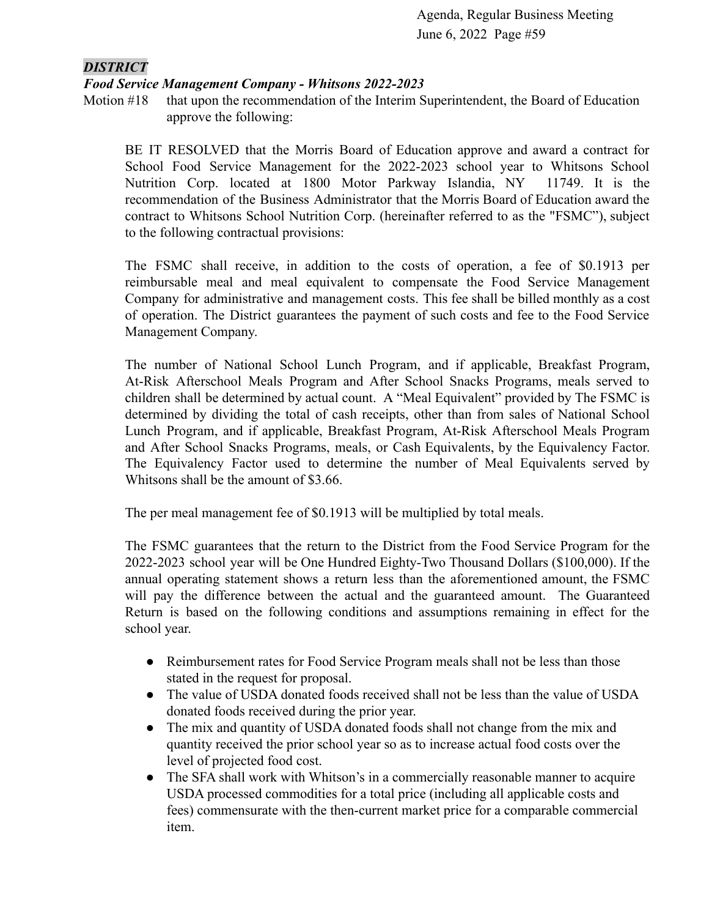***DISTRICT***

***Food Service Management Company - Whitsons 2022-2023***

Motion #18 that upon the recommendation of the Interim Superintendent, the Board of Education approve the following:

BE IT RESOLVED that the Morris Board of Education approve and award a contract for School Food Service Management for the 2022-2023 school year to Whitsons School Nutrition Corp. located at 1800 Motor Parkway Islandia, NY 11749. It is the recommendation of the Business Administrator that the Morris Board of Education award the contract to Whitsons School Nutrition Corp. (hereinafter referred to as the "FSMC"), subject to the following contractual provisions:

The FSMC shall receive, in addition to the costs of operation, a fee of $0.1913 per reimbursable meal and meal equivalent to compensate the Food Service Management Company for administrative and management costs. This fee shall be billed monthly as a cost of operation. The District guarantees the payment of such costs and fee to the Food Service Management Company.

The number of National School Lunch Program, and if applicable, Breakfast Program, At-Risk Afterschool Meals Program and After School Snacks Programs, meals served to children shall be determined by actual count. A "Meal Equivalent" provided by The FSMC is determined by dividing the total of cash receipts, other than from sales of National School Lunch Program, and if applicable, Breakfast Program, At-Risk Afterschool Meals Program and After School Snacks Programs, meals, or Cash Equivalents, by the Equivalency Factor. The Equivalency Factor used to determine the number of Meal Equivalents served by Whitsons shall be the amount of $3.66.

The per meal management fee of $0.1913 will be multiplied by total meals.

The FSMC guarantees that the return to the District from the Food Service Program for the 2022-2023 school year will be One Hundred Eighty-Two Thousand Dollars ($100,000). If the annual operating statement shows a return less than the aforementioned amount, the FSMC will pay the difference between the actual and the guaranteed amount. The Guaranteed Return is based on the following conditions and assumptions remaining in effect for the school year.

- Reimbursement rates for Food Service Program meals shall not be less than those stated in the request for proposal.
- The value of USDA donated foods received shall not be less than the value of USDA donated foods received during the prior year.
- The mix and quantity of USDA donated foods shall not change from the mix and quantity received the prior school year so as to increase actual food costs over the level of projected food cost.
- The SFA shall work with Whitson's in a commercially reasonable manner to acquire USDA processed commodities for a total price (including all applicable costs and fees) commensurate with the then-current market price for a comparable commercial item.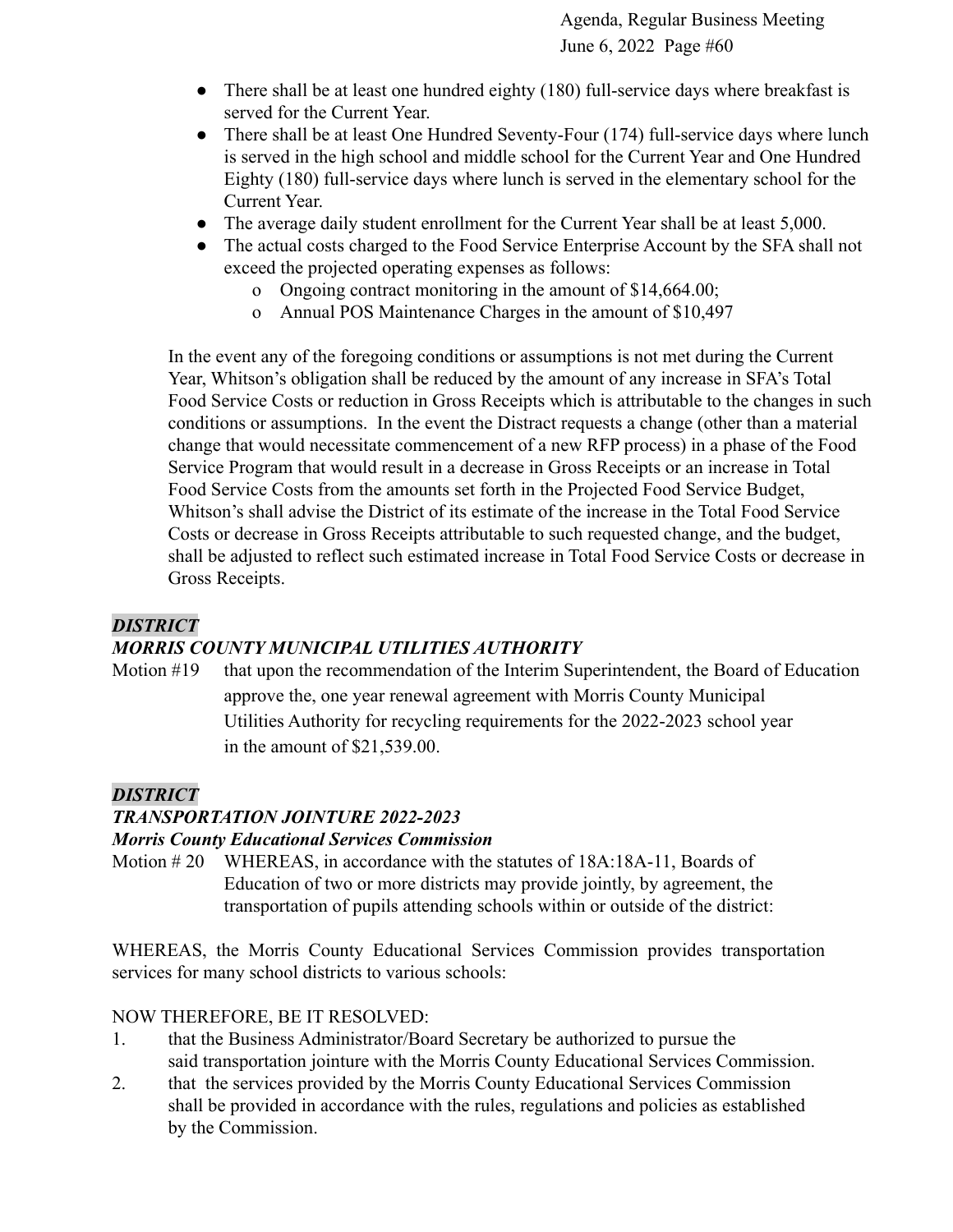- There shall be at least one hundred eighty (180) full-service days where breakfast is served for the Current Year.
- There shall be at least One Hundred Seventy-Four (174) full-service days where lunch is served in the high school and middle school for the Current Year and One Hundred Eighty (180) full-service days where lunch is served in the elementary school for the Current Year.
- The average daily student enrollment for the Current Year shall be at least 5,000.
- The actual costs charged to the Food Service Enterprise Account by the SFA shall not exceed the projected operating expenses as follows:
  - Ongoing contract monitoring in the amount of $14,664.00;
  - Annual POS Maintenance Charges in the amount of $10,497

In the event any of the foregoing conditions or assumptions is not met during the Current Year, Whitson's obligation shall be reduced by the amount of any increase in SFA's Total Food Service Costs or reduction in Gross Receipts which is attributable to the changes in such conditions or assumptions. In the event the Distract requests a change (other than a material change that would necessitate commencement of a new RFP process) in a phase of the Food Service Program that would result in a decrease in Gross Receipts or an increase in Total Food Service Costs from the amounts set forth in the Projected Food Service Budget, Whitson's shall advise the District of its estimate of the increase in the Total Food Service Costs or decrease in Gross Receipts attributable to such requested change, and the budget, shall be adjusted to reflect such estimated increase in Total Food Service Costs or decrease in Gross Receipts.

***DISTRICT***
***MORRIS COUNTY MUNICIPAL UTILITIES AUTHORITY***

Motion #19 that upon the recommendation of the Interim Superintendent, the Board of Education approve the, one year renewal agreement with Morris County Municipal Utilities Authority for recycling requirements for the 2022-2023 school year in the amount of $21,539.00.

***DISTRICT***
***TRANSPORTATION JOINTURE 2022-2023***
***Morris County Educational Services Commission***

Motion # 20 WHEREAS, in accordance with the statutes of 18A:18A-11, Boards of Education of two or more districts may provide jointly, by agreement, the transportation of pupils attending schools within or outside of the district:

WHEREAS, the Morris County Educational Services Commission provides transportation services for many school districts to various schools:

NOW THEREFORE, BE IT RESOLVED:

1. that the Business Administrator/Board Secretary be authorized to pursue the said transportation jointure with the Morris County Educational Services Commission.
2. that the services provided by the Morris County Educational Services Commission shall be provided in accordance with the rules, regulations and policies as established by the Commission.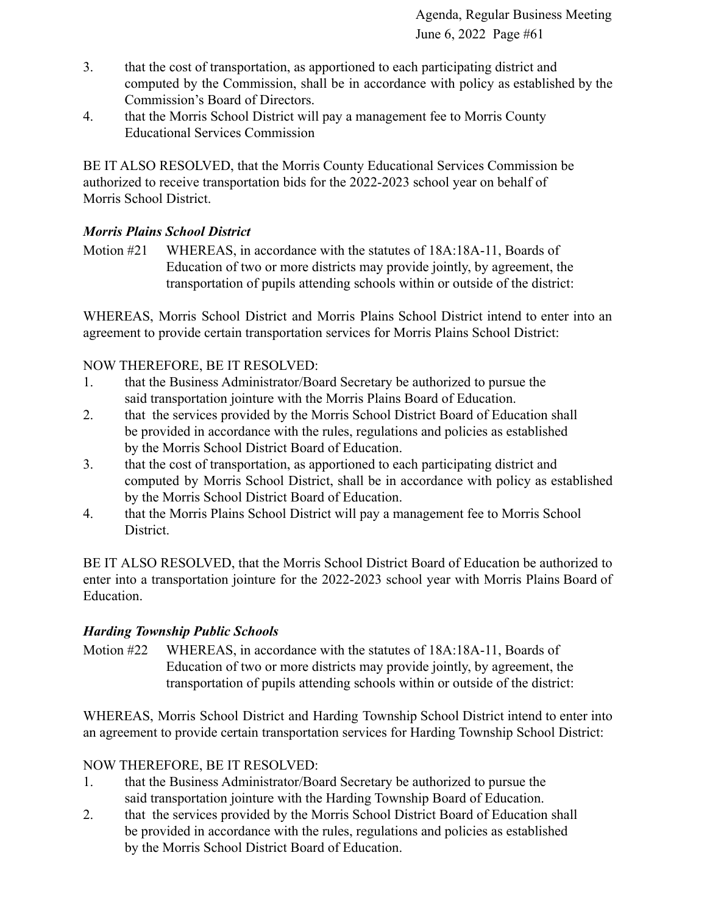3. that the cost of transportation, as apportioned to each participating district and computed by the Commission, shall be in accordance with policy as established by the Commission's Board of Directors.
4. that the Morris School District will pay a management fee to Morris County Educational Services Commission

BE IT ALSO RESOLVED, that the Morris County Educational Services Commission be authorized to receive transportation bids for the 2022-2023 school year on behalf of Morris School District.

### *Morris Plains School District*

Motion #21 WHEREAS, in accordance with the statutes of 18A:18A-11, Boards of Education of two or more districts may provide jointly, by agreement, the transportation of pupils attending schools within or outside of the district:

WHEREAS, Morris School District and Morris Plains School District intend to enter into an agreement to provide certain transportation services for Morris Plains School District:

NOW THEREFORE, BE IT RESOLVED:

1. that the Business Administrator/Board Secretary be authorized to pursue the said transportation jointure with the Morris Plains Board of Education.
2. that the services provided by the Morris School District Board of Education shall be provided in accordance with the rules, regulations and policies as established by the Morris School District Board of Education.
3. that the cost of transportation, as apportioned to each participating district and computed by Morris School District, shall be in accordance with policy as established by the Morris School District Board of Education.
4. that the Morris Plains School District will pay a management fee to Morris School District.

BE IT ALSO RESOLVED, that the Morris School District Board of Education be authorized to enter into a transportation jointure for the 2022-2023 school year with Morris Plains Board of Education.

### *Harding Township Public Schools*

Motion #22 WHEREAS, in accordance with the statutes of 18A:18A-11, Boards of Education of two or more districts may provide jointly, by agreement, the transportation of pupils attending schools within or outside of the district:

WHEREAS, Morris School District and Harding Township School District intend to enter into an agreement to provide certain transportation services for Harding Township School District:

NOW THEREFORE, BE IT RESOLVED:

1. that the Business Administrator/Board Secretary be authorized to pursue the said transportation jointure with the Harding Township Board of Education.
2. that the services provided by the Morris School District Board of Education shall be provided in accordance with the rules, regulations and policies as established by the Morris School District Board of Education.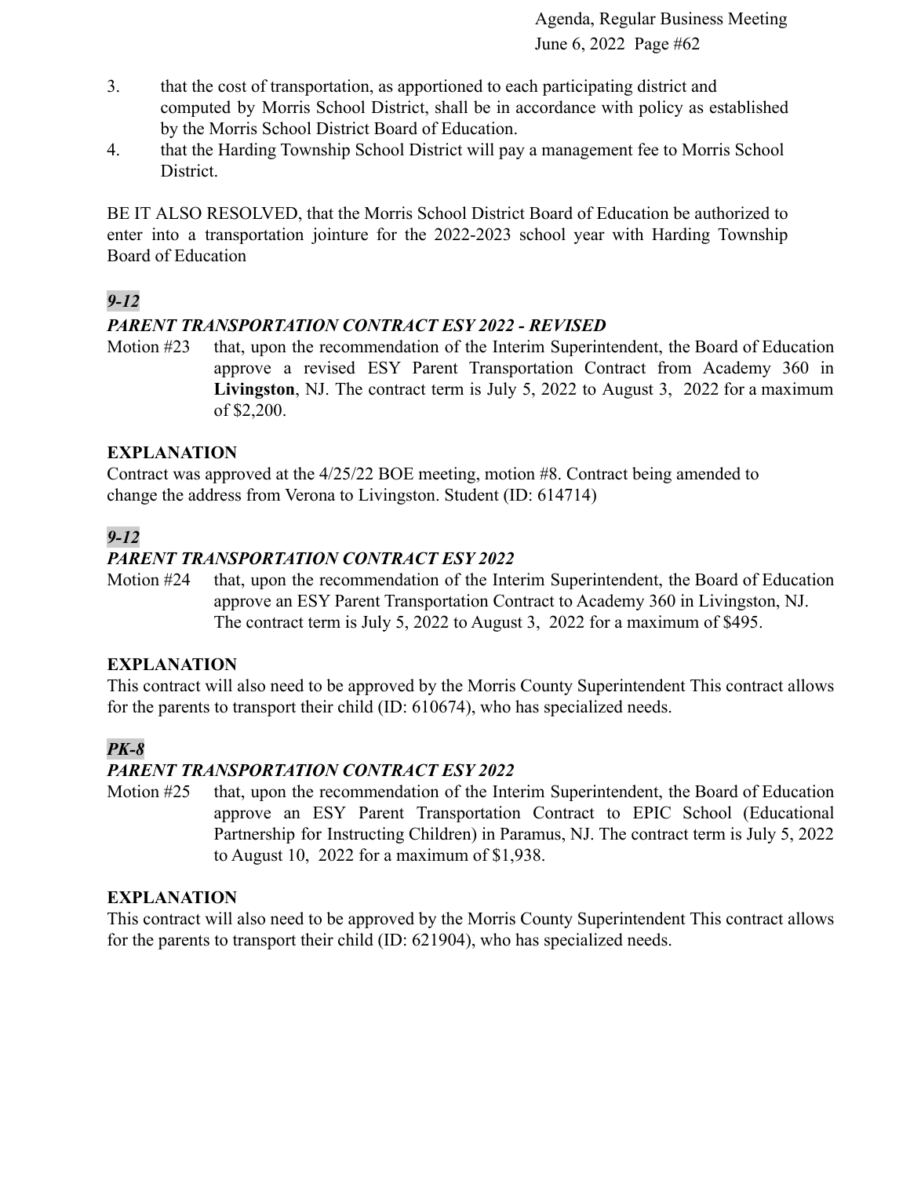3. that the cost of transportation, as apportioned to each participating district and computed by Morris School District, shall be in accordance with policy as established by the Morris School District Board of Education.
4. that the Harding Township School District will pay a management fee to Morris School District.

BE IT ALSO RESOLVED, that the Morris School District Board of Education be authorized to enter into a transportation jointure for the 2022-2023 school year with Harding Township Board of Education

***9-12***

***PARENT TRANSPORTATION CONTRACT ESY 2022 - REVISED***

Motion #23 that, upon the recommendation of the Interim Superintendent, the Board of Education approve a revised ESY Parent Transportation Contract from Academy 360 in **Livingston**, NJ. The contract term is July 5, 2022 to August 3, 2022 for a maximum of $2,200.

**EXPLANATION**

Contract was approved at the 4/25/22 BOE meeting, motion #8. Contract being amended to change the address from Verona to Livingston. Student (ID: 614714)

***9-12***

***PARENT TRANSPORTATION CONTRACT ESY 2022***

Motion #24 that, upon the recommendation of the Interim Superintendent, the Board of Education approve an ESY Parent Transportation Contract to Academy 360 in Livingston, NJ. The contract term is July 5, 2022 to August 3, 2022 for a maximum of $495.

**EXPLANATION**

This contract will also need to be approved by the Morris County Superintendent This contract allows for the parents to transport their child (ID: 610674), who has specialized needs.

***PK-8***

***PARENT TRANSPORTATION CONTRACT ESY 2022***

Motion #25 that, upon the recommendation of the Interim Superintendent, the Board of Education approve an ESY Parent Transportation Contract to EPIC School (Educational Partnership for Instructing Children) in Paramus, NJ. The contract term is July 5, 2022 to August 10, 2022 for a maximum of $1,938.

**EXPLANATION**

This contract will also need to be approved by the Morris County Superintendent This contract allows for the parents to transport their child (ID: 621904), who has specialized needs.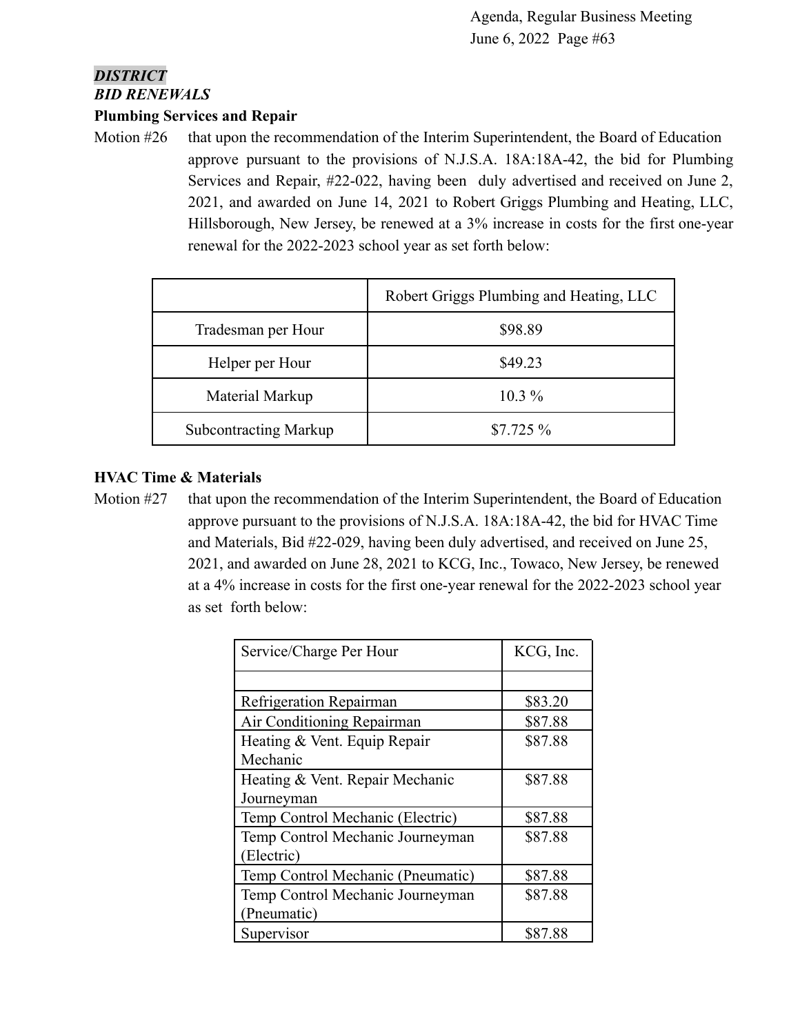***DISTRICT***

***BID RENEWALS***

**Plumbing Services and Repair**

Motion #26 that upon the recommendation of the Interim Superintendent, the Board of Education approve pursuant to the provisions of N.J.S.A. 18A:18A-42, the bid for Plumbing Services and Repair, #22-022, having been duly advertised and received on June 2, 2021, and awarded on June 14, 2021 to Robert Griggs Plumbing and Heating, LLC, Hillsborough, New Jersey, be renewed at a 3% increase in costs for the first one-year renewal for the 2022-2023 school year as set forth below:

| | Robert Griggs Plumbing and Heating, LLC |
|---|---|
| Tradesman per Hour | $98.89 |
| Helper per Hour | $49.23 |
| Material Markup | 10.3 % |
| Subcontracting Markup | $7.725 % |

**HVAC Time & Materials**

Motion #27 that upon the recommendation of the Interim Superintendent, the Board of Education approve pursuant to the provisions of N.J.S.A. 18A:18A-42, the bid for HVAC Time and Materials, Bid #22-029, having been duly advertised, and received on June 25, 2021, and awarded on June 28, 2021 to KCG, Inc., Towaco, New Jersey, be renewed at a 4% increase in costs for the first one-year renewal for the 2022-2023 school year as set forth below:

| Service/Charge Per Hour | KCG, Inc. |
|---|---|
| | |
| Refrigeration Repairman | $83.20 |
| Air Conditioning Repairman | $87.88 |
| Heating & Vent. Equip Repair Mechanic | $87.88 |
| Heating & Vent. Repair Mechanic Journeyman | $87.88 |
| Temp Control Mechanic (Electric) | $87.88 |
| Temp Control Mechanic Journeyman (Electric) | $87.88 |
| Temp Control Mechanic (Pneumatic) | $87.88 |
| Temp Control Mechanic Journeyman (Pneumatic) | $87.88 |
| Supervisor | $87.88 |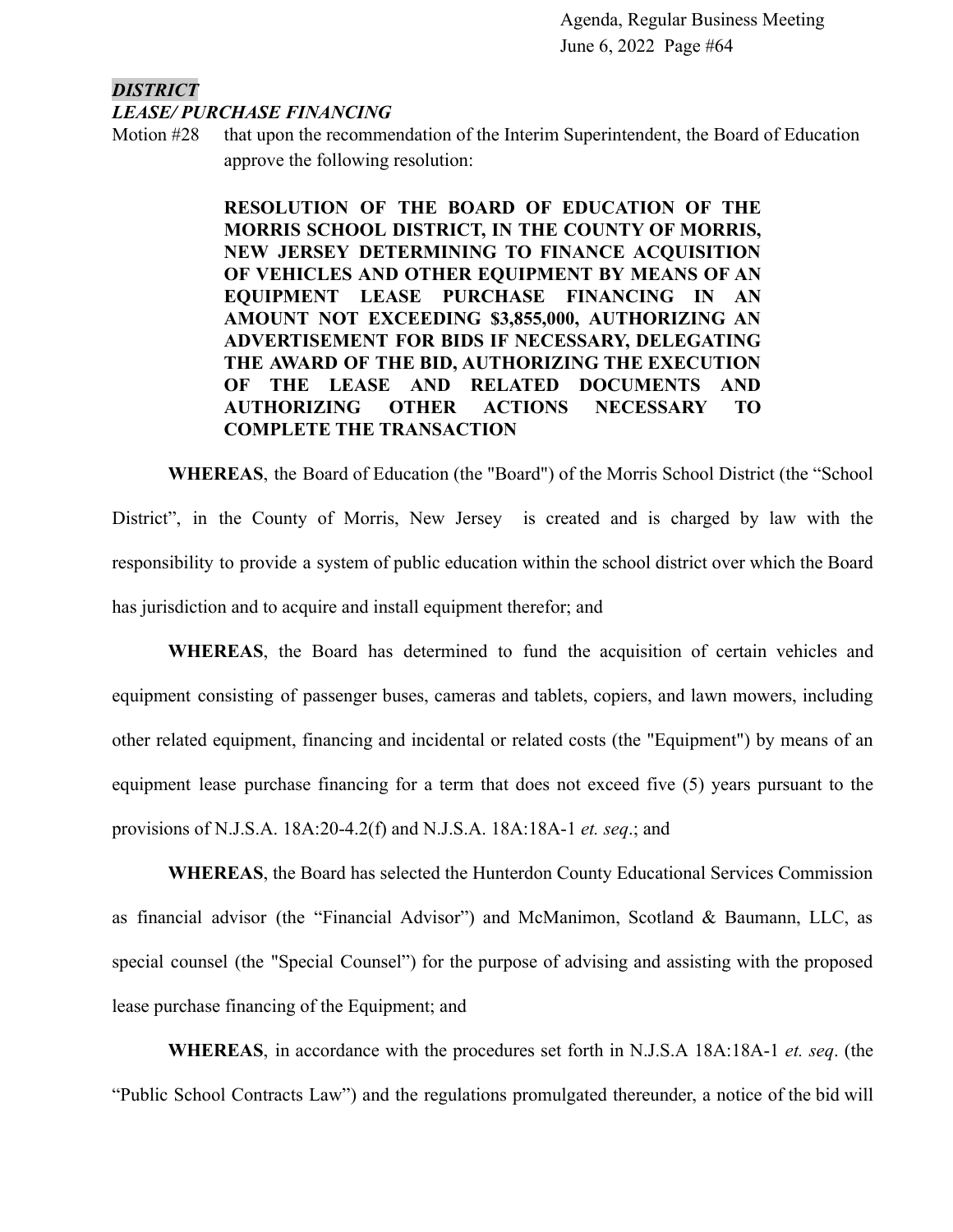***DISTRICT***
***LEASE/ PURCHASE FINANCING***

Motion #28 that upon the recommendation of the Interim Superintendent, the Board of Education approve the following resolution:

**RESOLUTION OF THE BOARD OF EDUCATION OF THE MORRIS SCHOOL DISTRICT, IN THE COUNTY OF MORRIS, NEW JERSEY DETERMINING TO FINANCE ACQUISITION OF VEHICLES AND OTHER EQUIPMENT BY MEANS OF AN EQUIPMENT LEASE PURCHASE FINANCING IN AN AMOUNT NOT EXCEEDING $3,855,000, AUTHORIZING AN ADVERTISEMENT FOR BIDS IF NECESSARY, DELEGATING THE AWARD OF THE BID, AUTHORIZING THE EXECUTION OF THE LEASE AND RELATED DOCUMENTS AND AUTHORIZING OTHER ACTIONS NECESSARY TO COMPLETE THE TRANSACTION**

**WHEREAS**, the Board of Education (the "Board") of the Morris School District (the "School District", in the County of Morris, New Jersey is created and is charged by law with the responsibility to provide a system of public education within the school district over which the Board has jurisdiction and to acquire and install equipment therefor; and

**WHEREAS**, the Board has determined to fund the acquisition of certain vehicles and equipment consisting of passenger buses, cameras and tablets, copiers, and lawn mowers, including other related equipment, financing and incidental or related costs (the "Equipment") by means of an equipment lease purchase financing for a term that does not exceed five (5) years pursuant to the provisions of N.J.S.A. 18A:20-4.2(f) and N.J.S.A. 18A:18A-1 *et. seq*.; and

**WHEREAS**, the Board has selected the Hunterdon County Educational Services Commission as financial advisor (the "Financial Advisor") and McManimon, Scotland & Baumann, LLC, as special counsel (the "Special Counsel") for the purpose of advising and assisting with the proposed lease purchase financing of the Equipment; and

**WHEREAS**, in accordance with the procedures set forth in N.J.S.A 18A:18A-1 *et. seq*. (the "Public School Contracts Law") and the regulations promulgated thereunder, a notice of the bid will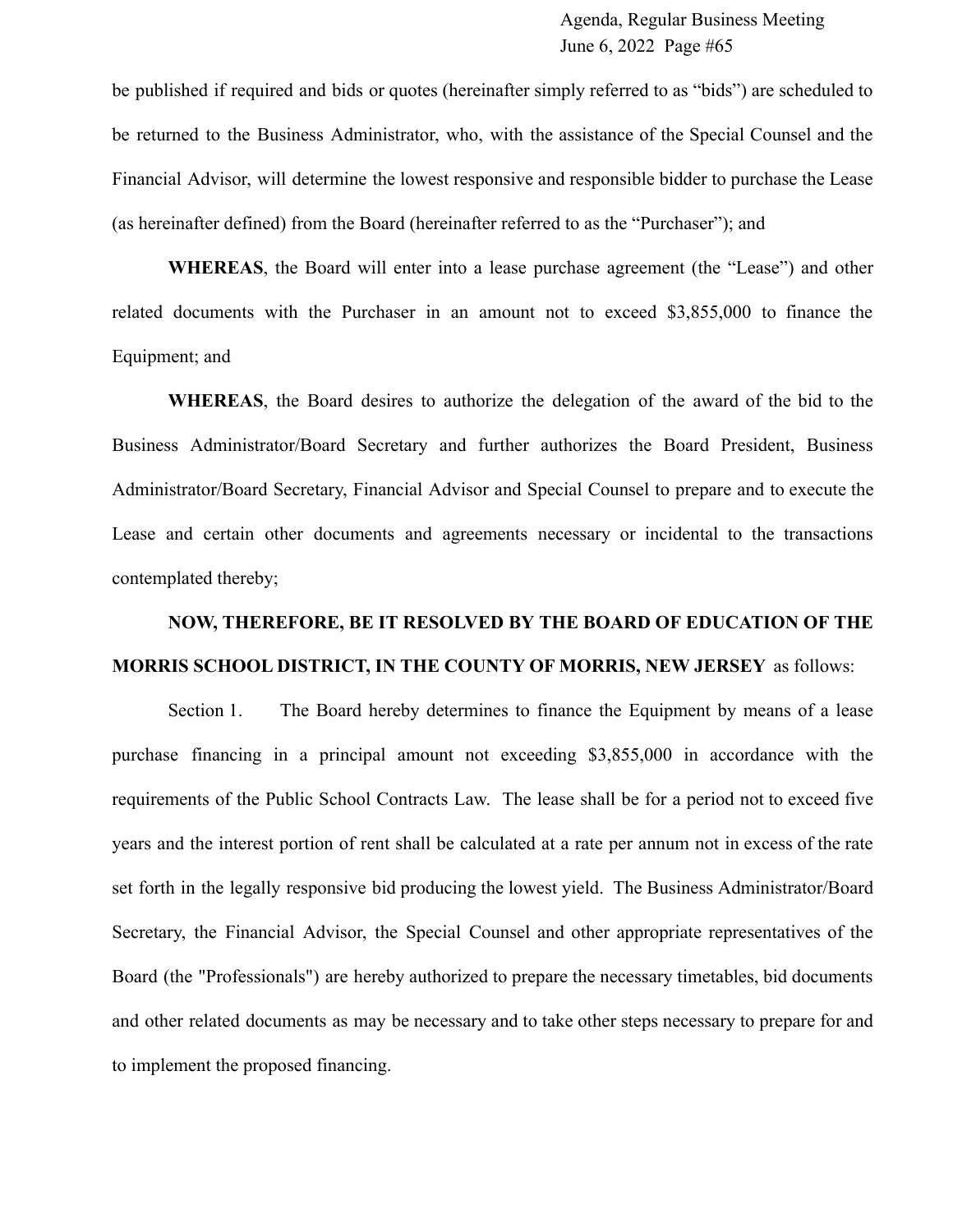be published if required and bids or quotes (hereinafter simply referred to as "bids") are scheduled to be returned to the Business Administrator, who, with the assistance of the Special Counsel and the Financial Advisor, will determine the lowest responsive and responsible bidder to purchase the Lease (as hereinafter defined) from the Board (hereinafter referred to as the "Purchaser"); and

**WHEREAS**, the Board will enter into a lease purchase agreement (the "Lease") and other related documents with the Purchaser in an amount not to exceed $3,855,000 to finance the Equipment; and

**WHEREAS**, the Board desires to authorize the delegation of the award of the bid to the Business Administrator/Board Secretary and further authorizes the Board President, Business Administrator/Board Secretary, Financial Advisor and Special Counsel to prepare and to execute the Lease and certain other documents and agreements necessary or incidental to the transactions contemplated thereby;

**NOW, THEREFORE, BE IT RESOLVED BY THE BOARD OF EDUCATION OF THE MORRIS SCHOOL DISTRICT, IN THE COUNTY OF MORRIS, NEW JERSEY** as follows:

Section 1. The Board hereby determines to finance the Equipment by means of a lease purchase financing in a principal amount not exceeding $3,855,000 in accordance with the requirements of the Public School Contracts Law. The lease shall be for a period not to exceed five years and the interest portion of rent shall be calculated at a rate per annum not in excess of the rate set forth in the legally responsive bid producing the lowest yield. The Business Administrator/Board Secretary, the Financial Advisor, the Special Counsel and other appropriate representatives of the Board (the "Professionals") are hereby authorized to prepare the necessary timetables, bid documents and other related documents as may be necessary and to take other steps necessary to prepare for and to implement the proposed financing.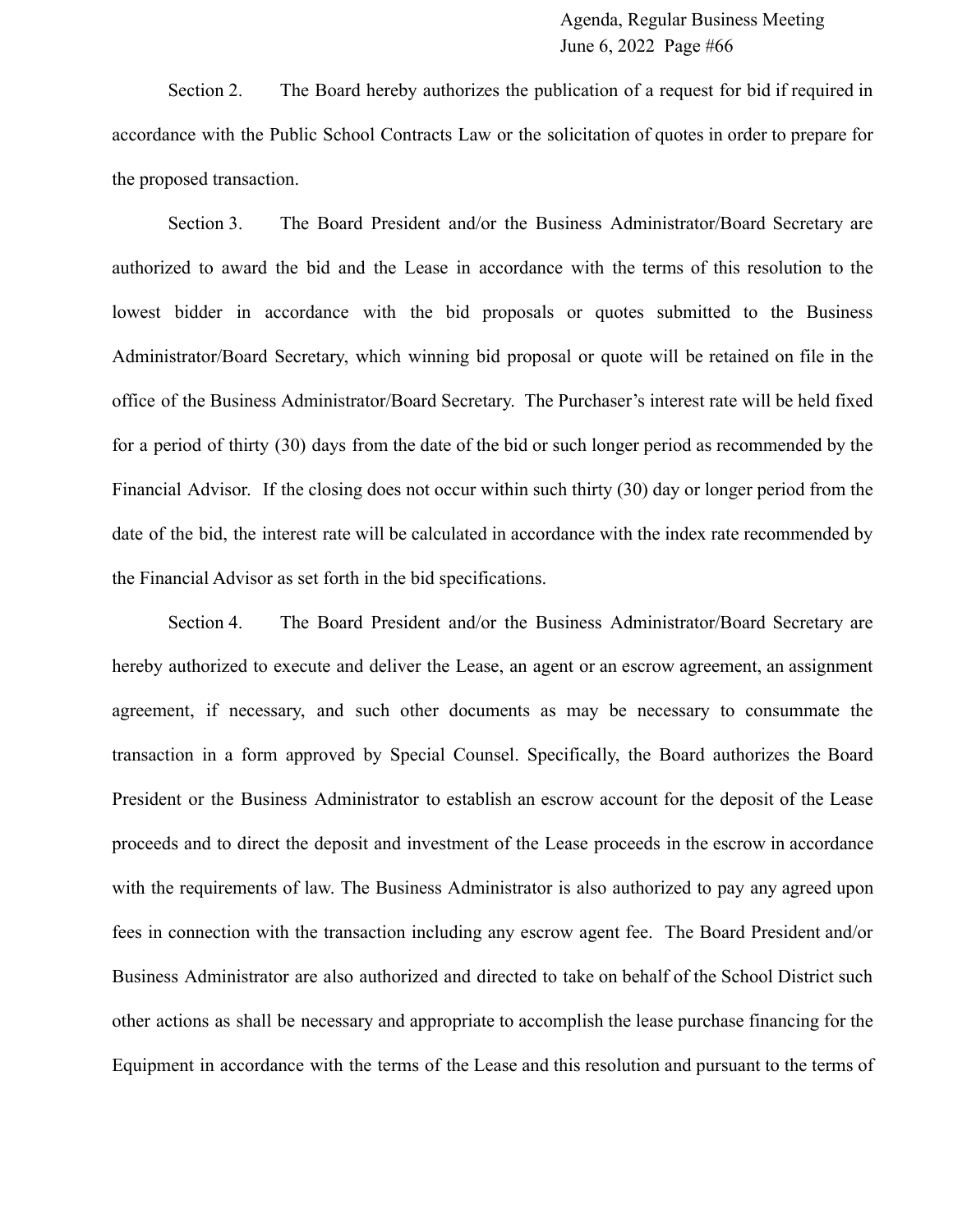Section 2. The Board hereby authorizes the publication of a request for bid if required in accordance with the Public School Contracts Law or the solicitation of quotes in order to prepare for the proposed transaction.

Section 3. The Board President and/or the Business Administrator/Board Secretary are authorized to award the bid and the Lease in accordance with the terms of this resolution to the lowest bidder in accordance with the bid proposals or quotes submitted to the Business Administrator/Board Secretary, which winning bid proposal or quote will be retained on file in the office of the Business Administrator/Board Secretary. The Purchaser's interest rate will be held fixed for a period of thirty (30) days from the date of the bid or such longer period as recommended by the Financial Advisor. If the closing does not occur within such thirty (30) day or longer period from the date of the bid, the interest rate will be calculated in accordance with the index rate recommended by the Financial Advisor as set forth in the bid specifications.

Section 4. The Board President and/or the Business Administrator/Board Secretary are hereby authorized to execute and deliver the Lease, an agent or an escrow agreement, an assignment agreement, if necessary, and such other documents as may be necessary to consummate the transaction in a form approved by Special Counsel. Specifically, the Board authorizes the Board President or the Business Administrator to establish an escrow account for the deposit of the Lease proceeds and to direct the deposit and investment of the Lease proceeds in the escrow in accordance with the requirements of law. The Business Administrator is also authorized to pay any agreed upon fees in connection with the transaction including any escrow agent fee. The Board President and/or Business Administrator are also authorized and directed to take on behalf of the School District such other actions as shall be necessary and appropriate to accomplish the lease purchase financing for the Equipment in accordance with the terms of the Lease and this resolution and pursuant to the terms of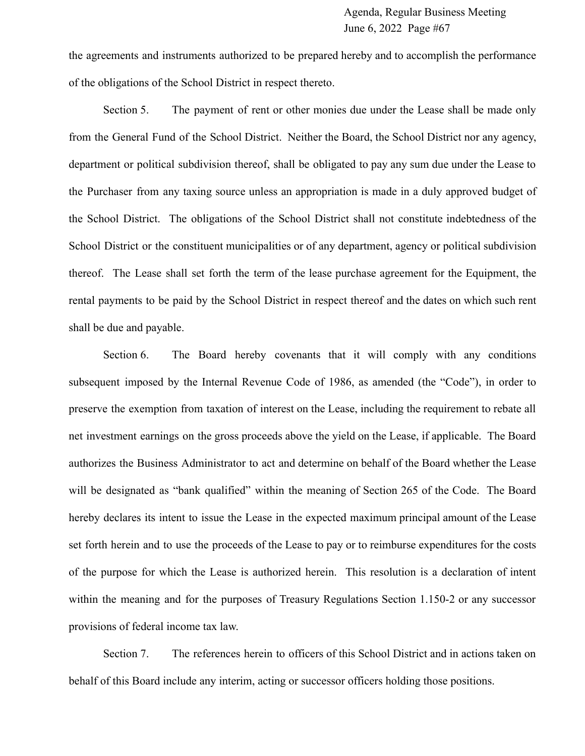the agreements and instruments authorized to be prepared hereby and to accomplish the performance of the obligations of the School District in respect thereto.

Section 5. The payment of rent or other monies due under the Lease shall be made only from the General Fund of the School District. Neither the Board, the School District nor any agency, department or political subdivision thereof, shall be obligated to pay any sum due under the Lease to the Purchaser from any taxing source unless an appropriation is made in a duly approved budget of the School District. The obligations of the School District shall not constitute indebtedness of the School District or the constituent municipalities or of any department, agency or political subdivision thereof. The Lease shall set forth the term of the lease purchase agreement for the Equipment, the rental payments to be paid by the School District in respect thereof and the dates on which such rent shall be due and payable.

Section 6. The Board hereby covenants that it will comply with any conditions subsequent imposed by the Internal Revenue Code of 1986, as amended (the "Code"), in order to preserve the exemption from taxation of interest on the Lease, including the requirement to rebate all net investment earnings on the gross proceeds above the yield on the Lease, if applicable. The Board authorizes the Business Administrator to act and determine on behalf of the Board whether the Lease will be designated as "bank qualified" within the meaning of Section 265 of the Code. The Board hereby declares its intent to issue the Lease in the expected maximum principal amount of the Lease set forth herein and to use the proceeds of the Lease to pay or to reimburse expenditures for the costs of the purpose for which the Lease is authorized herein. This resolution is a declaration of intent within the meaning and for the purposes of Treasury Regulations Section 1.150-2 or any successor provisions of federal income tax law.

Section 7. The references herein to officers of this School District and in actions taken on behalf of this Board include any interim, acting or successor officers holding those positions.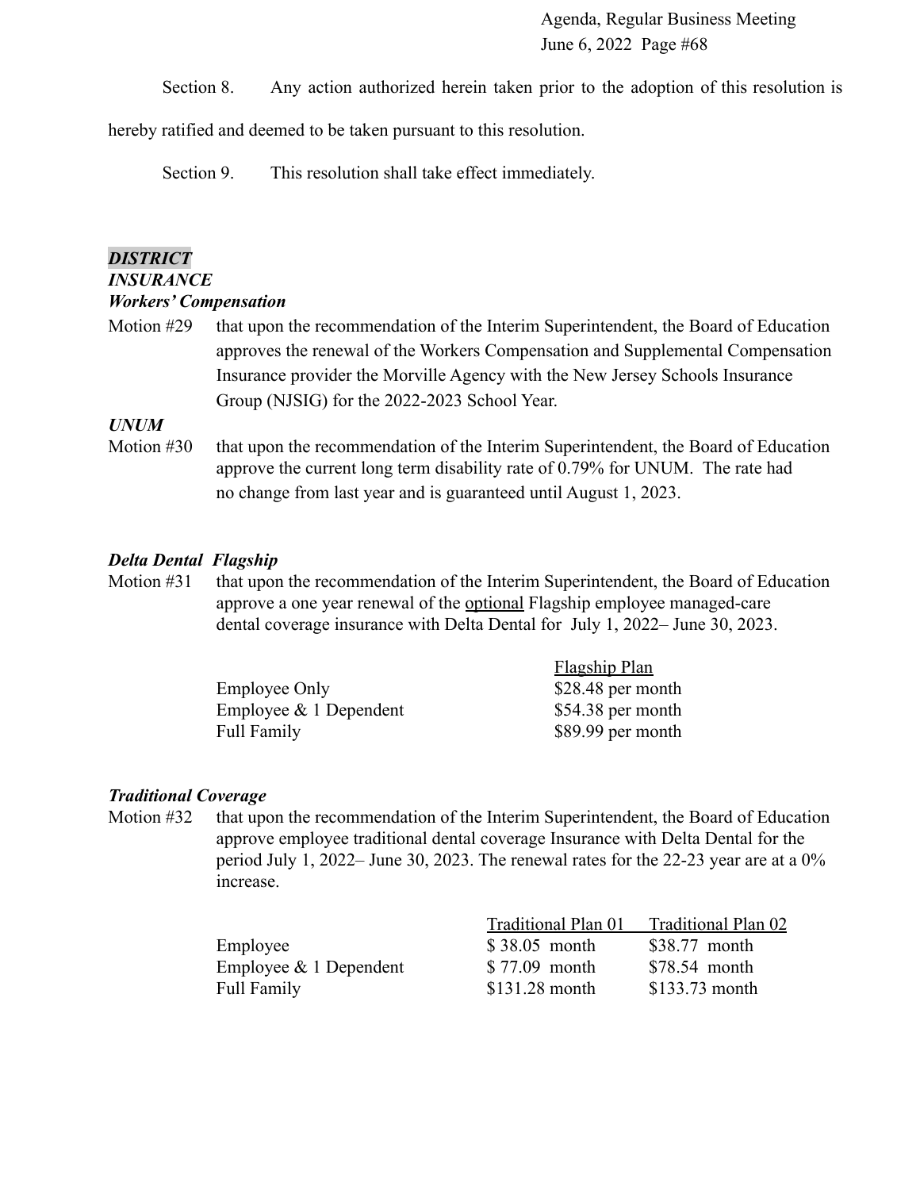Section 8. Any action authorized herein taken prior to the adoption of this resolution is hereby ratified and deemed to be taken pursuant to this resolution.

Section 9. This resolution shall take effect immediately.

***DISTRICT***
***INSURANCE***
***Workers' Compensation***

Motion #29 that upon the recommendation of the Interim Superintendent, the Board of Education approves the renewal of the Workers Compensation and Supplemental Compensation Insurance provider the Morville Agency with the New Jersey Schools Insurance Group (NJSIG) for the 2022-2023 School Year.

***UNUM***

Motion #30 that upon the recommendation of the Interim Superintendent, the Board of Education approve the current long term disability rate of 0.79% for UNUM. The rate had no change from last year and is guaranteed until August 1, 2023.

***Delta Dental Flagship***

Motion #31 that upon the recommendation of the Interim Superintendent, the Board of Education approve a one year renewal of the optional Flagship employee managed-care dental coverage insurance with Delta Dental for July 1, 2022– June 30, 2023.

| | Flagship Plan |
|---|---|
| Employee Only | $28.48 per month |
| Employee & 1 Dependent | $54.38 per month |
| Full Family | $89.99 per month |

***Traditional Coverage***

Motion #32 that upon the recommendation of the Interim Superintendent, the Board of Education approve employee traditional dental coverage Insurance with Delta Dental for the period July 1, 2022– June 30, 2023. The renewal rates for the 22-23 year are at a 0% increase.

| | Traditional Plan 01 | Traditional Plan 02 |
|---|---|---|
| Employee | $ 38.05 month | $38.77 month |
| Employee & 1 Dependent | $ 77.09 month | $78.54 month |
| Full Family | $131.28 month | $133.73 month |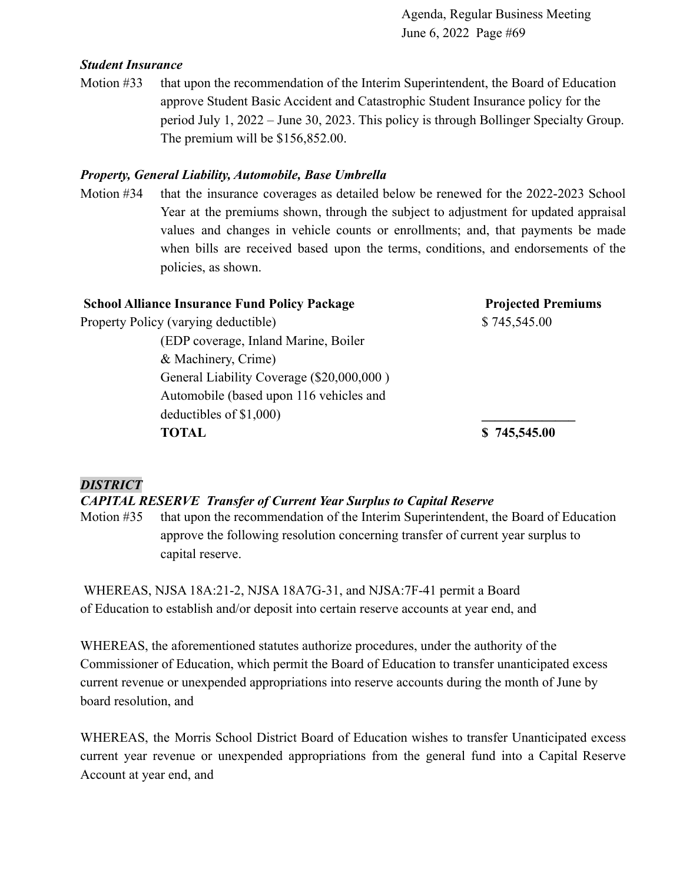***Student Insurance***

Motion #33 that upon the recommendation of the Interim Superintendent, the Board of Education approve Student Basic Accident and Catastrophic Student Insurance policy for the period July 1, 2022 – June 30, 2023. This policy is through Bollinger Specialty Group. The premium will be $156,852.00.

***Property, General Liability, Automobile, Base Umbrella***

Motion #34 that the insurance coverages as detailed below be renewed for the 2022-2023 School Year at the premiums shown, through the subject to adjustment for updated appraisal values and changes in vehicle counts or enrollments; and, that payments be made when bills are received based upon the terms, conditions, and endorsements of the policies, as shown.

| **School Alliance Insurance Fund Policy Package** | **Projected Premiums** |
|---|---|
| Property Policy (varying deductible) | $ 745,545.00 |
| (EDP coverage, Inland Marine, Boiler & Machinery, Crime) | |
| General Liability Coverage ($20,000,000 ) | |
| Automobile (based upon 116 vehicles and deductibles of $1,000) | |
| **TOTAL** | **$ 745,545.00** |

***DISTRICT***

***CAPITAL RESERVE Transfer of Current Year Surplus to Capital Reserve***

Motion #35 that upon the recommendation of the Interim Superintendent, the Board of Education approve the following resolution concerning transfer of current year surplus to capital reserve.

WHEREAS, NJSA 18A:21-2, NJSA 18A7G-31, and NJSA:7F-41 permit a Board of Education to establish and/or deposit into certain reserve accounts at year end, and

WHEREAS, the aforementioned statutes authorize procedures, under the authority of the Commissioner of Education, which permit the Board of Education to transfer unanticipated excess current revenue or unexpended appropriations into reserve accounts during the month of June by board resolution, and

WHEREAS, the Morris School District Board of Education wishes to transfer Unanticipated excess current year revenue or unexpended appropriations from the general fund into a Capital Reserve Account at year end, and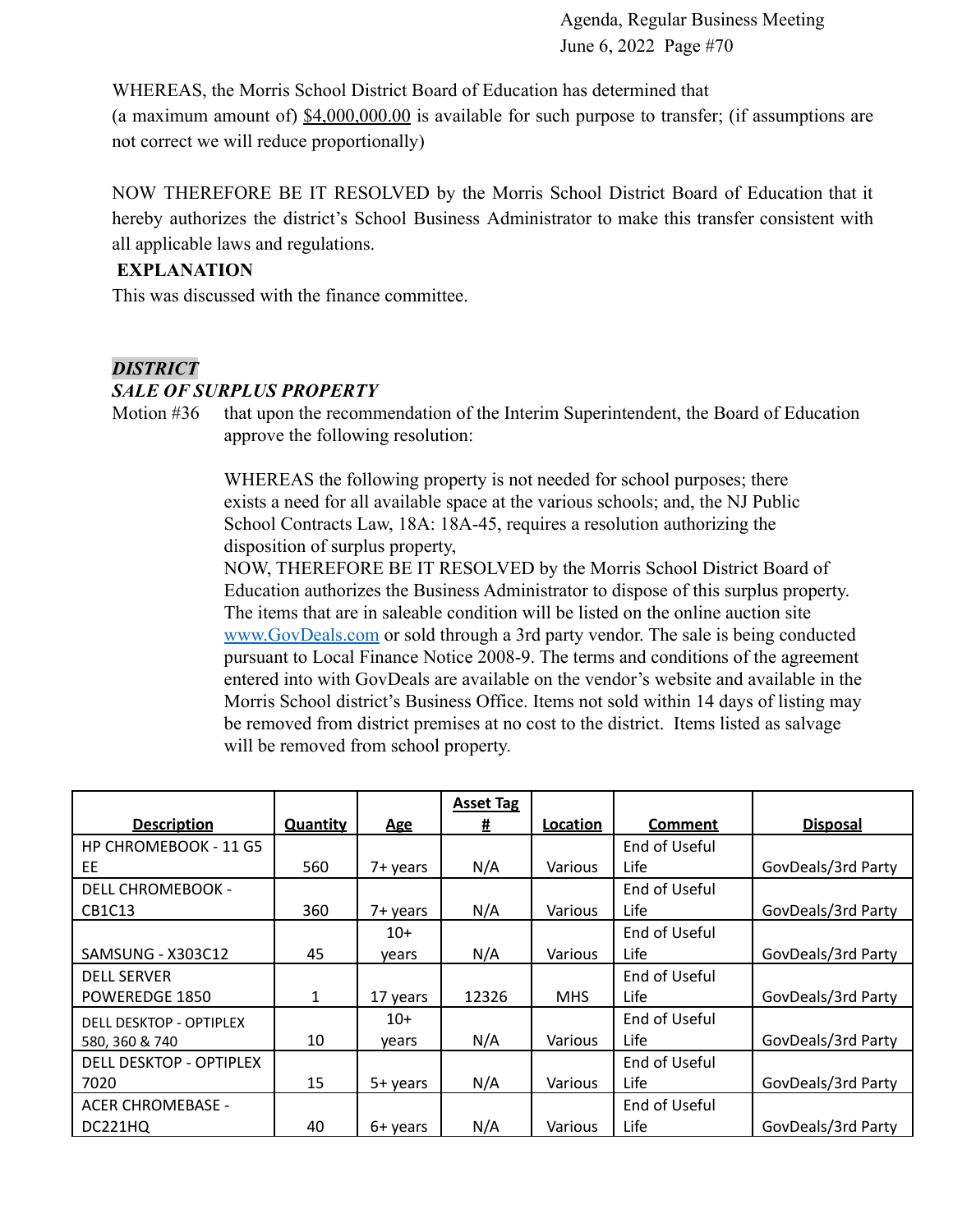WHEREAS, the Morris School District Board of Education has determined that (a maximum amount of) $4,000,000.00 is available for such purpose to transfer; (if assumptions are not correct we will reduce proportionally)

NOW THEREFORE BE IT RESOLVED by the Morris School District Board of Education that it hereby authorizes the district's School Business Administrator to make this transfer consistent with all applicable laws and regulations.

**EXPLANATION**

This was discussed with the finance committee.

***DISTRICT***

***SALE OF SURPLUS PROPERTY***

Motion #36 that upon the recommendation of the Interim Superintendent, the Board of Education approve the following resolution:

WHEREAS the following property is not needed for school purposes; there exists a need for all available space at the various schools; and, the NJ Public School Contracts Law, 18A: 18A-45, requires a resolution authorizing the disposition of surplus property,

NOW, THEREFORE BE IT RESOLVED by the Morris School District Board of Education authorizes the Business Administrator to dispose of this surplus property. The items that are in saleable condition will be listed on the online auction site www.GovDeals.com or sold through a 3rd party vendor. The sale is being conducted pursuant to Local Finance Notice 2008-9. The terms and conditions of the agreement entered into with GovDeals are available on the vendor's website and available in the Morris School district's Business Office. Items not sold within 14 days of listing may be removed from district premises at no cost to the district. Items listed as salvage will be removed from school property.

| Description | Quantity | Age | Asset Tag # | Location | Comment | Disposal |
|---|---|---|---|---|---|---|
| HP CHROMEBOOK - 11 G5 EE | 560 | 7+ years | N/A | Various | End of Useful Life | GovDeals/3rd Party |
| DELL CHROMEBOOK - CB1C13 | 360 | 7+ years | N/A | Various | End of Useful Life | GovDeals/3rd Party |
| SAMSUNG - X303C12 | 45 | 10+ years | N/A | Various | End of Useful Life | GovDeals/3rd Party |
| DELL SERVER POWEREDGE 1850 | 1 | 17 years | 12326 | MHS | End of Useful Life | GovDeals/3rd Party |
| DELL DESKTOP - OPTIPLEX 580, 360 & 740 | 10 | 10+ years | N/A | Various | End of Useful Life | GovDeals/3rd Party |
| DELL DESKTOP - OPTIPLEX 7020 | 15 | 5+ years | N/A | Various | End of Useful Life | GovDeals/3rd Party |
| ACER CHROMEBASE - DC221HQ | 40 | 6+ years | N/A | Various | End of Useful Life | GovDeals/3rd Party |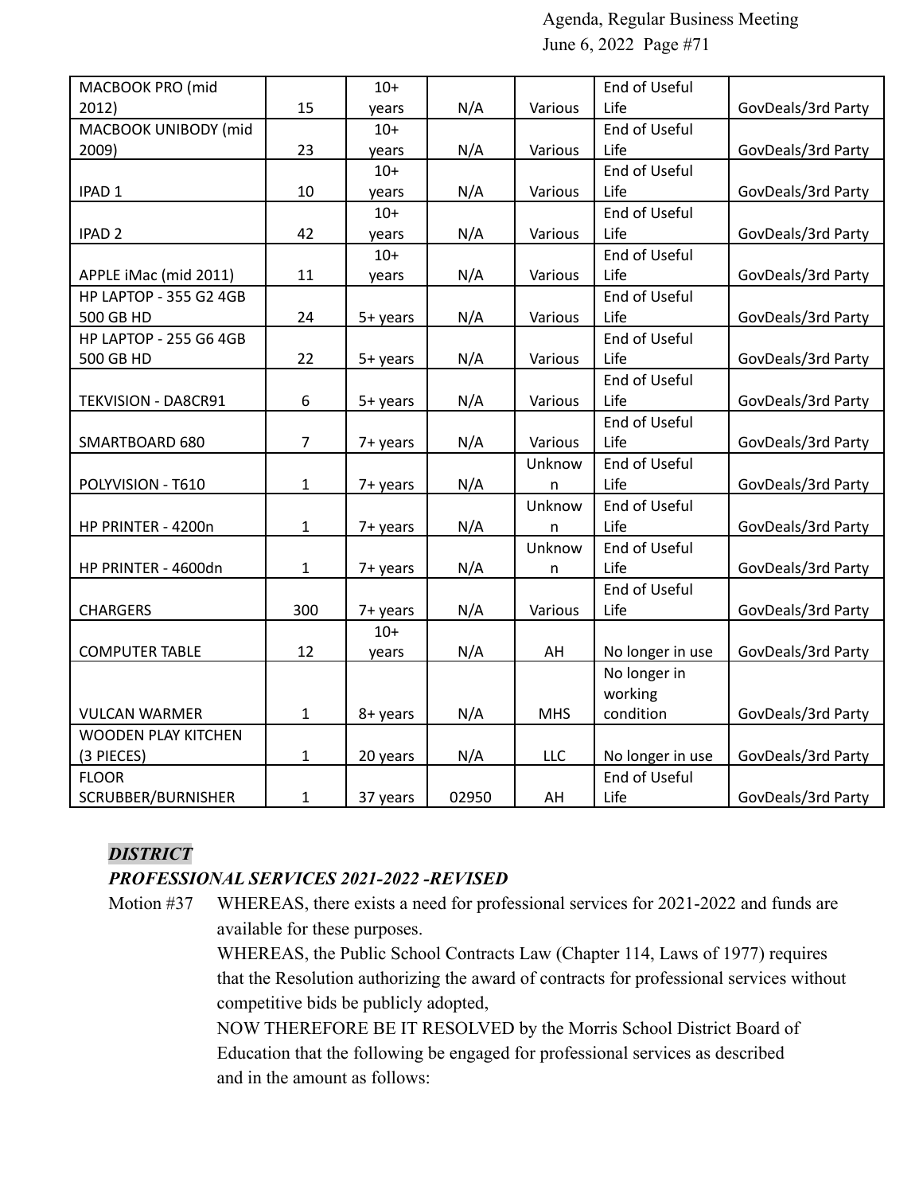| MACBOOK PRO (mid 2012) | 15 | 10+ years | N/A | Various | End of Useful Life | GovDeals/3rd Party |
|---|---|---|---|---|---|---|
| MACBOOK UNIBODY (mid 2009) | 23 | 10+ years | N/A | Various | End of Useful Life | GovDeals/3rd Party |
| IPAD 1 | 10 | 10+ years | N/A | Various | End of Useful Life | GovDeals/3rd Party |
| IPAD 2 | 42 | 10+ years | N/A | Various | End of Useful Life | GovDeals/3rd Party |
| APPLE iMac (mid 2011) | 11 | 10+ years | N/A | Various | End of Useful Life | GovDeals/3rd Party |
| HP LAPTOP - 355 G2 4GB 500 GB HD | 24 | 5+ years | N/A | Various | End of Useful Life | GovDeals/3rd Party |
| HP LAPTOP - 255 G6 4GB 500 GB HD | 22 | 5+ years | N/A | Various | End of Useful Life | GovDeals/3rd Party |
| TEKVISION - DA8CR91 | 6 | 5+ years | N/A | Various | End of Useful Life | GovDeals/3rd Party |
| SMARTBOARD 680 | 7 | 7+ years | N/A | Various | End of Useful Life | GovDeals/3rd Party |
| POLYVISION - T610 | 1 | 7+ years | N/A | Unknown | End of Useful Life | GovDeals/3rd Party |
| HP PRINTER - 4200n | 1 | 7+ years | N/A | Unknown | End of Useful Life | GovDeals/3rd Party |
| HP PRINTER - 4600dn | 1 | 7+ years | N/A | Unknown | End of Useful Life | GovDeals/3rd Party |
| CHARGERS | 300 | 7+ years | N/A | Various | End of Useful Life | GovDeals/3rd Party |
| COMPUTER TABLE | 12 | 10+ years | N/A | AH | No longer in use | GovDeals/3rd Party |
| VULCAN WARMER | 1 | 8+ years | N/A | MHS | No longer in working condition | GovDeals/3rd Party |
| WOODEN PLAY KITCHEN (3 PIECES) | 1 | 20 years | N/A | LLC | No longer in use | GovDeals/3rd Party |
| FLOOR SCRUBBER/BURNISHER | 1 | 37 years | 02950 | AH | End of Useful Life | GovDeals/3rd Party |

***DISTRICT***

***PROFESSIONAL SERVICES 2021-2022 -REVISED***

Motion #37 WHEREAS, there exists a need for professional services for 2021-2022 and funds are available for these purposes.

WHEREAS, the Public School Contracts Law (Chapter 114, Laws of 1977) requires that the Resolution authorizing the award of contracts for professional services without competitive bids be publicly adopted,

NOW THEREFORE BE IT RESOLVED by the Morris School District Board of Education that the following be engaged for professional services as described and in the amount as follows: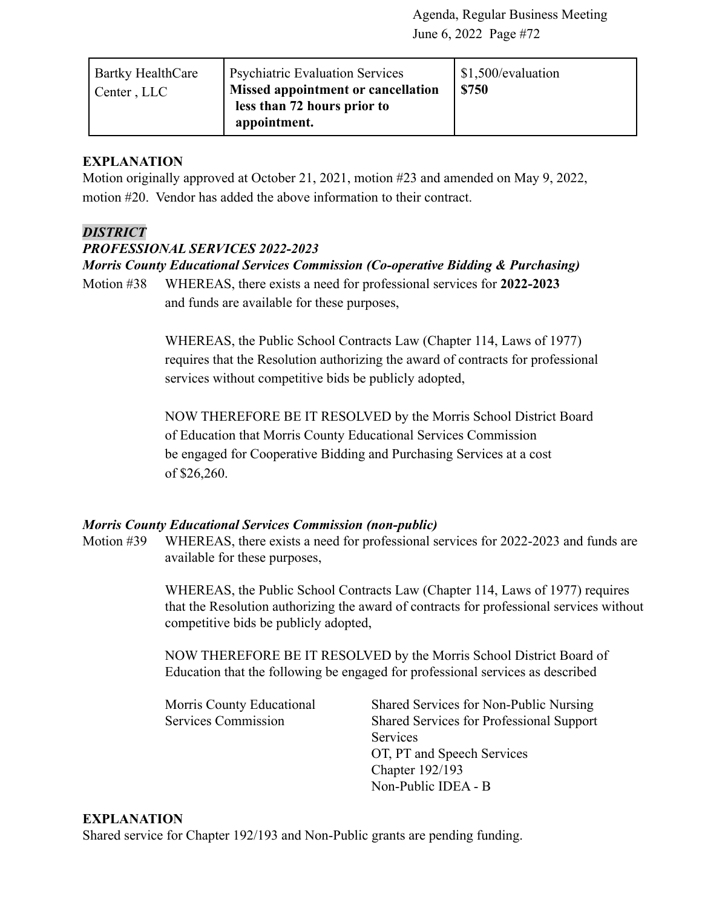| Bartky HealthCare Center , LLC | Psychiatric Evaluation Services<br>**Missed appointment or cancellation less than 72 hours prior to appointment.** | $1,500/evaluation<br>**$750** |
|---|---|---|

**EXPLANATION**
Motion originally approved at October 21, 2021, motion #23 and amended on May 9, 2022, motion #20. Vendor has added the above information to their contract.

***DISTRICT***
***PROFESSIONAL SERVICES 2022-2023***
***Morris County Educational Services Commission (Co-operative Bidding & Purchasing)***

Motion #38 WHEREAS, there exists a need for professional services for **2022-2023** and funds are available for these purposes,

WHEREAS, the Public School Contracts Law (Chapter 114, Laws of 1977) requires that the Resolution authorizing the award of contracts for professional services without competitive bids be publicly adopted,

NOW THEREFORE BE IT RESOLVED by the Morris School District Board of Education that Morris County Educational Services Commission be engaged for Cooperative Bidding and Purchasing Services at a cost of $26,260.

***Morris County Educational Services Commission (non-public)***

Motion #39 WHEREAS, there exists a need for professional services for 2022-2023 and funds are available for these purposes,

WHEREAS, the Public School Contracts Law (Chapter 114, Laws of 1977) requires that the Resolution authorizing the award of contracts for professional services without competitive bids be publicly adopted,

NOW THEREFORE BE IT RESOLVED by the Morris School District Board of Education that the following be engaged for professional services as described

| | |
|---|---|
| Morris County Educational Services Commission | Shared Services for Non-Public Nursing<br>Shared Services for Professional Support Services<br>OT, PT and Speech Services<br>Chapter 192/193<br>Non-Public IDEA - B |

**EXPLANATION**
Shared service for Chapter 192/193 and Non-Public grants are pending funding.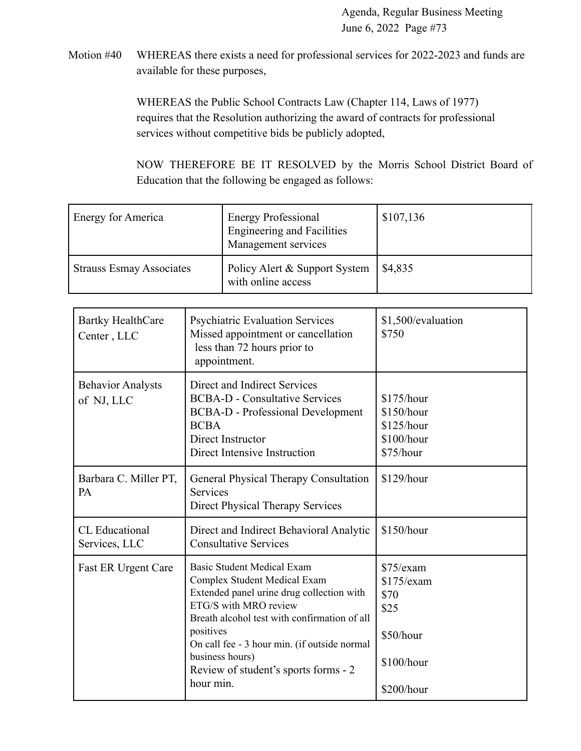Motion #40 WHEREAS there exists a need for professional services for 2022-2023 and funds are available for these purposes,

WHEREAS the Public School Contracts Law (Chapter 114, Laws of 1977) requires that the Resolution authorizing the award of contracts for professional services without competitive bids be publicly adopted,

NOW THEREFORE BE IT RESOLVED by the Morris School District Board of Education that the following be engaged as follows:

| | | |
|---|---|---|
| Energy for America | Energy Professional Engineering and Facilities Management services | $107,136 |
| Strauss Esmay Associates | Policy Alert & Support System with online access | $4,835 |

| | | |
|---|---|---|
| Bartky HealthCare Center , LLC | Psychiatric Evaluation Services<br>Missed appointment or cancellation less than 72 hours prior to appointment. | $1,500/evaluation<br>$750 |
| Behavior Analysts of NJ, LLC | Direct and Indirect Services<br>BCBA-D - Consultative Services<br>BCBA-D - Professional Development<br>BCBA<br>Direct Instructor<br>Direct Intensive Instruction | <br>$175/hour<br>$150/hour<br>$125/hour<br>$100/hour<br>$75/hour |
| Barbara C. Miller PT, PA | General Physical Therapy Consultation Services<br>Direct Physical Therapy Services | $129/hour |
| CL Educational Services, LLC | Direct and Indirect Behavioral Analytic Consultative Services | $150/hour |
| Fast ER Urgent Care | Basic Student Medical Exam<br>Complex Student Medical Exam<br>Extended panel urine drug collection with ETG/S with MRO review<br>Breath alcohol test with confirmation of all positives<br>On call fee - 3 hour min. (if outside normal business hours)<br>Review of student's sports forms - 2 hour min. | $75/exam<br>$175/exam<br>$70<br>$25<br>$50/hour<br>$100/hour<br>$200/hour |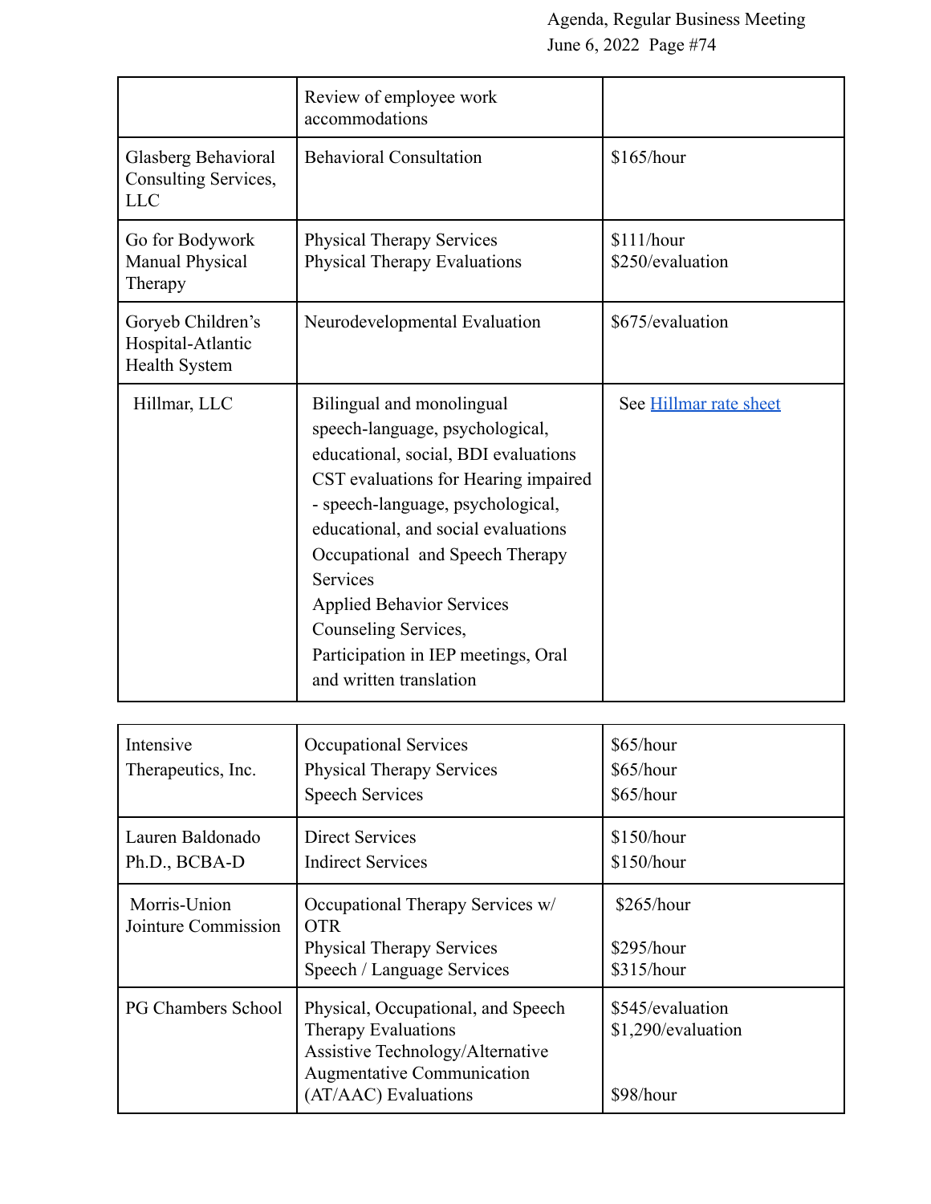| | | |
|---|---|---|
| | Review of employee work accommodations | |
| Glasberg Behavioral Consulting Services, LLC | Behavioral Consultation | $165/hour |
| Go for Bodywork Manual Physical Therapy | Physical Therapy Services<br>Physical Therapy Evaluations | $111/hour<br>$250/evaluation |
| Goryeb Children's Hospital-Atlantic Health System | Neurodevelopmental Evaluation | $675/evaluation |
| Hillmar, LLC | Bilingual and monolingual speech-language, psychological, educational, social, BDI evaluations<br>CST evaluations for Hearing impaired - speech-language, psychological, educational, and social evaluations<br>Occupational and Speech Therapy Services<br>Applied Behavior Services<br>Counseling Services,<br>Participation in IEP meetings, Oral and written translation | See Hillmar rate sheet |

| | | |
|---|---|---|
| Intensive Therapeutics, Inc. | Occupational Services<br>Physical Therapy Services<br>Speech Services | $65/hour<br>$65/hour<br>$65/hour |
| Lauren Baldonado Ph.D., BCBA-D | Direct Services<br>Indirect Services | $150/hour<br>$150/hour |
| Morris-Union Jointure Commission | Occupational Therapy Services w/ OTR<br>Physical Therapy Services<br>Speech / Language Services | $265/hour<br>$295/hour<br>$315/hour |
| PG Chambers School | Physical, Occupational, and Speech Therapy Evaluations<br>Assistive Technology/Alternative Augmentative Communication (AT/AAC) Evaluations | $545/evaluation<br>$1,290/evaluation<br>$98/hour |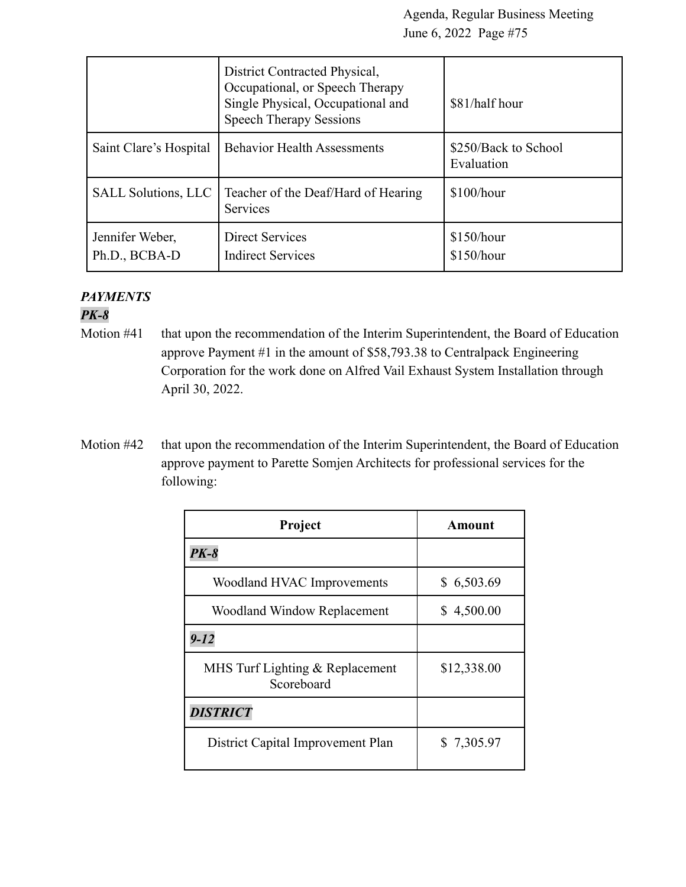| | | |
|---|---|---|
| | District Contracted Physical, Occupational, or Speech Therapy Single Physical, Occupational and Speech Therapy Sessions | $81/half hour |
| Saint Clare's Hospital | Behavior Health Assessments | $250/Back to School Evaluation |
| SALL Solutions, LLC | Teacher of the Deaf/Hard of Hearing Services | $100/hour |
| Jennifer Weber, Ph.D., BCBA-D | Direct Services<br>Indirect Services | $150/hour<br>$150/hour |

***PAYMENTS***

***PK-8***

Motion #41 that upon the recommendation of the Interim Superintendent, the Board of Education approve Payment #1 in the amount of $58,793.38 to Centralpack Engineering Corporation for the work done on Alfred Vail Exhaust System Installation through April 30, 2022.

Motion #42 that upon the recommendation of the Interim Superintendent, the Board of Education approve payment to Parette Somjen Architects for professional services for the following:

| Project | Amount |
|---|---|
| ***PK-8*** | |
| Woodland HVAC Improvements | $ 6,503.69 |
| Woodland Window Replacement | $ 4,500.00 |
| ***9-12*** | |
| MHS Turf Lighting & Replacement Scoreboard | $12,338.00 |
| ***DISTRICT*** | |
| District Capital Improvement Plan | $ 7,305.97 |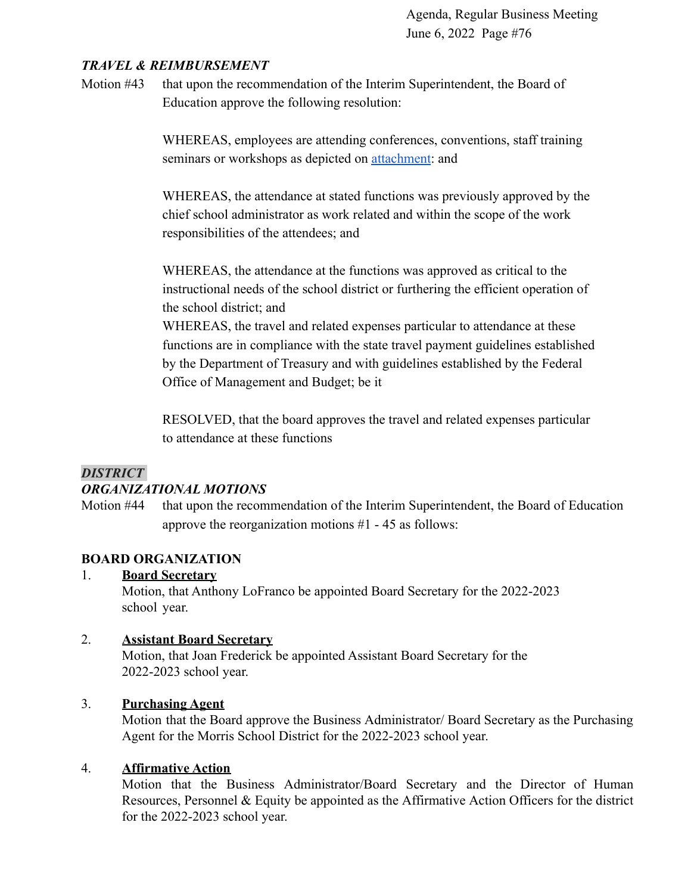### *TRAVEL & REIMBURSEMENT*

Motion #43 that upon the recommendation of the Interim Superintendent, the Board of Education approve the following resolution:

WHEREAS, employees are attending conferences, conventions, staff training seminars or workshops as depicted on attachment: and

WHEREAS, the attendance at stated functions was previously approved by the chief school administrator as work related and within the scope of the work responsibilities of the attendees; and

WHEREAS, the attendance at the functions was approved as critical to the instructional needs of the school district or furthering the efficient operation of the school district; and

WHEREAS, the travel and related expenses particular to attendance at these functions are in compliance with the state travel payment guidelines established by the Department of Treasury and with guidelines established by the Federal Office of Management and Budget; be it

RESOLVED, that the board approves the travel and related expenses particular to attendance at these functions

### *DISTRICT ORGANIZATIONAL MOTIONS*

Motion #44 that upon the recommendation of the Interim Superintendent, the Board of Education approve the reorganization motions #1 - 45 as follows:

### BOARD ORGANIZATION

1. **Board Secretary**
   Motion, that Anthony LoFranco be appointed Board Secretary for the 2022-2023 school year.

2. **Assistant Board Secretary**
   Motion, that Joan Frederick be appointed Assistant Board Secretary for the 2022-2023 school year.

3. **Purchasing Agent**
   Motion that the Board approve the Business Administrator/ Board Secretary as the Purchasing Agent for the Morris School District for the 2022-2023 school year.

4. **Affirmative Action**
   Motion that the Business Administrator/Board Secretary and the Director of Human Resources, Personnel & Equity be appointed as the Affirmative Action Officers for the district for the 2022-2023 school year.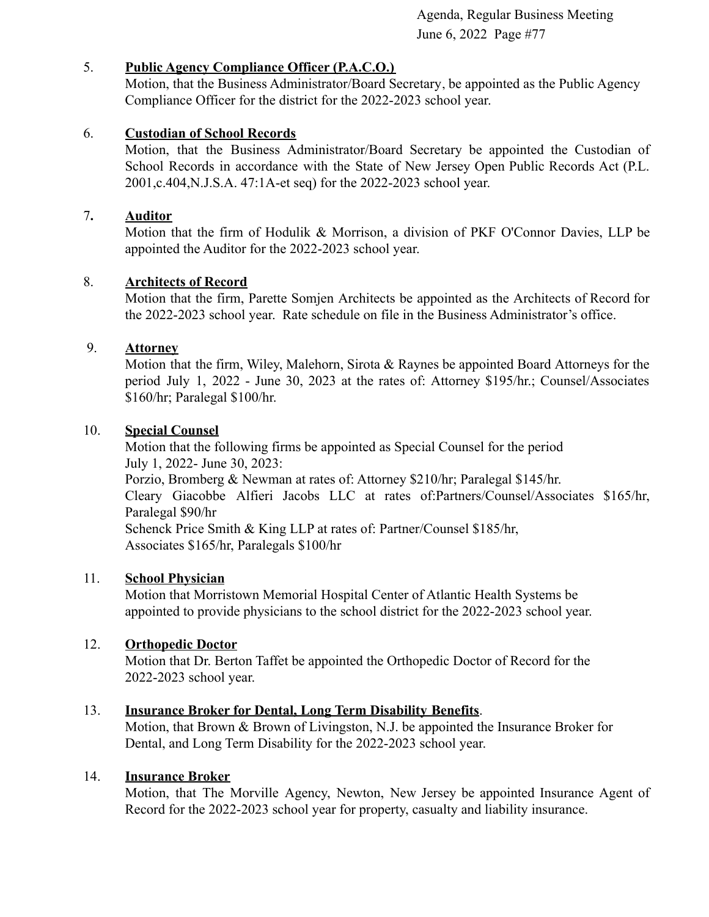5. **Public Agency Compliance Officer (P.A.C.O.)**
   Motion, that the Business Administrator/Board Secretary, be appointed as the Public Agency Compliance Officer for the district for the 2022-2023 school year.

6. **Custodian of School Records**
   Motion, that the Business Administrator/Board Secretary be appointed the Custodian of School Records in accordance with the State of New Jersey Open Public Records Act (P.L. 2001,c.404,N.J.S.A. 47:1A-et seq) for the 2022-2023 school year.

7. **Auditor**
   Motion that the firm of Hodulik & Morrison, a division of PKF O'Connor Davies, LLP be appointed the Auditor for the 2022-2023 school year.

8. **Architects of Record**
   Motion that the firm, Parette Somjen Architects be appointed as the Architects of Record for the 2022-2023 school year. Rate schedule on file in the Business Administrator's office.

9. **Attorney**
   Motion that the firm, Wiley, Malehorn, Sirota & Raynes be appointed Board Attorneys for the period July 1, 2022 - June 30, 2023 at the rates of: Attorney $195/hr.; Counsel/Associates $160/hr; Paralegal $100/hr.

10. **Special Counsel**
    Motion that the following firms be appointed as Special Counsel for the period July 1, 2022- June 30, 2023:
    Porzio, Bromberg & Newman at rates of: Attorney $210/hr; Paralegal $145/hr.
    Cleary Giacobbe Alfieri Jacobs LLC at rates of:Partners/Counsel/Associates $165/hr, Paralegal $90/hr
    Schenck Price Smith & King LLP at rates of: Partner/Counsel $185/hr, Associates $165/hr, Paralegals $100/hr

11. **School Physician**
    Motion that Morristown Memorial Hospital Center of Atlantic Health Systems be appointed to provide physicians to the school district for the 2022-2023 school year.

12. **Orthopedic Doctor**
    Motion that Dr. Berton Taffet be appointed the Orthopedic Doctor of Record for the 2022-2023 school year.

13. **Insurance Broker for Dental, Long Term Disability Benefits**.
    Motion, that Brown & Brown of Livingston, N.J. be appointed the Insurance Broker for Dental, and Long Term Disability for the 2022-2023 school year.

14. **Insurance Broker**
    Motion, that The Morville Agency, Newton, New Jersey be appointed Insurance Agent of Record for the 2022-2023 school year for property, casualty and liability insurance.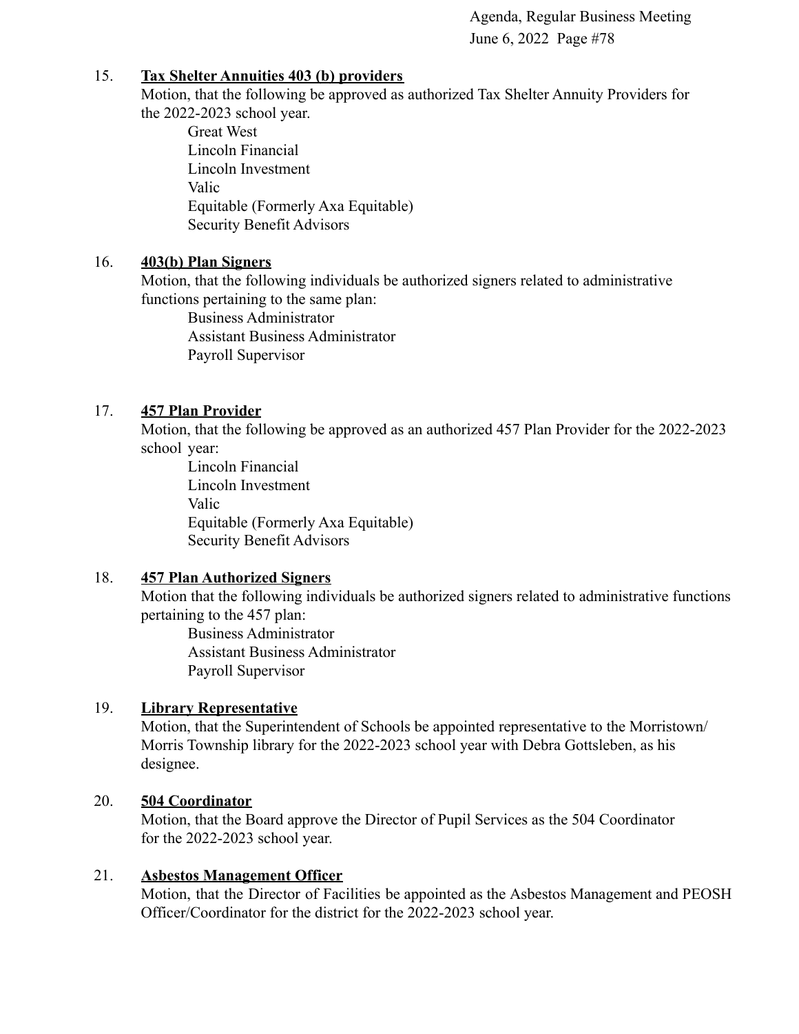15. **Tax Shelter Annuities 403 (b) providers**

    Motion, that the following be approved as authorized Tax Shelter Annuity Providers for the 2022-2023 school year.

    Great West
    Lincoln Financial
    Lincoln Investment
    Valic
    Equitable (Formerly Axa Equitable)
    Security Benefit Advisors

16. **403(b) Plan Signers**

    Motion, that the following individuals be authorized signers related to administrative functions pertaining to the same plan:

    Business Administrator
    Assistant Business Administrator
    Payroll Supervisor

17. **457 Plan Provider**

    Motion, that the following be approved as an authorized 457 Plan Provider for the 2022-2023 school year:

    Lincoln Financial
    Lincoln Investment
    Valic
    Equitable (Formerly Axa Equitable)
    Security Benefit Advisors

18. **457 Plan Authorized Signers**

    Motion that the following individuals be authorized signers related to administrative functions pertaining to the 457 plan:

    Business Administrator
    Assistant Business Administrator
    Payroll Supervisor

19. **Library Representative**

    Motion, that the Superintendent of Schools be appointed representative to the Morristown/ Morris Township library for the 2022-2023 school year with Debra Gottsleben, as his designee.

20. **504 Coordinator**

    Motion, that the Board approve the Director of Pupil Services as the 504 Coordinator for the 2022-2023 school year.

21. **Asbestos Management Officer**

    Motion, that the Director of Facilities be appointed as the Asbestos Management and PEOSH Officer/Coordinator for the district for the 2022-2023 school year.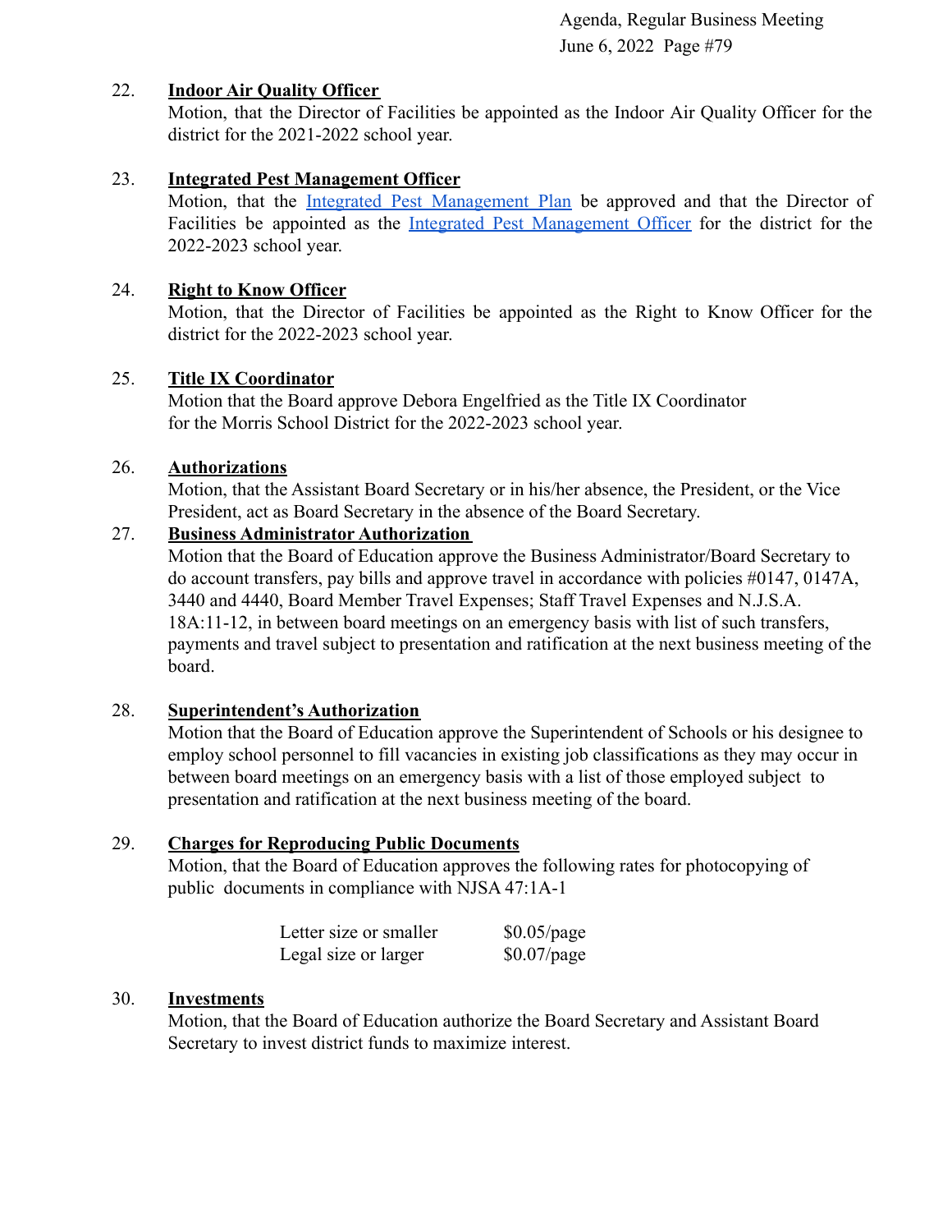22. **Indoor Air Quality Officer**
    Motion, that the Director of Facilities be appointed as the Indoor Air Quality Officer for the district for the 2021-2022 school year.

23. **Integrated Pest Management Officer**
    Motion, that the Integrated Pest Management Plan be approved and that the Director of Facilities be appointed as the Integrated Pest Management Officer for the district for the 2022-2023 school year.

24. **Right to Know Officer**
    Motion, that the Director of Facilities be appointed as the Right to Know Officer for the district for the 2022-2023 school year.

25. **Title IX Coordinator**
    Motion that the Board approve Debora Engelfried as the Title IX Coordinator for the Morris School District for the 2022-2023 school year.

26. **Authorizations**
    Motion, that the Assistant Board Secretary or in his/her absence, the President, or the Vice President, act as Board Secretary in the absence of the Board Secretary.

27. **Business Administrator Authorization**
    Motion that the Board of Education approve the Business Administrator/Board Secretary to do account transfers, pay bills and approve travel in accordance with policies #0147, 0147A, 3440 and 4440, Board Member Travel Expenses; Staff Travel Expenses and N.J.S.A. 18A:11-12, in between board meetings on an emergency basis with list of such transfers, payments and travel subject to presentation and ratification at the next business meeting of the board.

28. **Superintendent's Authorization**
    Motion that the Board of Education approve the Superintendent of Schools or his designee to employ school personnel to fill vacancies in existing job classifications as they may occur in between board meetings on an emergency basis with a list of those employed subject to presentation and ratification at the next business meeting of the board.

29. **Charges for Reproducing Public Documents**
    Motion, that the Board of Education approves the following rates for photocopying of public documents in compliance with NJSA 47:1A-1

| | |
|---|---|
| Letter size or smaller | $0.05/page |
| Legal size or larger | $0.07/page |

30. **Investments**
    Motion, that the Board of Education authorize the Board Secretary and Assistant Board Secretary to invest district funds to maximize interest.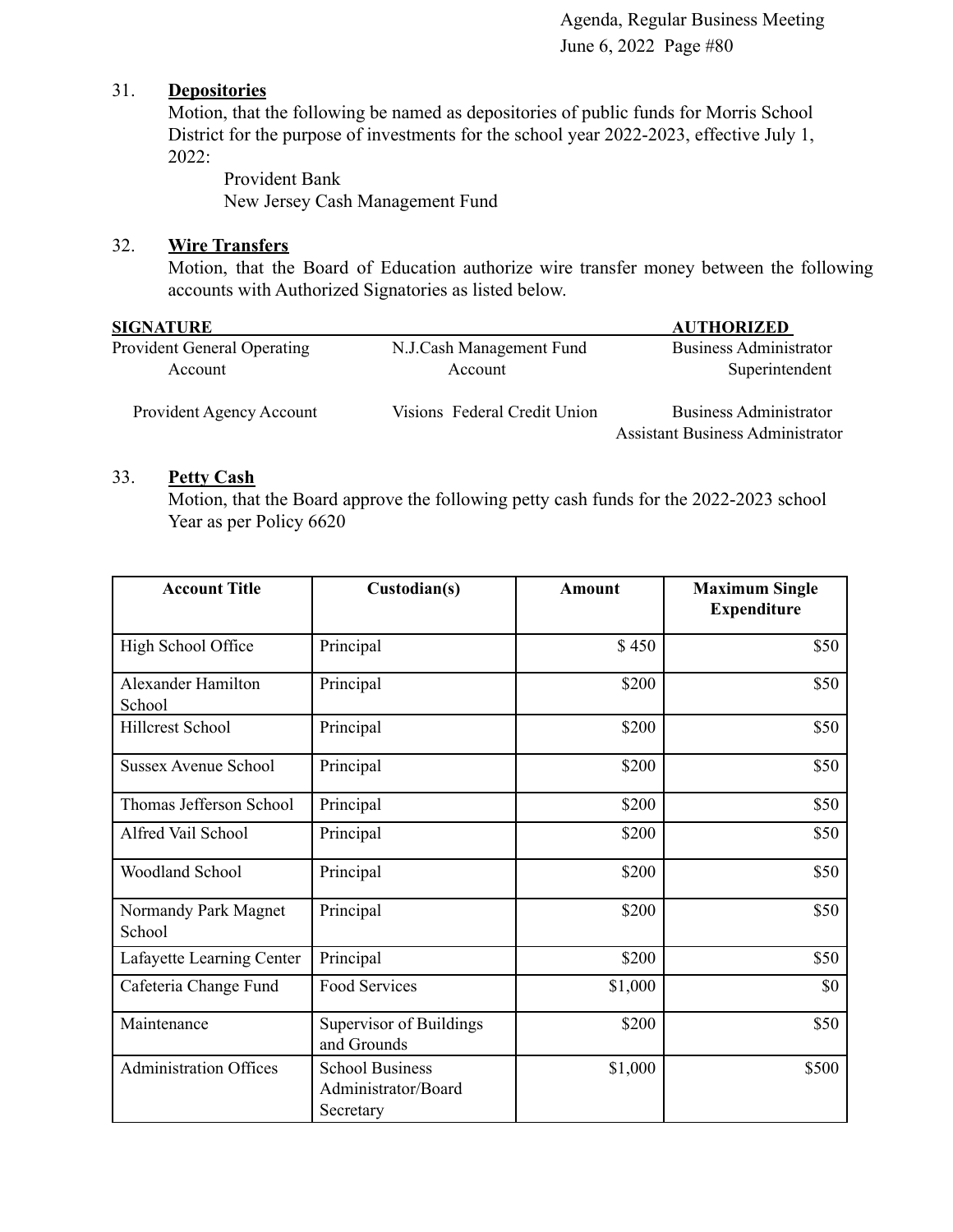31. **Depositories**

Motion, that the following be named as depositories of public funds for Morris School District for the purpose of investments for the school year 2022-2023, effective July 1, 2022:

Provident Bank
New Jersey Cash Management Fund

32. **Wire Transfers**

Motion, that the Board of Education authorize wire transfer money between the following accounts with Authorized Signatories as listed below.

| SIGNATURE | | AUTHORIZED |
|---|---|---|
| Provident General Operating Account | N.J.Cash Management Fund Account | Business Administrator<br>Superintendent |
| Provident Agency Account | Visions Federal Credit Union | Business Administrator<br>Assistant Business Administrator |

33. **Petty Cash**

Motion, that the Board approve the following petty cash funds for the 2022-2023 school Year as per Policy 6620

| Account Title | Custodian(s) | Amount | Maximum Single Expenditure |
|---|---|---|---|
| High School Office | Principal | $ 450 | $50 |
| Alexander Hamilton School | Principal | $200 | $50 |
| Hillcrest School | Principal | $200 | $50 |
| Sussex Avenue School | Principal | $200 | $50 |
| Thomas Jefferson School | Principal | $200 | $50 |
| Alfred Vail School | Principal | $200 | $50 |
| Woodland School | Principal | $200 | $50 |
| Normandy Park Magnet School | Principal | $200 | $50 |
| Lafayette Learning Center | Principal | $200 | $50 |
| Cafeteria Change Fund | Food Services | $1,000 | $0 |
| Maintenance | Supervisor of Buildings and Grounds | $200 | $50 |
| Administration Offices | School Business Administrator/Board Secretary | $1,000 | $500 |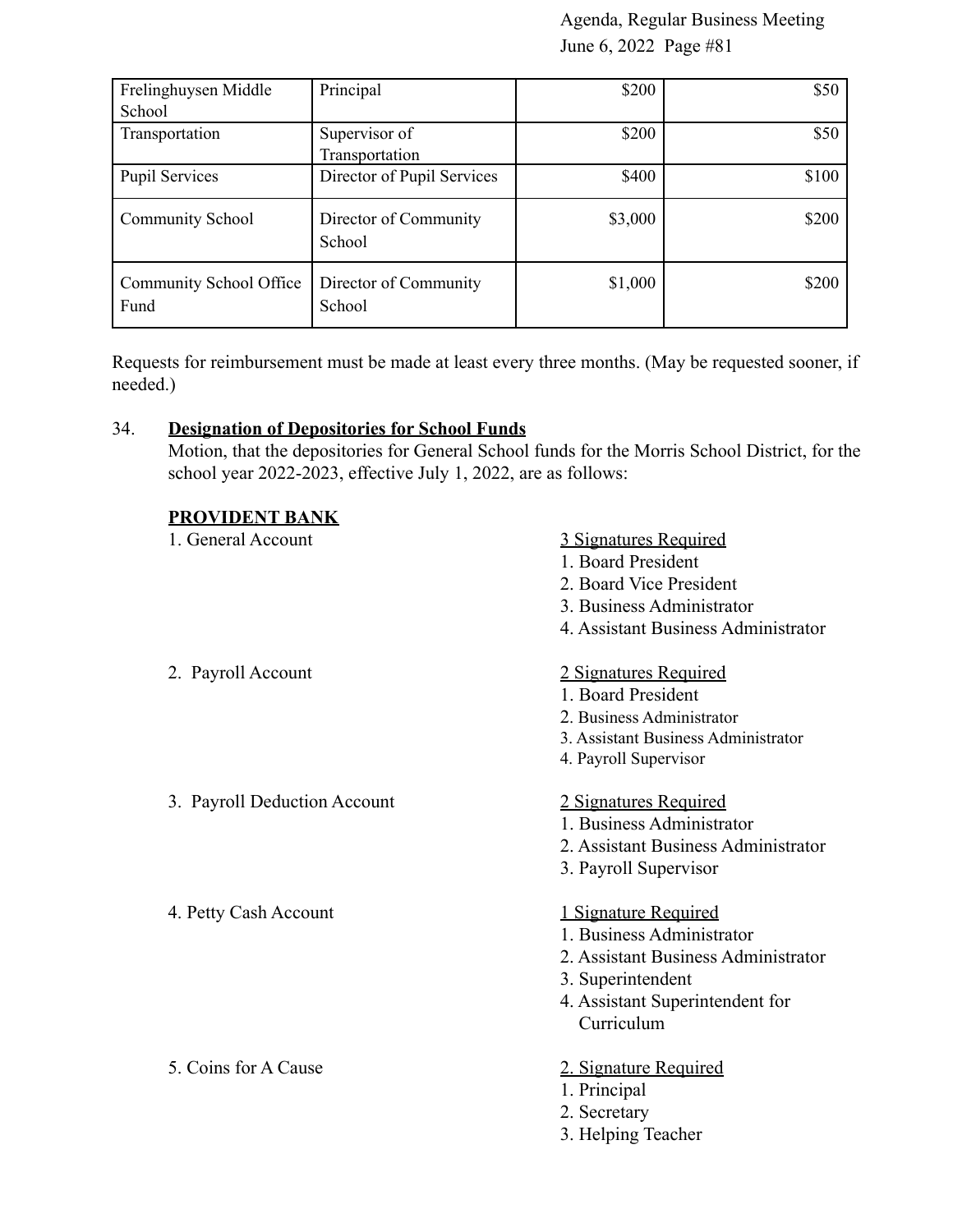| Frelinghuysen Middle School | Principal | $200 | $50 |
|---|---|---|---|
| Transportation | Supervisor of Transportation | $200 | $50 |
| Pupil Services | Director of Pupil Services | $400 | $100 |
| Community School | Director of Community School | $3,000 | $200 |
| Community School Office Fund | Director of Community School | $1,000 | $200 |

Requests for reimbursement must be made at least every three months. (May be requested sooner, if needed.)

34. **Designation of Depositories for School Funds**

Motion, that the depositories for General School funds for the Morris School District, for the school year 2022-2023, effective July 1, 2022, are as follows:

**PROVIDENT BANK**

1. General Account

3 Signatures Required
1. Board President
2. Board Vice President
3. Business Administrator
4. Assistant Business Administrator

2. Payroll Account

2 Signatures Required
1. Board President
2. Business Administrator
3. Assistant Business Administrator
4. Payroll Supervisor

3. Payroll Deduction Account

2 Signatures Required
1. Business Administrator
2. Assistant Business Administrator
3. Payroll Supervisor

4. Petty Cash Account

1 Signature Required
1. Business Administrator
2. Assistant Business Administrator
3. Superintendent
4. Assistant Superintendent for Curriculum

5. Coins for A Cause

2. Signature Required
1. Principal
2. Secretary
3. Helping Teacher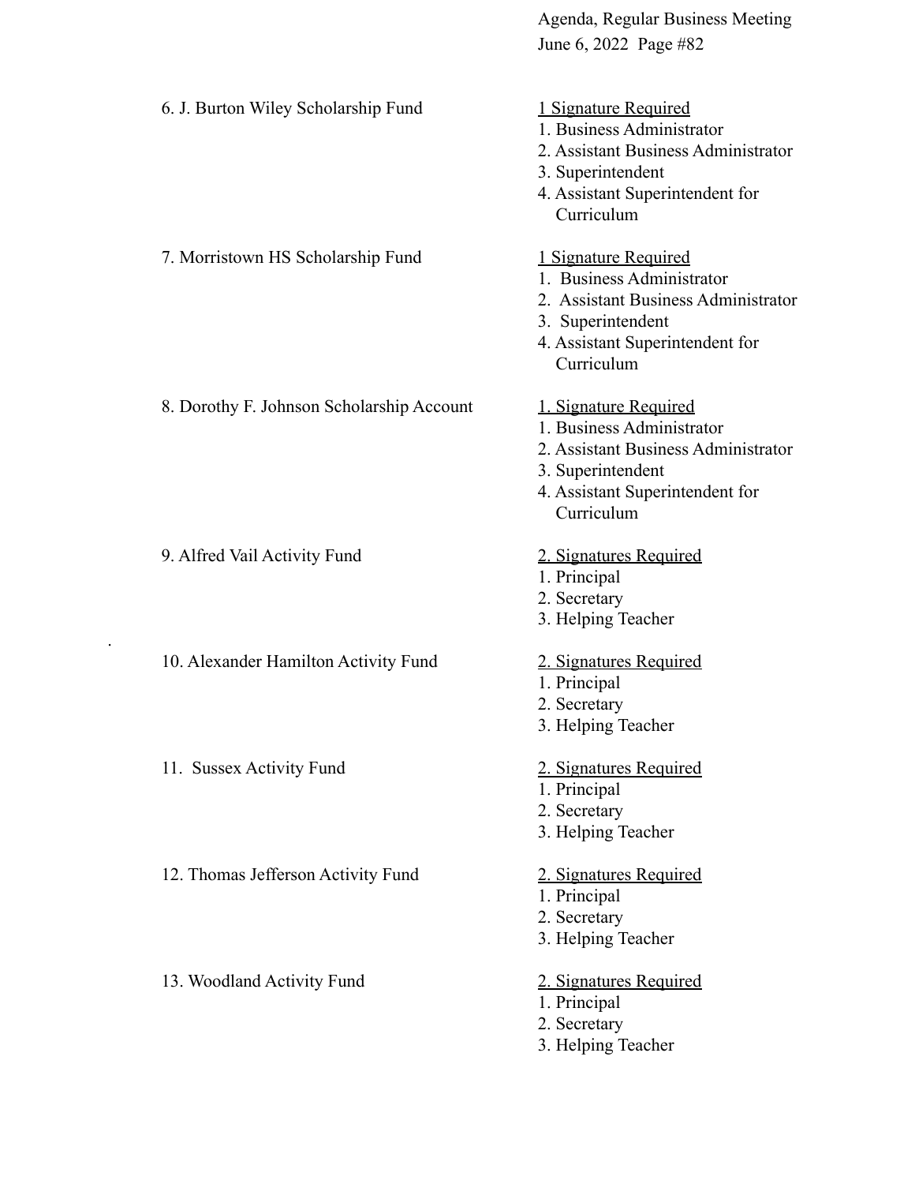| Fund | Signatories |
| --- | --- |
| 6. J. Burton Wiley Scholarship Fund | <u>1 Signature Required</u><br>1. Business Administrator<br>2. Assistant Business Administrator<br>3. Superintendent<br>4. Assistant Superintendent for Curriculum |
| 7. Morristown HS Scholarship Fund | <u>1 Signature Required</u><br>1. Business Administrator<br>2. Assistant Business Administrator<br>3. Superintendent<br>4. Assistant Superintendent for Curriculum |
| 8. Dorothy F. Johnson Scholarship Account | <u>1. Signature Required</u><br>1. Business Administrator<br>2. Assistant Business Administrator<br>3. Superintendent<br>4. Assistant Superintendent for Curriculum |
| 9. Alfred Vail Activity Fund | <u>2. Signatures Required</u><br>1. Principal<br>2. Secretary<br>3. Helping Teacher |
| 10. Alexander Hamilton Activity Fund | <u>2. Signatures Required</u><br>1. Principal<br>2. Secretary<br>3. Helping Teacher |
| 11. Sussex Activity Fund | <u>2. Signatures Required</u><br>1. Principal<br>2. Secretary<br>3. Helping Teacher |
| 12. Thomas Jefferson Activity Fund | <u>2. Signatures Required</u><br>1. Principal<br>2. Secretary<br>3. Helping Teacher |
| 13. Woodland Activity Fund | <u>2. Signatures Required</u><br>1. Principal<br>2. Secretary<br>3. Helping Teacher |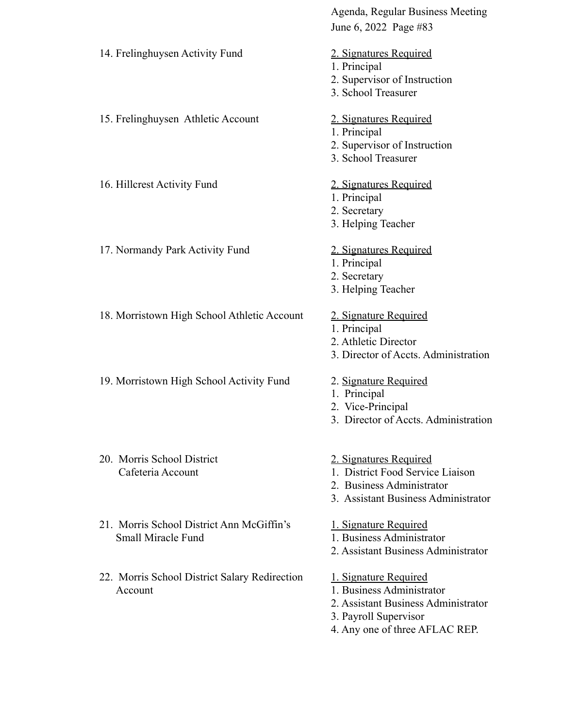| Account | Signatures |
|---|---|
| 14. Frelinghuysen Activity Fund | 2. Signatures Required<br>1. Principal<br>2. Supervisor of Instruction<br>3. School Treasurer |
| 15. Frelinghuysen Athletic Account | 2. Signatures Required<br>1. Principal<br>2. Supervisor of Instruction<br>3. School Treasurer |
| 16. Hillcrest Activity Fund | 2. Signatures Required<br>1. Principal<br>2. Secretary<br>3. Helping Teacher |
| 17. Normandy Park Activity Fund | 2. Signatures Required<br>1. Principal<br>2. Secretary<br>3. Helping Teacher |
| 18. Morristown High School Athletic Account | 2. Signature Required<br>1. Principal<br>2. Athletic Director<br>3. Director of Accts. Administration |
| 19. Morristown High School Activity Fund | 2. Signature Required<br>1. Principal<br>2. Vice-Principal<br>3. Director of Accts. Administration |
| 20. Morris School District Cafeteria Account | 2. Signatures Required<br>1. District Food Service Liaison<br>2. Business Administrator<br>3. Assistant Business Administrator |
| 21. Morris School District Ann McGiffin's Small Miracle Fund | 1. Signature Required<br>1. Business Administrator<br>2. Assistant Business Administrator |
| 22. Morris School District Salary Redirection Account | 1. Signature Required<br>1. Business Administrator<br>2. Assistant Business Administrator<br>3. Payroll Supervisor<br>4. Any one of three AFLAC REP. |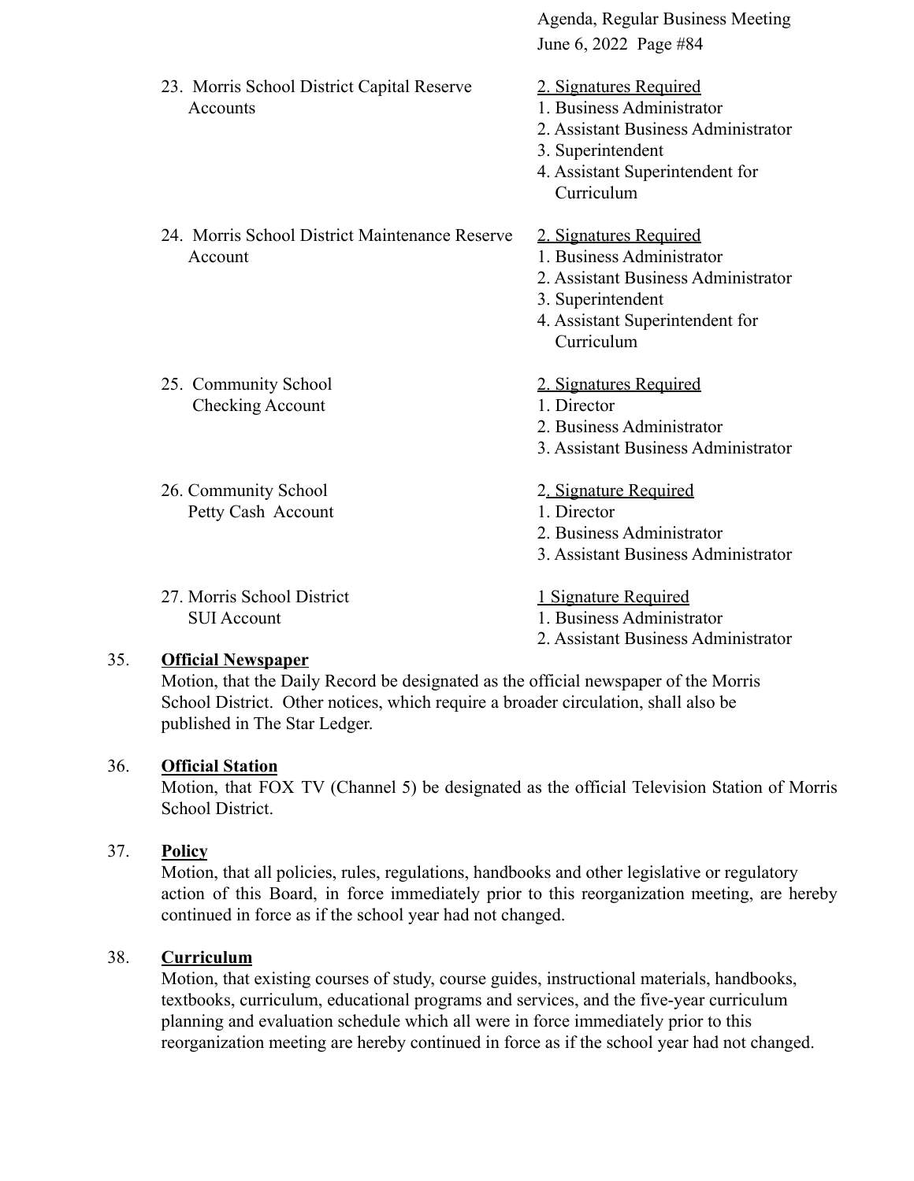23. Morris School District Capital Reserve Accounts

<u>2. Signatures Required</u>
1. Business Administrator
2. Assistant Business Administrator
3. Superintendent
4. Assistant Superintendent for Curriculum

24. Morris School District Maintenance Reserve Account

<u>2. Signatures Required</u>
1. Business Administrator
2. Assistant Business Administrator
3. Superintendent
4. Assistant Superintendent for Curriculum

25. Community School Checking Account

<u>2. Signatures Required</u>
1. Director
2. Business Administrator
3. Assistant Business Administrator

26. Community School Petty Cash Account

<u>2. Signature Required</u>
1. Director
2. Business Administrator
3. Assistant Business Administrator

27. Morris School District SUI Account

<u>1 Signature Required</u>
1. Business Administrator
2. Assistant Business Administrator

35. **<u>Official Newspaper</u>**

Motion, that the Daily Record be designated as the official newspaper of the Morris School District. Other notices, which require a broader circulation, shall also be published in The Star Ledger.

36. **<u>Official Station</u>**

Motion, that FOX TV (Channel 5) be designated as the official Television Station of Morris School District.

37. **<u>Policy</u>**

Motion, that all policies, rules, regulations, handbooks and other legislative or regulatory action of this Board, in force immediately prior to this reorganization meeting, are hereby continued in force as if the school year had not changed.

38. **<u>Curriculum</u>**

Motion, that existing courses of study, course guides, instructional materials, handbooks, textbooks, curriculum, educational programs and services, and the five-year curriculum planning and evaluation schedule which all were in force immediately prior to this reorganization meeting are hereby continued in force as if the school year had not changed.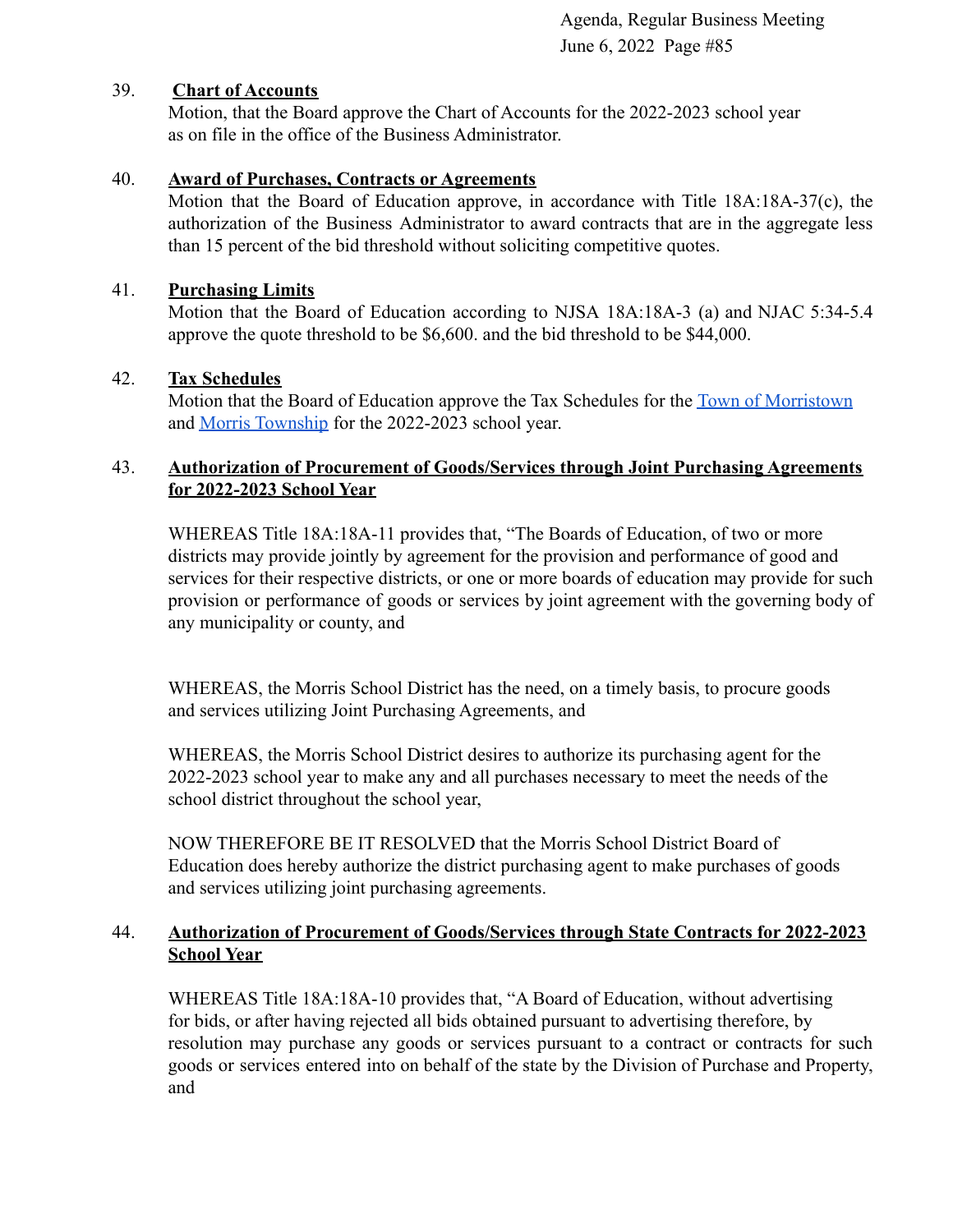39. **Chart of Accounts**

Motion, that the Board approve the Chart of Accounts for the 2022-2023 school year as on file in the office of the Business Administrator.

40. **Award of Purchases, Contracts or Agreements**

Motion that the Board of Education approve, in accordance with Title 18A:18A-37(c), the authorization of the Business Administrator to award contracts that are in the aggregate less than 15 percent of the bid threshold without soliciting competitive quotes.

41. **Purchasing Limits**

Motion that the Board of Education according to NJSA 18A:18A-3 (a) and NJAC 5:34-5.4 approve the quote threshold to be $6,600. and the bid threshold to be $44,000.

42. **Tax Schedules**

Motion that the Board of Education approve the Tax Schedules for the Town of Morristown and Morris Township for the 2022-2023 school year.

43. **Authorization of Procurement of Goods/Services through Joint Purchasing Agreements for 2022-2023 School Year**

WHEREAS Title 18A:18A-11 provides that, "The Boards of Education, of two or more districts may provide jointly by agreement for the provision and performance of good and services for their respective districts, or one or more boards of education may provide for such provision or performance of goods or services by joint agreement with the governing body of any municipality or county, and

WHEREAS, the Morris School District has the need, on a timely basis, to procure goods and services utilizing Joint Purchasing Agreements, and

WHEREAS, the Morris School District desires to authorize its purchasing agent for the 2022-2023 school year to make any and all purchases necessary to meet the needs of the school district throughout the school year,

NOW THEREFORE BE IT RESOLVED that the Morris School District Board of Education does hereby authorize the district purchasing agent to make purchases of goods and services utilizing joint purchasing agreements.

44. **Authorization of Procurement of Goods/Services through State Contracts for 2022-2023 School Year**

WHEREAS Title 18A:18A-10 provides that, "A Board of Education, without advertising for bids, or after having rejected all bids obtained pursuant to advertising therefore, by resolution may purchase any goods or services pursuant to a contract or contracts for such goods or services entered into on behalf of the state by the Division of Purchase and Property, and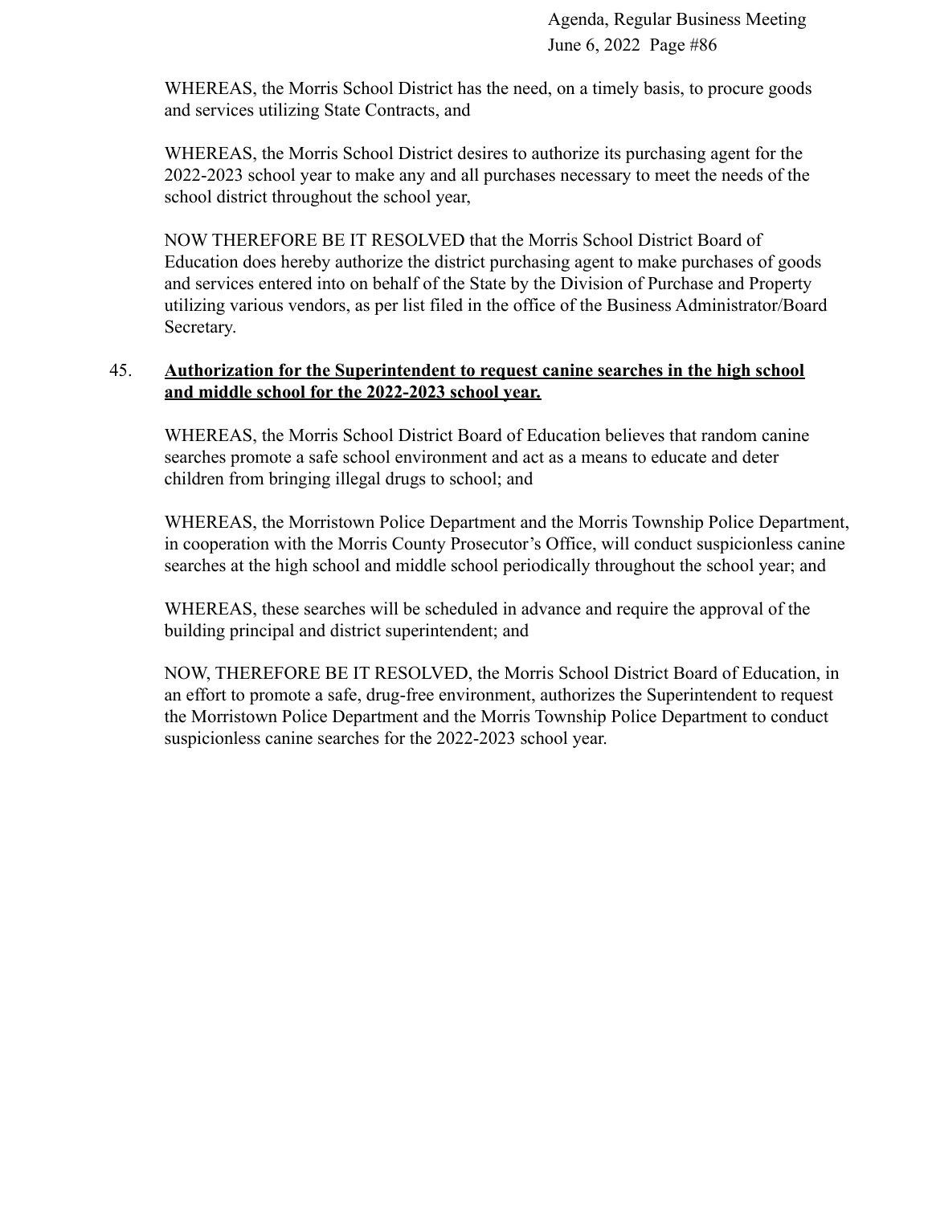WHEREAS, the Morris School District has the need, on a timely basis, to procure goods and services utilizing State Contracts, and

WHEREAS, the Morris School District desires to authorize its purchasing agent for the 2022-2023 school year to make any and all purchases necessary to meet the needs of the school district throughout the school year,

NOW THEREFORE BE IT RESOLVED that the Morris School District Board of Education does hereby authorize the district purchasing agent to make purchases of goods and services entered into on behalf of the State by the Division of Purchase and Property utilizing various vendors, as per list filed in the office of the Business Administrator/Board Secretary.

45. **Authorization for the Superintendent to request canine searches in the high school and middle school for the 2022-2023 school year.**

WHEREAS, the Morris School District Board of Education believes that random canine searches promote a safe school environment and act as a means to educate and deter children from bringing illegal drugs to school; and

WHEREAS, the Morristown Police Department and the Morris Township Police Department, in cooperation with the Morris County Prosecutor's Office, will conduct suspicionless canine searches at the high school and middle school periodically throughout the school year; and

WHEREAS, these searches will be scheduled in advance and require the approval of the building principal and district superintendent; and

NOW, THEREFORE BE IT RESOLVED, the Morris School District Board of Education, in an effort to promote a safe, drug-free environment, authorizes the Superintendent to request the Morristown Police Department and the Morris Township Police Department to conduct suspicionless canine searches for the 2022-2023 school year.